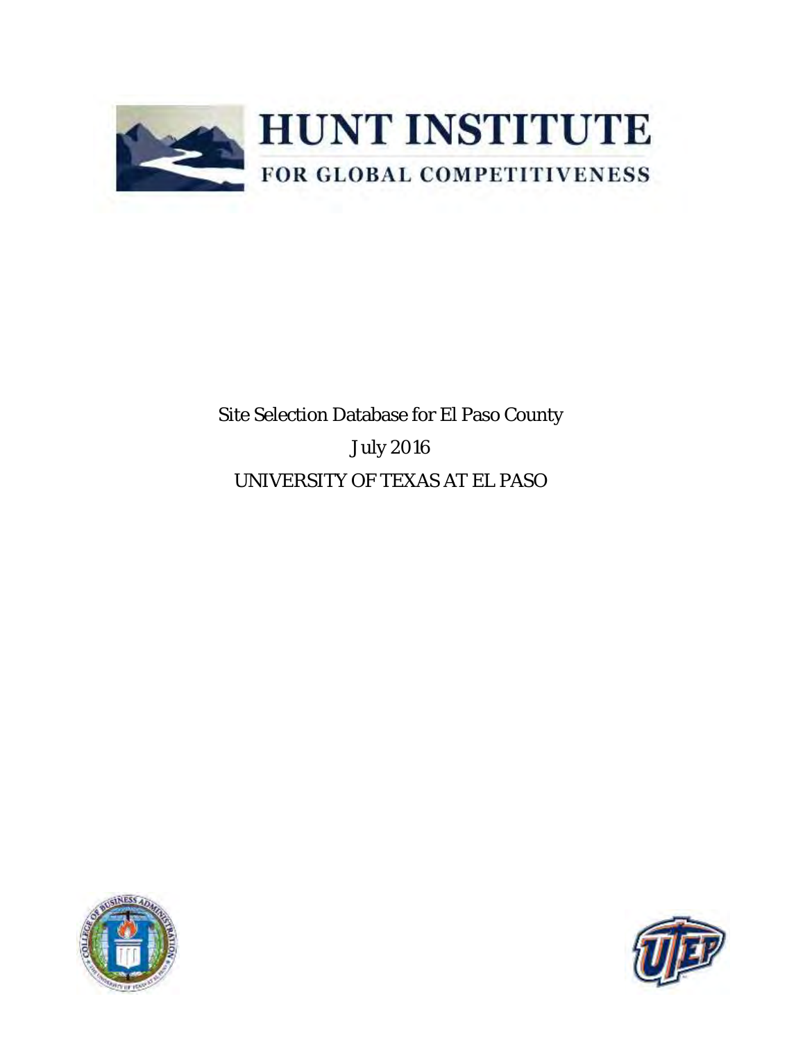# HUNT INSTITUTE

FOR GLOBAL COMPETITIVENESS

Site Selection Database for El Paso County

July 2016

UNIVERSITY OF TEXAS AT EL PASO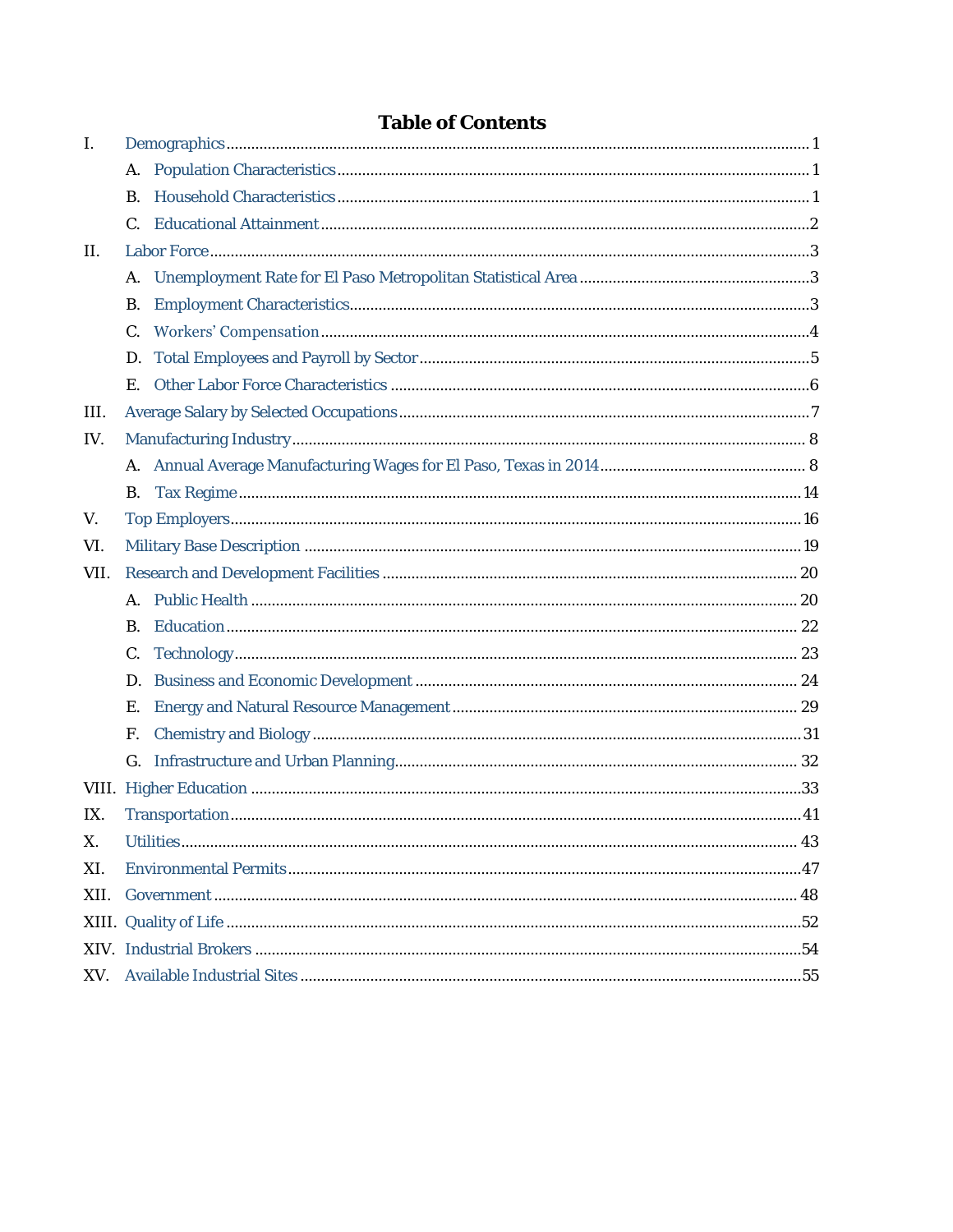# Table of Contents

I. Demographics ..... 1

- A. Population Characteristics ..... 1
- B. Household Characteristics ..... 1
- C. Educational Attainment ..... 2

II. Labor Force ..... 3

- A. Unemployment Rate for El Paso Metropolitan Statistical Area ..... 3
- B. Employment Characteristics ..... 3
- C. Workers' Compensation ..... 4
- D. Total Employees and Payroll by Sector ..... 5
- E. Other Labor Force Characteristics ..... 6

III. Average Salary by Selected Occupations ..... 7

IV. Manufacturing Industry ..... 8

- A. Annual Average Manufacturing Wages for El Paso, Texas in 2014 ..... 8
- B. Tax Regime ..... 14

V. Top Employers ..... 16

VI. Military Base Description ..... 19

VII. Research and Development Facilities ..... 20

- A. Public Health ..... 20
- B. Education ..... 22
- C. Technology ..... 23
- D. Business and Economic Development ..... 24
- E. Energy and Natural Resource Management ..... 29
- F. Chemistry and Biology ..... 31
- G. Infrastructure and Urban Planning ..... 32

VIII. Higher Education ..... 33

IX. Transportation ..... 41

X. Utilities ..... 43

XI. Environmental Permits ..... 47

XII. Government ..... 48

XIII. Quality of Life ..... 52

XIV. Industrial Brokers ..... 54

XV. Available Industrial Sites ..... 55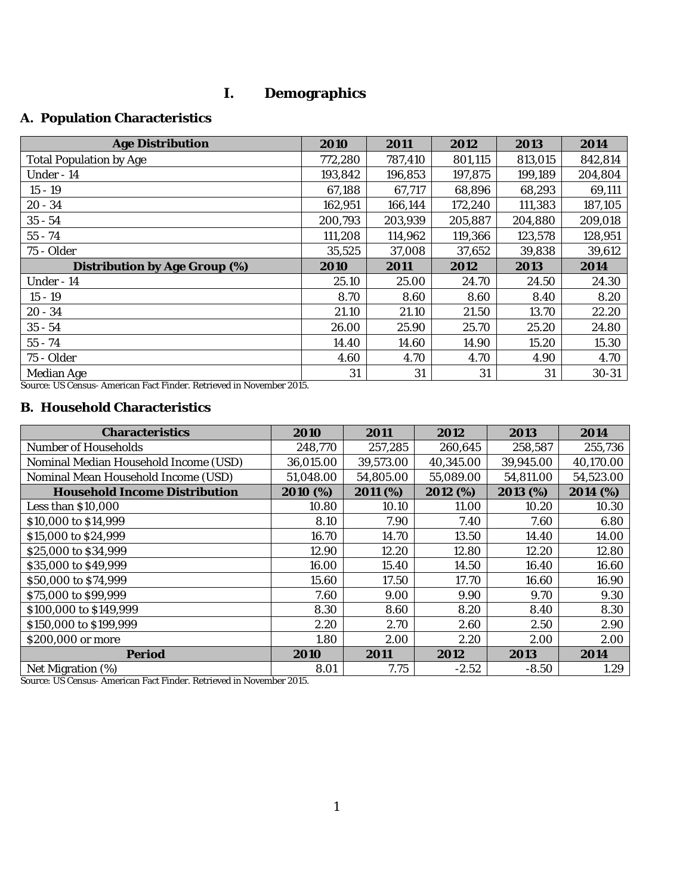# I. Demographics

## A. Population Characteristics

| Age Distribution | 2010 | 2011 | 2012 | 2013 | 2014 |
|---|---|---|---|---|---|
| Total Population by Age | 772,280 | 787,410 | 801,115 | 813,015 | 842,814 |
| Under - 14 | 193,842 | 196,853 | 197,875 | 199,189 | 204,804 |
| 15 - 19 | 67,188 | 67,717 | 68,896 | 68,293 | 69,111 |
| 20 - 34 | 162,951 | 166,144 | 172,240 | 111,383 | 187,105 |
| 35 - 54 | 200,793 | 203,939 | 205,887 | 204,880 | 209,018 |
| 55 - 74 | 111,208 | 114,962 | 119,366 | 123,578 | 128,951 |
| 75 - Older | 35,525 | 37,008 | 37,652 | 39,838 | 39,612 |
| **Distribution by Age Group (%)** | **2010** | **2011** | **2012** | **2013** | **2014** |
| Under - 14 | 25.10 | 25.00 | 24.70 | 24.50 | 24.30 |
| 15 - 19 | 8.70 | 8.60 | 8.60 | 8.40 | 8.20 |
| 20 - 34 | 21.10 | 21.10 | 21.50 | 13.70 | 22.20 |
| 35 - 54 | 26.00 | 25.90 | 25.70 | 25.20 | 24.80 |
| 55 - 74 | 14.40 | 14.60 | 14.90 | 15.20 | 15.30 |
| 75 - Older | 4.60 | 4.70 | 4.70 | 4.90 | 4.70 |
| Median Age | 31 | 31 | 31 | 31 | 30-31 |

Source: US Census- American Fact Finder. Retrieved in November 2015.

## B. Household Characteristics

| Characteristics | 2010 | 2011 | 2012 | 2013 | 2014 |
|---|---|---|---|---|---|
| Number of Households | 248,770 | 257,285 | 260,645 | 258,587 | 255,736 |
| Nominal Median Household Income (USD) | 36,015.00 | 39,573.00 | 40,345.00 | 39,945.00 | 40,170.00 |
| Nominal Mean Household Income (USD) | 51,048.00 | 54,805.00 | 55,089.00 | 54,811.00 | 54,523.00 |
| **Household Income Distribution** | **2010 (%)** | **2011 (%)** | **2012 (%)** | **2013 (%)** | **2014 (%)** |
| Less than $10,000 | 10.80 | 10.10 | 11.00 | 10.20 | 10.30 |
| $10,000 to $14,999 | 8.10 | 7.90 | 7.40 | 7.60 | 6.80 |
| $15,000 to $24,999 | 16.70 | 14.70 | 13.50 | 14.40 | 14.00 |
| $25,000 to $34,999 | 12.90 | 12.20 | 12.80 | 12.20 | 12.80 |
| $35,000 to $49,999 | 16.00 | 15.40 | 14.50 | 16.40 | 16.60 |
| $50,000 to $74,999 | 15.60 | 17.50 | 17.70 | 16.60 | 16.90 |
| $75,000 to $99,999 | 7.60 | 9.00 | 9.90 | 9.70 | 9.30 |
| $100,000 to $149,999 | 8.30 | 8.60 | 8.20 | 8.40 | 8.30 |
| $150,000 to $199,999 | 2.20 | 2.70 | 2.60 | 2.50 | 2.90 |
| $200,000 or more | 1.80 | 2.00 | 2.20 | 2.00 | 2.00 |
| **Period** | **2010** | **2011** | **2012** | **2013** | **2014** |
| Net Migration (%) | 8.01 | 7.75 | -2.52 | -8.50 | 1.29 |

Source: US Census- American Fact Finder. Retrieved in November 2015.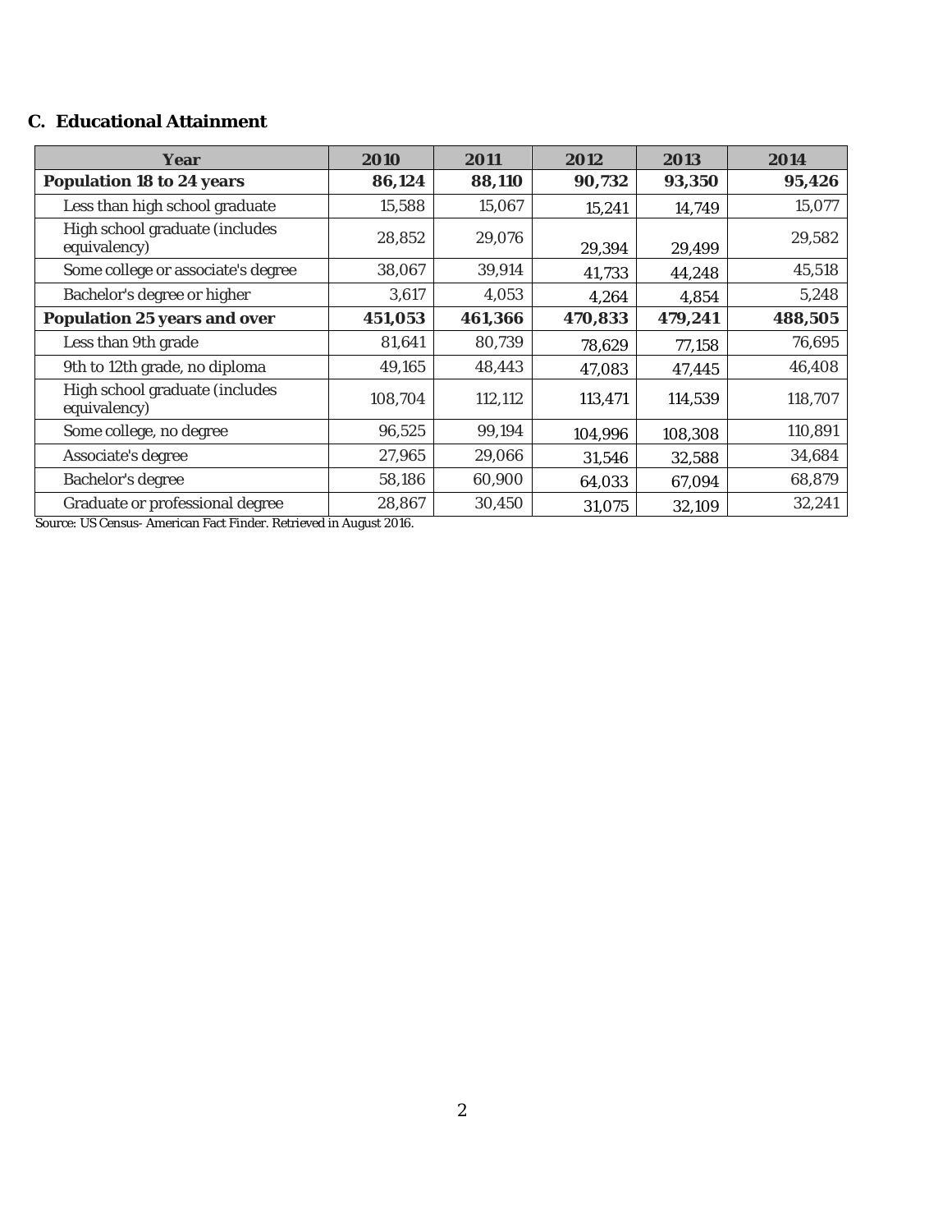## C. Educational Attainment

| Year | 2010 | 2011 | 2012 | 2013 | 2014 |
|---|---|---|---|---|---|
| **Population 18 to 24 years** | **86,124** | **88,110** | **90,732** | **93,350** | **95,426** |
| Less than high school graduate | 15,588 | 15,067 | 15,241 | 14,749 | 15,077 |
| High school graduate (includes equivalency) | 28,852 | 29,076 | 29,394 | 29,499 | 29,582 |
| Some college or associate's degree | 38,067 | 39,914 | 41,733 | 44,248 | 45,518 |
| Bachelor's degree or higher | 3,617 | 4,053 | 4,264 | 4,854 | 5,248 |
| **Population 25 years and over** | **451,053** | **461,366** | **470,833** | **479,241** | **488,505** |
| Less than 9th grade | 81,641 | 80,739 | 78,629 | 77,158 | 76,695 |
| 9th to 12th grade, no diploma | 49,165 | 48,443 | 47,083 | 47,445 | 46,408 |
| High school graduate (includes equivalency) | 108,704 | 112,112 | 113,471 | 114,539 | 118,707 |
| Some college, no degree | 96,525 | 99,194 | 104,996 | 108,308 | 110,891 |
| Associate's degree | 27,965 | 29,066 | 31,546 | 32,588 | 34,684 |
| Bachelor's degree | 58,186 | 60,900 | 64,033 | 67,094 | 68,879 |
| Graduate or professional degree | 28,867 | 30,450 | 31,075 | 32,109 | 32,241 |

Source: US Census- American Fact Finder. Retrieved in August 2016.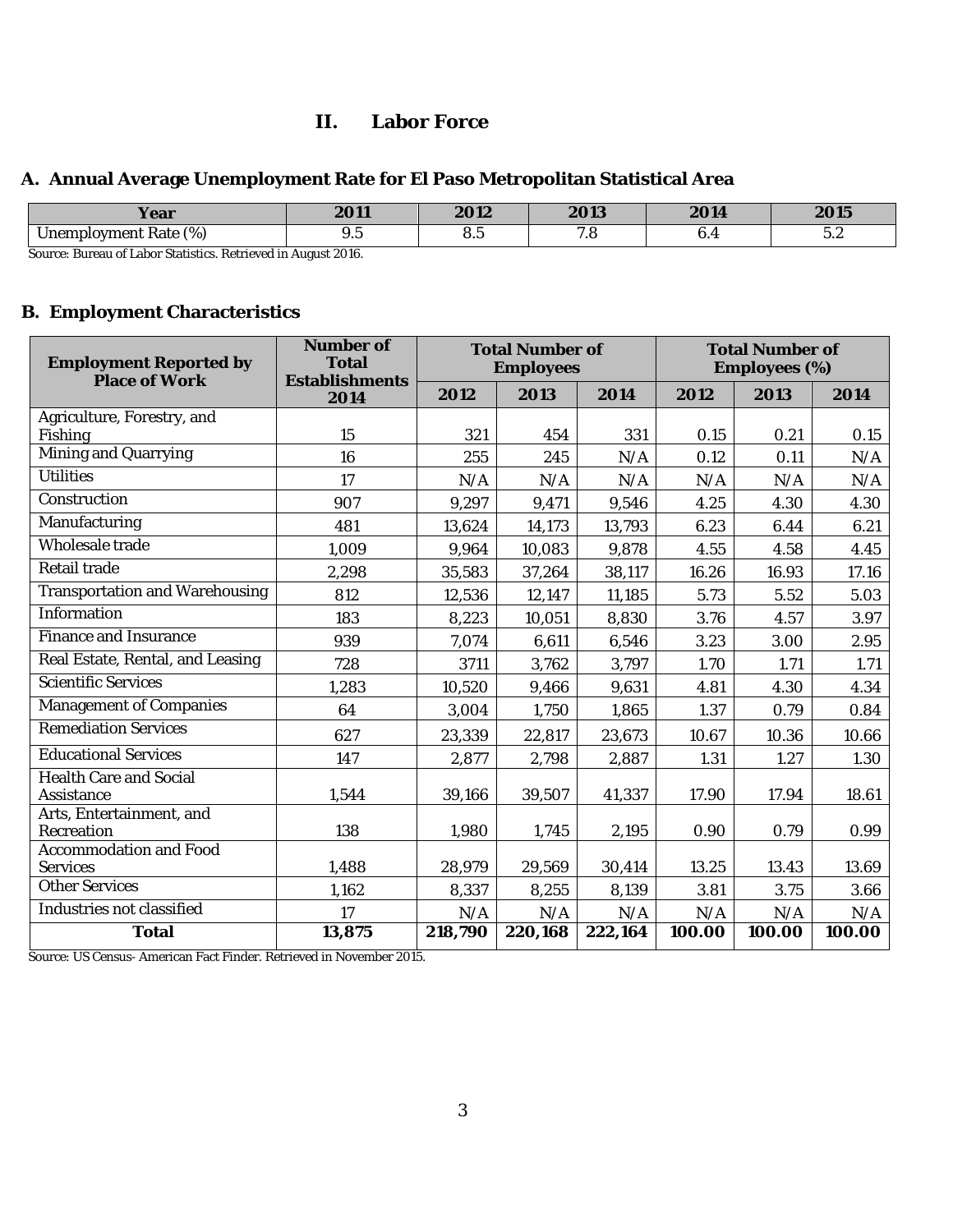# II. Labor Force

## A. Annual Average Unemployment Rate for El Paso Metropolitan Statistical Area

| Year | 2011 | 2012 | 2013 | 2014 | 2015 |
|---|---|---|---|---|---|
| Unemployment Rate (%) | 9.5 | 8.5 | 7.8 | 6.4 | 5.2 |

Source: Bureau of Labor Statistics. Retrieved in August 2016.

## B. Employment Characteristics

| Employment Reported by Place of Work | Number of Total Establishments | Total Number of Employees | | | Total Number of Employees (%) | | |
|---|---|---|---|---|---|---|---|
| | 2014 | 2012 | 2013 | 2014 | 2012 | 2013 | 2014 |
| Agriculture, Forestry, and Fishing | 15 | 321 | 454 | 331 | 0.15 | 0.21 | 0.15 |
| Mining and Quarrying | 16 | 255 | 245 | N/A | 0.12 | 0.11 | N/A |
| Utilities | 17 | N/A | N/A | N/A | N/A | N/A | N/A |
| Construction | 907 | 9,297 | 9,471 | 9,546 | 4.25 | 4.30 | 4.30 |
| Manufacturing | 481 | 13,624 | 14,173 | 13,793 | 6.23 | 6.44 | 6.21 |
| Wholesale trade | 1,009 | 9,964 | 10,083 | 9,878 | 4.55 | 4.58 | 4.45 |
| Retail trade | 2,298 | 35,583 | 37,264 | 38,117 | 16.26 | 16.93 | 17.16 |
| Transportation and Warehousing | 812 | 12,536 | 12,147 | 11,185 | 5.73 | 5.52 | 5.03 |
| Information | 183 | 8,223 | 10,051 | 8,830 | 3.76 | 4.57 | 3.97 |
| Finance and Insurance | 939 | 7,074 | 6,611 | 6,546 | 3.23 | 3.00 | 2.95 |
| Real Estate, Rental, and Leasing | 728 | 3711 | 3,762 | 3,797 | 1.70 | 1.71 | 1.71 |
| Scientific Services | 1,283 | 10,520 | 9,466 | 9,631 | 4.81 | 4.30 | 4.34 |
| Management of Companies | 64 | 3,004 | 1,750 | 1,865 | 1.37 | 0.79 | 0.84 |
| Remediation Services | 627 | 23,339 | 22,817 | 23,673 | 10.67 | 10.36 | 10.66 |
| Educational Services | 147 | 2,877 | 2,798 | 2,887 | 1.31 | 1.27 | 1.30 |
| Health Care and Social Assistance | 1,544 | 39,166 | 39,507 | 41,337 | 17.90 | 17.94 | 18.61 |
| Arts, Entertainment, and Recreation | 138 | 1,980 | 1,745 | 2,195 | 0.90 | 0.79 | 0.99 |
| Accommodation and Food Services | 1,488 | 28,979 | 29,569 | 30,414 | 13.25 | 13.43 | 13.69 |
| Other Services | 1,162 | 8,337 | 8,255 | 8,139 | 3.81 | 3.75 | 3.66 |
| Industries not classified | 17 | N/A | N/A | N/A | N/A | N/A | N/A |
| **Total** | **13,875** | **218,790** | **220,168** | **222,164** | **100.00** | **100.00** | **100.00** |

Source: US Census- American Fact Finder. Retrieved in November 2015.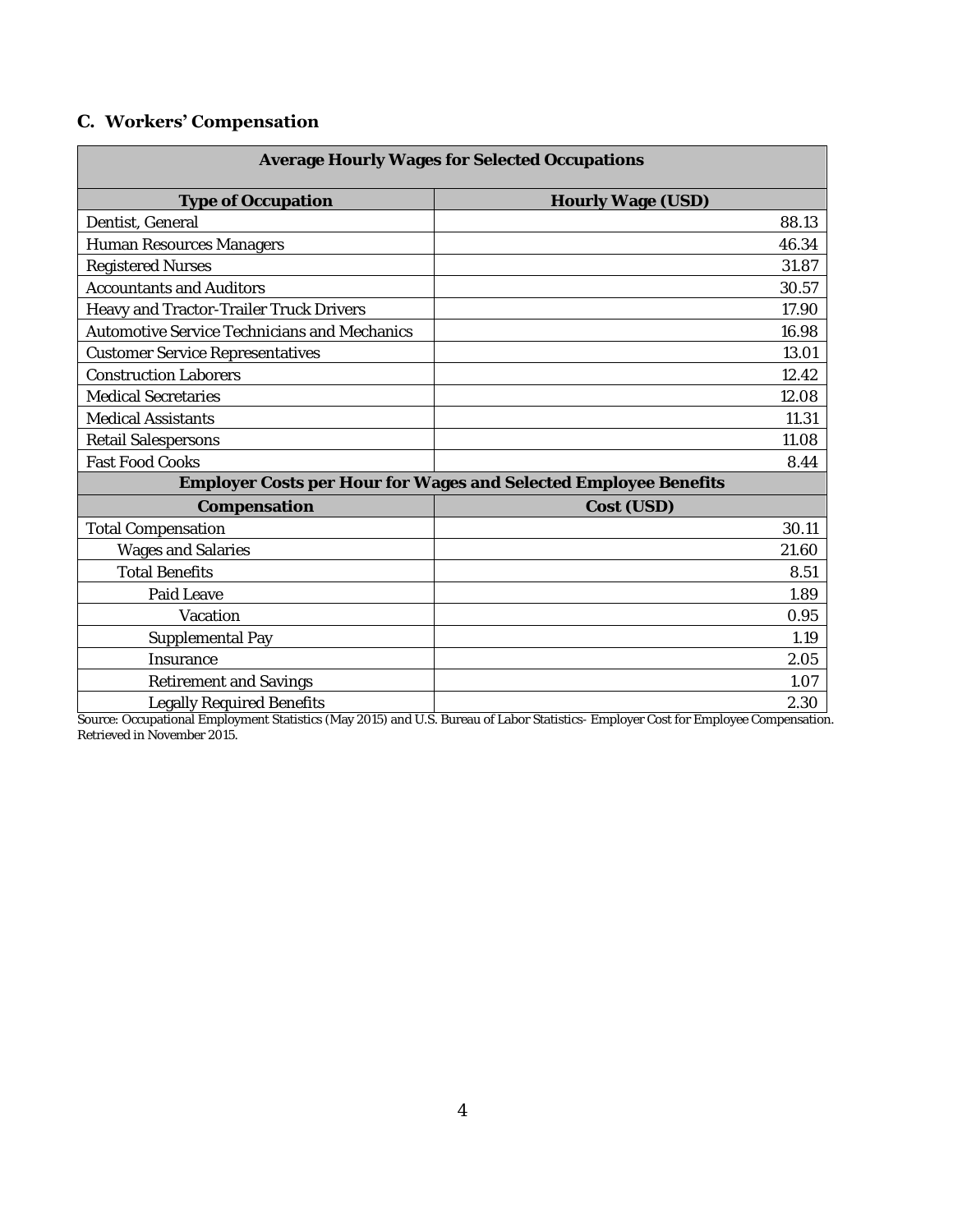### C. Workers' Compensation

| Average Hourly Wages for Selected Occupations | |
|---|---|
| **Type of Occupation** | **Hourly Wage (USD)** |
| Dentist, General | 88.13 |
| Human Resources Managers | 46.34 |
| Registered Nurses | 31.87 |
| Accountants and Auditors | 30.57 |
| Heavy and Tractor-Trailer Truck Drivers | 17.90 |
| Automotive Service Technicians and Mechanics | 16.98 |
| Customer Service Representatives | 13.01 |
| Construction Laborers | 12.42 |
| Medical Secretaries | 12.08 |
| Medical Assistants | 11.31 |
| Retail Salespersons | 11.08 |
| Fast Food Cooks | 8.44 |
| **Employer Costs per Hour for Wages and Selected Employee Benefits** | |
| **Compensation** | **Cost (USD)** |
| Total Compensation | 30.11 |
| Wages and Salaries | 21.60 |
| Total Benefits | 8.51 |
| Paid Leave | 1.89 |
| Vacation | 0.95 |
| Supplemental Pay | 1.19 |
| Insurance | 2.05 |
| Retirement and Savings | 1.07 |
| Legally Required Benefits | 2.30 |

Source: Occupational Employment Statistics (May 2015) and U.S. Bureau of Labor Statistics- Employer Cost for Employee Compensation. Retrieved in November 2015.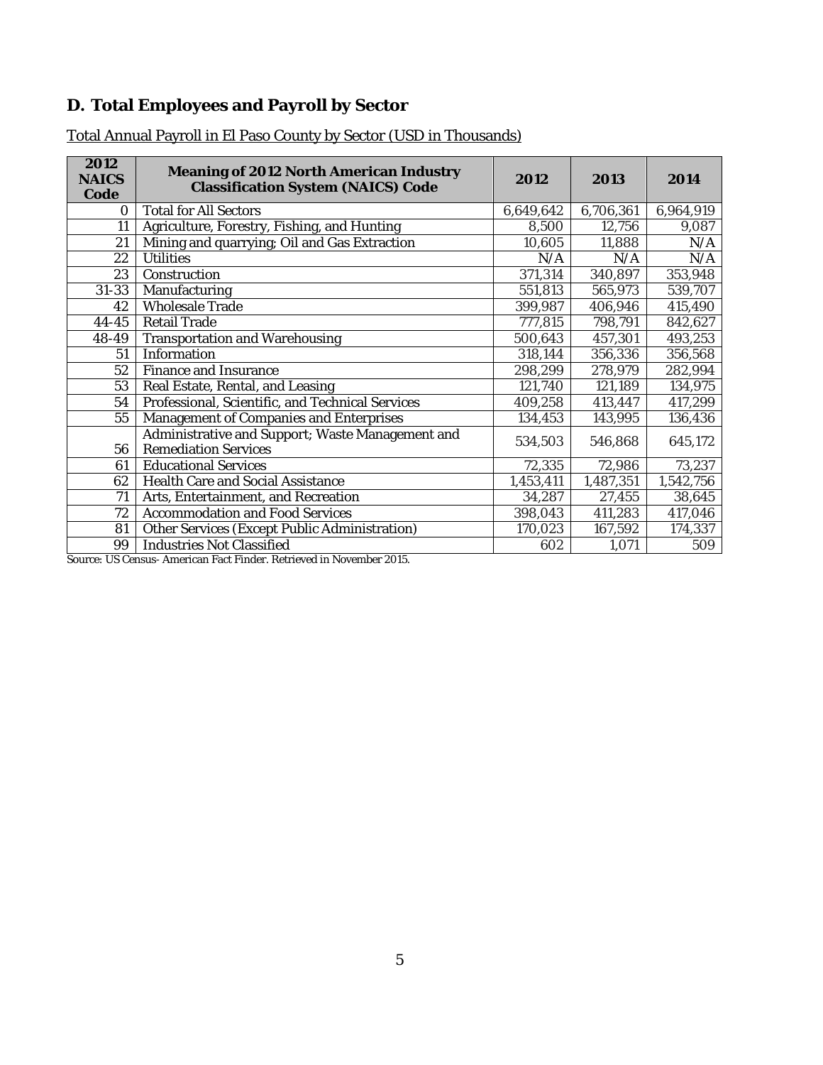## D. Total Employees and Payroll by Sector

Total Annual Payroll in El Paso County by Sector (USD in Thousands)

| 2012 NAICS Code | Meaning of 2012 North American Industry Classification System (NAICS) Code | 2012 | 2013 | 2014 |
|---|---|---|---|---|
| 0 | Total for All Sectors | 6,649,642 | 6,706,361 | 6,964,919 |
| 11 | Agriculture, Forestry, Fishing, and Hunting | 8,500 | 12,756 | 9,087 |
| 21 | Mining and quarrying; Oil and Gas Extraction | 10,605 | 11,888 | N/A |
| 22 | Utilities | N/A | N/A | N/A |
| 23 | Construction | 371,314 | 340,897 | 353,948 |
| 31-33 | Manufacturing | 551,813 | 565,973 | 539,707 |
| 42 | Wholesale Trade | 399,987 | 406,946 | 415,490 |
| 44-45 | Retail Trade | 777,815 | 798,791 | 842,627 |
| 48-49 | Transportation and Warehousing | 500,643 | 457,301 | 493,253 |
| 51 | Information | 318,144 | 356,336 | 356,568 |
| 52 | Finance and Insurance | 298,299 | 278,979 | 282,994 |
| 53 | Real Estate, Rental, and Leasing | 121,740 | 121,189 | 134,975 |
| 54 | Professional, Scientific, and Technical Services | 409,258 | 413,447 | 417,299 |
| 55 | Management of Companies and Enterprises | 134,453 | 143,995 | 136,436 |
| 56 | Administrative and Support; Waste Management and Remediation Services | 534,503 | 546,868 | 645,172 |
| 61 | Educational Services | 72,335 | 72,986 | 73,237 |
| 62 | Health Care and Social Assistance | 1,453,411 | 1,487,351 | 1,542,756 |
| 71 | Arts, Entertainment, and Recreation | 34,287 | 27,455 | 38,645 |
| 72 | Accommodation and Food Services | 398,043 | 411,283 | 417,046 |
| 81 | Other Services (Except Public Administration) | 170,023 | 167,592 | 174,337 |
| 99 | Industries Not Classified | 602 | 1,071 | 509 |

Source: US Census- American Fact Finder. Retrieved in November 2015.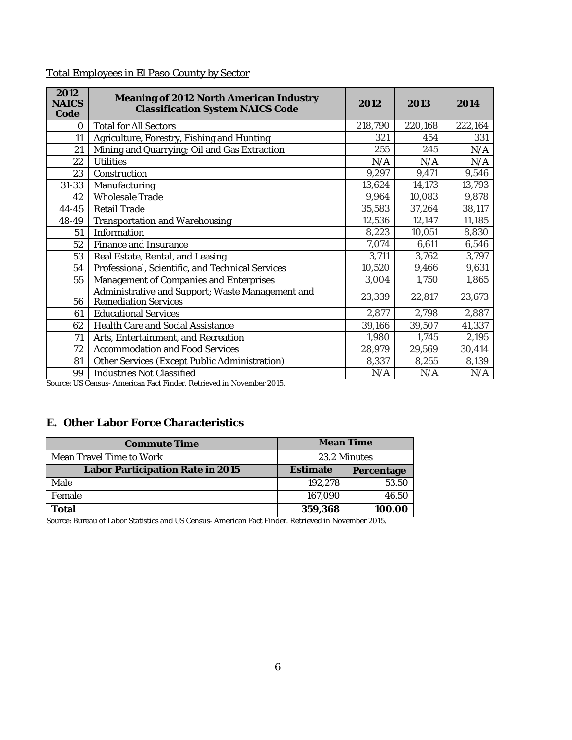Total Employees in El Paso County by Sector

| 2012 NAICS Code | Meaning of 2012 North American Industry Classification System NAICS Code | 2012 | 2013 | 2014 |
|---|---|---|---|---|
| 0 | Total for All Sectors | 218,790 | 220,168 | 222,164 |
| 11 | Agriculture, Forestry, Fishing and Hunting | 321 | 454 | 331 |
| 21 | Mining and Quarrying; Oil and Gas Extraction | 255 | 245 | N/A |
| 22 | Utilities | N/A | N/A | N/A |
| 23 | Construction | 9,297 | 9,471 | 9,546 |
| 31-33 | Manufacturing | 13,624 | 14,173 | 13,793 |
| 42 | Wholesale Trade | 9,964 | 10,083 | 9,878 |
| 44-45 | Retail Trade | 35,583 | 37,264 | 38,117 |
| 48-49 | Transportation and Warehousing | 12,536 | 12,147 | 11,185 |
| 51 | Information | 8,223 | 10,051 | 8,830 |
| 52 | Finance and Insurance | 7,074 | 6,611 | 6,546 |
| 53 | Real Estate, Rental, and Leasing | 3,711 | 3,762 | 3,797 |
| 54 | Professional, Scientific, and Technical Services | 10,520 | 9,466 | 9,631 |
| 55 | Management of Companies and Enterprises | 3,004 | 1,750 | 1,865 |
| 56 | Administrative and Support; Waste Management and Remediation Services | 23,339 | 22,817 | 23,673 |
| 61 | Educational Services | 2,877 | 2,798 | 2,887 |
| 62 | Health Care and Social Assistance | 39,166 | 39,507 | 41,337 |
| 71 | Arts, Entertainment, and Recreation | 1,980 | 1,745 | 2,195 |
| 72 | Accommodation and Food Services | 28,979 | 29,569 | 30,414 |
| 81 | Other Services (Except Public Administration) | 8,337 | 8,255 | 8,139 |
| 99 | Industries Not Classified | N/A | N/A | N/A |

Source: US Census- American Fact Finder. Retrieved in November 2015.

## E. Other Labor Force Characteristics

| Commute Time | Mean Time | |
|---|---|---|
| Mean Travel Time to Work | 23.2 Minutes | |
| **Labor Participation Rate in 2015** | **Estimate** | **Percentage** |
| Male | 192,278 | 53.50 |
| Female | 167,090 | 46.50 |
| **Total** | **359,368** | **100.00** |

Source: Bureau of Labor Statistics and US Census- American Fact Finder. Retrieved in November 2015.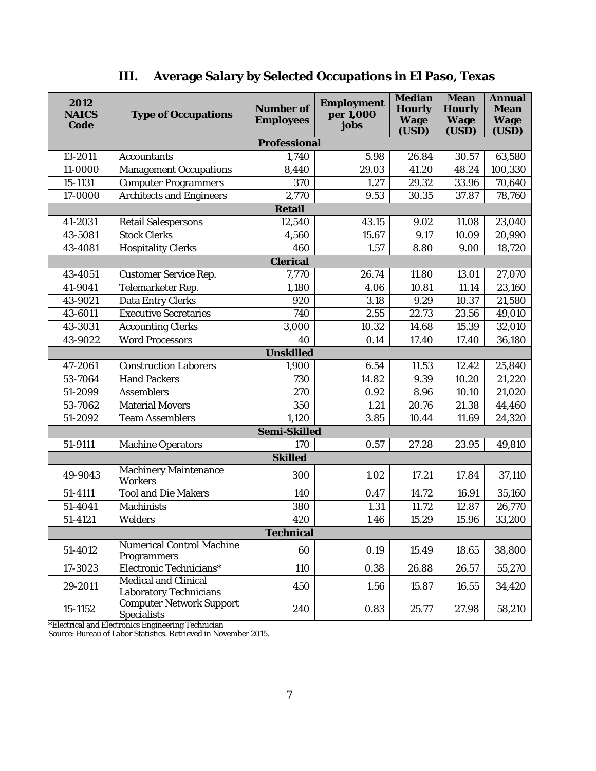## III. Average Salary by Selected Occupations in El Paso, Texas

| 2012 NAICS Code | Type of Occupations | Number of Employees | Employment per 1,000 jobs | Median Hourly Wage (USD) | Mean Hourly Wage (USD) | Annual Mean Wage (USD) |
|---|---|---|---|---|---|---|
| **Professional** | | | | | | |
| 13-2011 | Accountants | 1,740 | 5.98 | 26.84 | 30.57 | 63,580 |
| 11-0000 | Management Occupations | 8,440 | 29.03 | 41.20 | 48.24 | 100,330 |
| 15-1131 | Computer Programmers | 370 | 1.27 | 29.32 | 33.96 | 70,640 |
| 17-0000 | Architects and Engineers | 2,770 | 9.53 | 30.35 | 37.87 | 78,760 |
| **Retail** | | | | | | |
| 41-2031 | Retail Salespersons | 12,540 | 43.15 | 9.02 | 11.08 | 23,040 |
| 43-5081 | Stock Clerks | 4,560 | 15.67 | 9.17 | 10.09 | 20,990 |
| 43-4081 | Hospitality Clerks | 460 | 1.57 | 8.80 | 9.00 | 18,720 |
| **Clerical** | | | | | | |
| 43-4051 | Customer Service Rep. | 7,770 | 26.74 | 11.80 | 13.01 | 27,070 |
| 41-9041 | Telemarketer Rep. | 1,180 | 4.06 | 10.81 | 11.14 | 23,160 |
| 43-9021 | Data Entry Clerks | 920 | 3.18 | 9.29 | 10.37 | 21,580 |
| 43-6011 | Executive Secretaries | 740 | 2.55 | 22.73 | 23.56 | 49,010 |
| 43-3031 | Accounting Clerks | 3,000 | 10.32 | 14.68 | 15.39 | 32,010 |
| 43-9022 | Word Processors | 40 | 0.14 | 17.40 | 17.40 | 36,180 |
| **Unskilled** | | | | | | |
| 47-2061 | Construction Laborers | 1,900 | 6.54 | 11.53 | 12.42 | 25,840 |
| 53-7064 | Hand Packers | 730 | 14.82 | 9.39 | 10.20 | 21,220 |
| 51-2099 | Assemblers | 270 | 0.92 | 8.96 | 10.10 | 21,020 |
| 53-7062 | Material Movers | 350 | 1.21 | 20.76 | 21.38 | 44,460 |
| 51-2092 | Team Assemblers | 1,120 | 3.85 | 10.44 | 11.69 | 24,320 |
| **Semi-Skilled** | | | | | | |
| 51-9111 | Machine Operators | 170 | 0.57 | 27.28 | 23.95 | 49,810 |
| **Skilled** | | | | | | |
| 49-9043 | Machinery Maintenance Workers | 300 | 1.02 | 17.21 | 17.84 | 37,110 |
| 51-4111 | Tool and Die Makers | 140 | 0.47 | 14.72 | 16.91 | 35,160 |
| 51-4041 | Machinists | 380 | 1.31 | 11.72 | 12.87 | 26,770 |
| 51-4121 | Welders | 420 | 1.46 | 15.29 | 15.96 | 33,200 |
| **Technical** | | | | | | |
| 51-4012 | Numerical Control Machine Programmers | 60 | 0.19 | 15.49 | 18.65 | 38,800 |
| 17-3023 | Electronic Technicians* | 110 | 0.38 | 26.88 | 26.57 | 55,270 |
| 29-2011 | Medical and Clinical Laboratory Technicians | 450 | 1.56 | 15.87 | 16.55 | 34,420 |
| 15-1152 | Computer Network Support Specialists | 240 | 0.83 | 25.77 | 27.98 | 58,210 |

*Electrical and Electronics Engineering Technician

Source: Bureau of Labor Statistics. Retrieved in November 2015.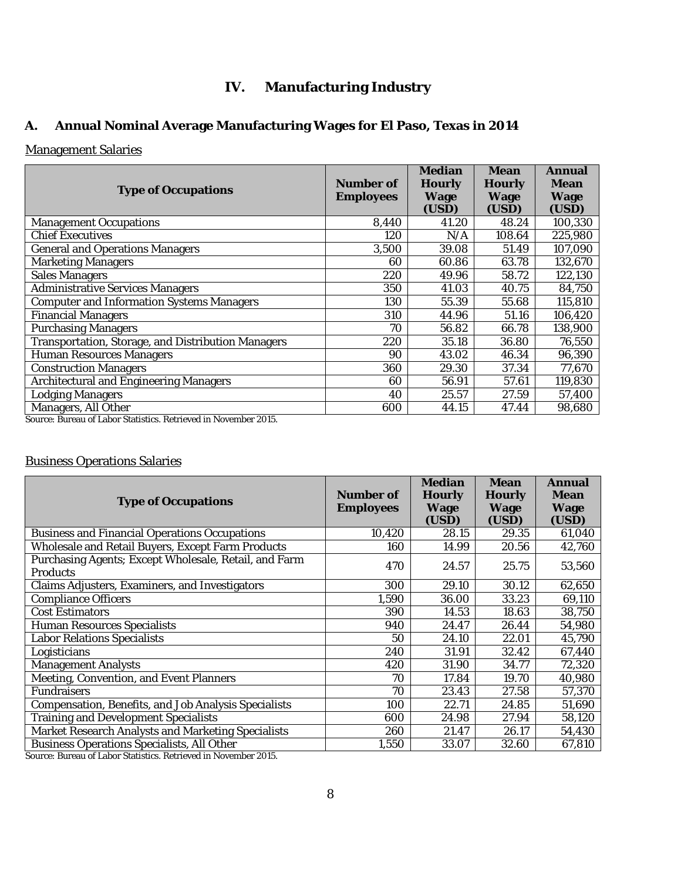# IV. Manufacturing Industry

## A. Annual Nominal Average Manufacturing Wages for El Paso, Texas in 2014

Management Salaries

| Type of Occupations | Number of Employees | Median Hourly Wage (USD) | Mean Hourly Wage (USD) | Annual Mean Wage (USD) |
|---|---|---|---|---|
| Management Occupations | 8,440 | 41.20 | 48.24 | 100,330 |
| Chief Executives | 120 | N/A | 108.64 | 225,980 |
| General and Operations Managers | 3,500 | 39.08 | 51.49 | 107,090 |
| Marketing Managers | 60 | 60.86 | 63.78 | 132,670 |
| Sales Managers | 220 | 49.96 | 58.72 | 122,130 |
| Administrative Services Managers | 350 | 41.03 | 40.75 | 84,750 |
| Computer and Information Systems Managers | 130 | 55.39 | 55.68 | 115,810 |
| Financial Managers | 310 | 44.96 | 51.16 | 106,420 |
| Purchasing Managers | 70 | 56.82 | 66.78 | 138,900 |
| Transportation, Storage, and Distribution Managers | 220 | 35.18 | 36.80 | 76,550 |
| Human Resources Managers | 90 | 43.02 | 46.34 | 96,390 |
| Construction Managers | 360 | 29.30 | 37.34 | 77,670 |
| Architectural and Engineering Managers | 60 | 56.91 | 57.61 | 119,830 |
| Lodging Managers | 40 | 25.57 | 27.59 | 57,400 |
| Managers, All Other | 600 | 44.15 | 47.44 | 98,680 |

Source: Bureau of Labor Statistics. Retrieved in November 2015.

Business Operations Salaries

| Type of Occupations | Number of Employees | Median Hourly Wage (USD) | Mean Hourly Wage (USD) | Annual Mean Wage (USD) |
|---|---|---|---|---|
| Business and Financial Operations Occupations | 10,420 | 28.15 | 29.35 | 61,040 |
| Wholesale and Retail Buyers, Except Farm Products | 160 | 14.99 | 20.56 | 42,760 |
| Purchasing Agents; Except Wholesale, Retail, and Farm Products | 470 | 24.57 | 25.75 | 53,560 |
| Claims Adjusters, Examiners, and Investigators | 300 | 29.10 | 30.12 | 62,650 |
| Compliance Officers | 1,590 | 36.00 | 33.23 | 69,110 |
| Cost Estimators | 390 | 14.53 | 18.63 | 38,750 |
| Human Resources Specialists | 940 | 24.47 | 26.44 | 54,980 |
| Labor Relations Specialists | 50 | 24.10 | 22.01 | 45,790 |
| Logisticians | 240 | 31.91 | 32.42 | 67,440 |
| Management Analysts | 420 | 31.90 | 34.77 | 72,320 |
| Meeting, Convention, and Event Planners | 70 | 17.84 | 19.70 | 40,980 |
| Fundraisers | 70 | 23.43 | 27.58 | 57,370 |
| Compensation, Benefits, and Job Analysis Specialists | 100 | 22.71 | 24.85 | 51,690 |
| Training and Development Specialists | 600 | 24.98 | 27.94 | 58,120 |
| Market Research Analysts and Marketing Specialists | 260 | 21.47 | 26.17 | 54,430 |
| Business Operations Specialists, All Other | 1,550 | 33.07 | 32.60 | 67,810 |

Source: Bureau of Labor Statistics. Retrieved in November 2015.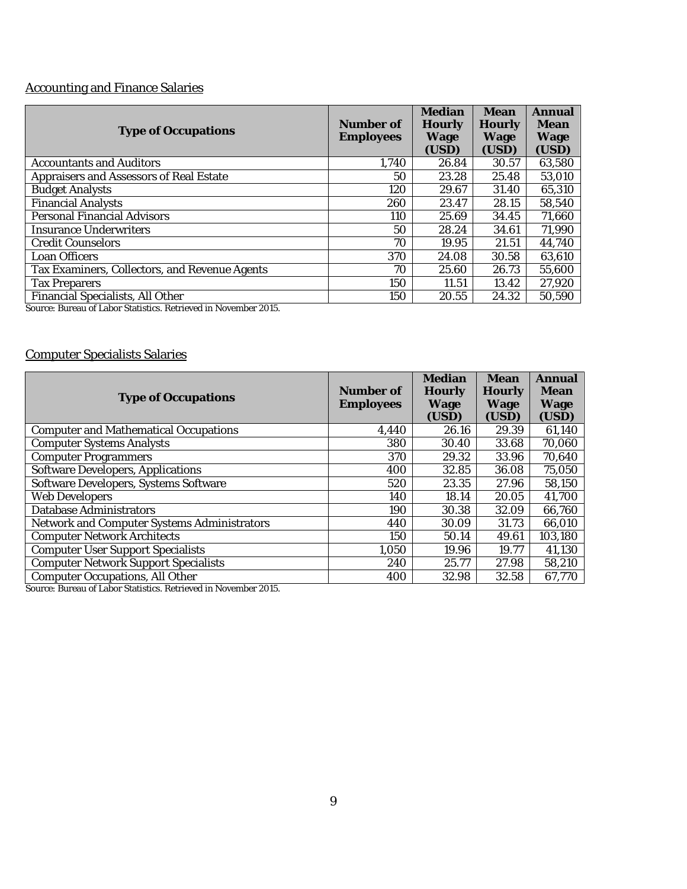Accounting and Finance Salaries

| Type of Occupations | Number of Employees | Median Hourly Wage (USD) | Mean Hourly Wage (USD) | Annual Mean Wage (USD) |
|---|---|---|---|---|
| Accountants and Auditors | 1,740 | 26.84 | 30.57 | 63,580 |
| Appraisers and Assessors of Real Estate | 50 | 23.28 | 25.48 | 53,010 |
| Budget Analysts | 120 | 29.67 | 31.40 | 65,310 |
| Financial Analysts | 260 | 23.47 | 28.15 | 58,540 |
| Personal Financial Advisors | 110 | 25.69 | 34.45 | 71,660 |
| Insurance Underwriters | 50 | 28.24 | 34.61 | 71,990 |
| Credit Counselors | 70 | 19.95 | 21.51 | 44,740 |
| Loan Officers | 370 | 24.08 | 30.58 | 63,610 |
| Tax Examiners, Collectors, and Revenue Agents | 70 | 25.60 | 26.73 | 55,600 |
| Tax Preparers | 150 | 11.51 | 13.42 | 27,920 |
| Financial Specialists, All Other | 150 | 20.55 | 24.32 | 50,590 |

Source: Bureau of Labor Statistics. Retrieved in November 2015.

Computer Specialists Salaries

| Type of Occupations | Number of Employees | Median Hourly Wage (USD) | Mean Hourly Wage (USD) | Annual Mean Wage (USD) |
|---|---|---|---|---|
| Computer and Mathematical Occupations | 4,440 | 26.16 | 29.39 | 61,140 |
| Computer Systems Analysts | 380 | 30.40 | 33.68 | 70,060 |
| Computer Programmers | 370 | 29.32 | 33.96 | 70,640 |
| Software Developers, Applications | 400 | 32.85 | 36.08 | 75,050 |
| Software Developers, Systems Software | 520 | 23.35 | 27.96 | 58,150 |
| Web Developers | 140 | 18.14 | 20.05 | 41,700 |
| Database Administrators | 190 | 30.38 | 32.09 | 66,760 |
| Network and Computer Systems Administrators | 440 | 30.09 | 31.73 | 66,010 |
| Computer Network Architects | 150 | 50.14 | 49.61 | 103,180 |
| Computer User Support Specialists | 1,050 | 19.96 | 19.77 | 41,130 |
| Computer Network Support Specialists | 240 | 25.77 | 27.98 | 58,210 |
| Computer Occupations, All Other | 400 | 32.98 | 32.58 | 67,770 |

Source: Bureau of Labor Statistics. Retrieved in November 2015.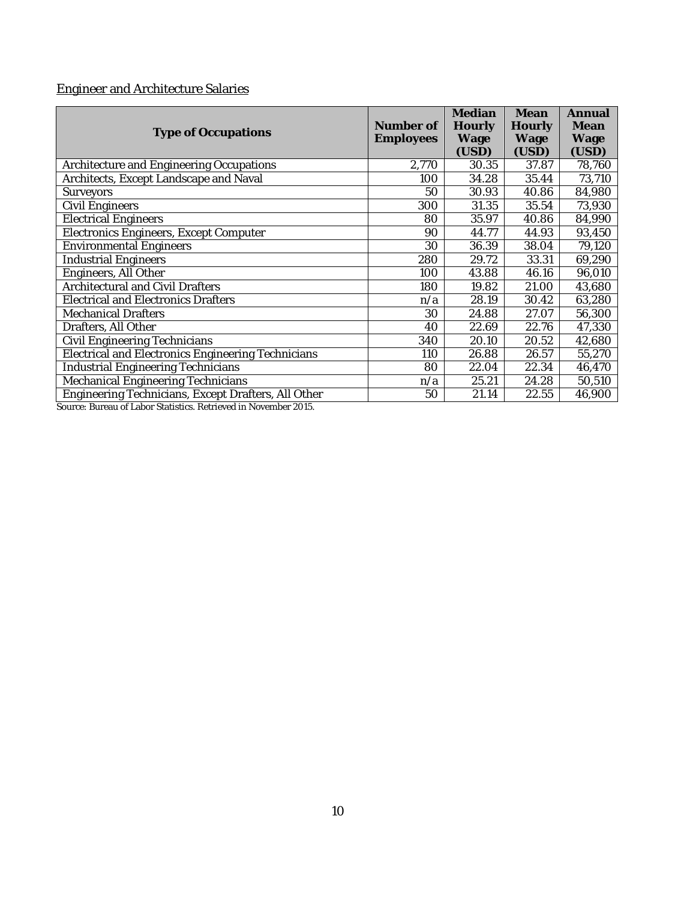Engineer and Architecture Salaries

| Type of Occupations | Number of Employees | Median Hourly Wage (USD) | Mean Hourly Wage (USD) | Annual Mean Wage (USD) |
|---|---|---|---|---|
| Architecture and Engineering Occupations | 2,770 | 30.35 | 37.87 | 78,760 |
| Architects, Except Landscape and Naval | 100 | 34.28 | 35.44 | 73,710 |
| Surveyors | 50 | 30.93 | 40.86 | 84,980 |
| Civil Engineers | 300 | 31.35 | 35.54 | 73,930 |
| Electrical Engineers | 80 | 35.97 | 40.86 | 84,990 |
| Electronics Engineers, Except Computer | 90 | 44.77 | 44.93 | 93,450 |
| Environmental Engineers | 30 | 36.39 | 38.04 | 79,120 |
| Industrial Engineers | 280 | 29.72 | 33.31 | 69,290 |
| Engineers, All Other | 100 | 43.88 | 46.16 | 96,010 |
| Architectural and Civil Drafters | 180 | 19.82 | 21.00 | 43,680 |
| Electrical and Electronics Drafters | n/a | 28.19 | 30.42 | 63,280 |
| Mechanical Drafters | 30 | 24.88 | 27.07 | 56,300 |
| Drafters, All Other | 40 | 22.69 | 22.76 | 47,330 |
| Civil Engineering Technicians | 340 | 20.10 | 20.52 | 42,680 |
| Electrical and Electronics Engineering Technicians | 110 | 26.88 | 26.57 | 55,270 |
| Industrial Engineering Technicians | 80 | 22.04 | 22.34 | 46,470 |
| Mechanical Engineering Technicians | n/a | 25.21 | 24.28 | 50,510 |
| Engineering Technicians, Except Drafters, All Other | 50 | 21.14 | 22.55 | 46,900 |

Source: Bureau of Labor Statistics. Retrieved in November 2015.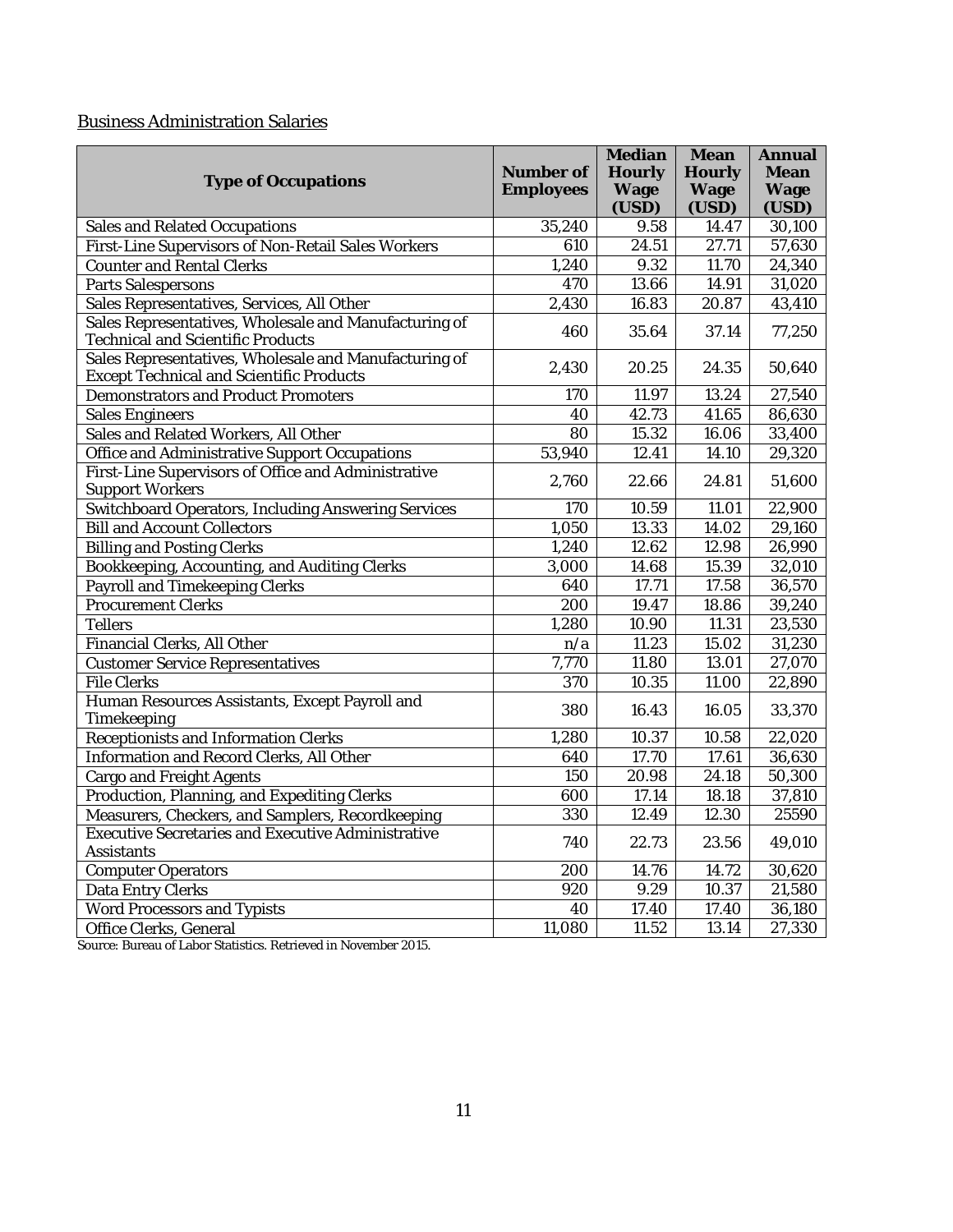<u>Business Administration Salaries</u>

| Type of Occupations | Number of Employees | Median Hourly Wage (USD) | Mean Hourly Wage (USD) | Annual Mean Wage (USD) |
|---|---|---|---|---|
| Sales and Related Occupations | 35,240 | 9.58 | 14.47 | 30,100 |
| First-Line Supervisors of Non-Retail Sales Workers | 610 | 24.51 | 27.71 | 57,630 |
| Counter and Rental Clerks | 1,240 | 9.32 | 11.70 | 24,340 |
| Parts Salespersons | 470 | 13.66 | 14.91 | 31,020 |
| Sales Representatives, Services, All Other | 2,430 | 16.83 | 20.87 | 43,410 |
| Sales Representatives, Wholesale and Manufacturing of Technical and Scientific Products | 460 | 35.64 | 37.14 | 77,250 |
| Sales Representatives, Wholesale and Manufacturing of Except Technical and Scientific Products | 2,430 | 20.25 | 24.35 | 50,640 |
| Demonstrators and Product Promoters | 170 | 11.97 | 13.24 | 27,540 |
| Sales Engineers | 40 | 42.73 | 41.65 | 86,630 |
| Sales and Related Workers, All Other | 80 | 15.32 | 16.06 | 33,400 |
| Office and Administrative Support Occupations | 53,940 | 12.41 | 14.10 | 29,320 |
| First-Line Supervisors of Office and Administrative Support Workers | 2,760 | 22.66 | 24.81 | 51,600 |
| Switchboard Operators, Including Answering Services | 170 | 10.59 | 11.01 | 22,900 |
| Bill and Account Collectors | 1,050 | 13.33 | 14.02 | 29,160 |
| Billing and Posting Clerks | 1,240 | 12.62 | 12.98 | 26,990 |
| Bookkeeping, Accounting, and Auditing Clerks | 3,000 | 14.68 | 15.39 | 32,010 |
| Payroll and Timekeeping Clerks | 640 | 17.71 | 17.58 | 36,570 |
| Procurement Clerks | 200 | 19.47 | 18.86 | 39,240 |
| Tellers | 1,280 | 10.90 | 11.31 | 23,530 |
| Financial Clerks, All Other | n/a | 11.23 | 15.02 | 31,230 |
| Customer Service Representatives | 7,770 | 11.80 | 13.01 | 27,070 |
| File Clerks | 370 | 10.35 | 11.00 | 22,890 |
| Human Resources Assistants, Except Payroll and Timekeeping | 380 | 16.43 | 16.05 | 33,370 |
| Receptionists and Information Clerks | 1,280 | 10.37 | 10.58 | 22,020 |
| Information and Record Clerks, All Other | 640 | 17.70 | 17.61 | 36,630 |
| Cargo and Freight Agents | 150 | 20.98 | 24.18 | 50,300 |
| Production, Planning, and Expediting Clerks | 600 | 17.14 | 18.18 | 37,810 |
| Measurers, Checkers, and Samplers, Recordkeeping | 330 | 12.49 | 12.30 | 25590 |
| Executive Secretaries and Executive Administrative Assistants | 740 | 22.73 | 23.56 | 49,010 |
| Computer Operators | 200 | 14.76 | 14.72 | 30,620 |
| Data Entry Clerks | 920 | 9.29 | 10.37 | 21,580 |
| Word Processors and Typists | 40 | 17.40 | 17.40 | 36,180 |
| Office Clerks, General | 11,080 | 11.52 | 13.14 | 27,330 |

Source: Bureau of Labor Statistics. Retrieved in November 2015.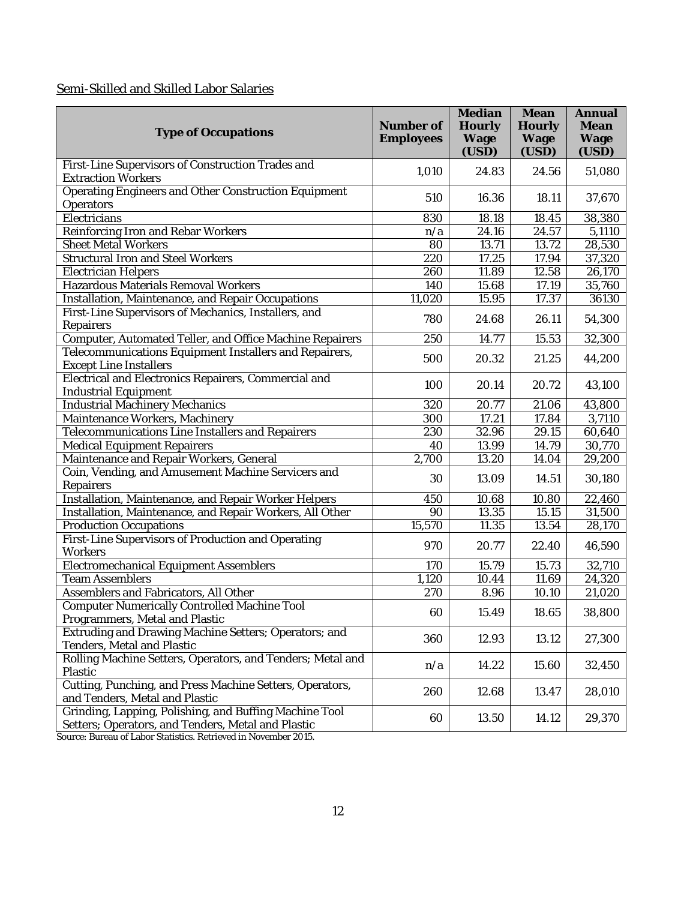Semi-Skilled and Skilled Labor Salaries

| Type of Occupations | Number of Employees | Median Hourly Wage (USD) | Mean Hourly Wage (USD) | Annual Mean Wage (USD) |
|---|---|---|---|---|
| First-Line Supervisors of Construction Trades and Extraction Workers | 1,010 | 24.83 | 24.56 | 51,080 |
| Operating Engineers and Other Construction Equipment Operators | 510 | 16.36 | 18.11 | 37,670 |
| Electricians | 830 | 18.18 | 18.45 | 38,380 |
| Reinforcing Iron and Rebar Workers | n/a | 24.16 | 24.57 | 5,1110 |
| Sheet Metal Workers | 80 | 13.71 | 13.72 | 28,530 |
| Structural Iron and Steel Workers | 220 | 17.25 | 17.94 | 37,320 |
| Electrician Helpers | 260 | 11.89 | 12.58 | 26,170 |
| Hazardous Materials Removal Workers | 140 | 15.68 | 17.19 | 35,760 |
| Installation, Maintenance, and Repair Occupations | 11,020 | 15.95 | 17.37 | 36130 |
| First-Line Supervisors of Mechanics, Installers, and Repairers | 780 | 24.68 | 26.11 | 54,300 |
| Computer, Automated Teller, and Office Machine Repairers | 250 | 14.77 | 15.53 | 32,300 |
| Telecommunications Equipment Installers and Repairers, Except Line Installers | 500 | 20.32 | 21.25 | 44,200 |
| Electrical and Electronics Repairers, Commercial and Industrial Equipment | 100 | 20.14 | 20.72 | 43,100 |
| Industrial Machinery Mechanics | 320 | 20.77 | 21.06 | 43,800 |
| Maintenance Workers, Machinery | 300 | 17.21 | 17.84 | 3,7110 |
| Telecommunications Line Installers and Repairers | 230 | 32.96 | 29.15 | 60,640 |
| Medical Equipment Repairers | 40 | 13.99 | 14.79 | 30,770 |
| Maintenance and Repair Workers, General | 2,700 | 13.20 | 14.04 | 29,200 |
| Coin, Vending, and Amusement Machine Servicers and Repairers | 30 | 13.09 | 14.51 | 30,180 |
| Installation, Maintenance, and Repair Worker Helpers | 450 | 10.68 | 10.80 | 22,460 |
| Installation, Maintenance, and Repair Workers, All Other | 90 | 13.35 | 15.15 | 31,500 |
| Production Occupations | 15,570 | 11.35 | 13.54 | 28,170 |
| First-Line Supervisors of Production and Operating Workers | 970 | 20.77 | 22.40 | 46,590 |
| Electromechanical Equipment Assemblers | 170 | 15.79 | 15.73 | 32,710 |
| Team Assemblers | 1,120 | 10.44 | 11.69 | 24,320 |
| Assemblers and Fabricators, All Other | 270 | 8.96 | 10.10 | 21,020 |
| Computer Numerically Controlled Machine Tool Programmers, Metal and Plastic | 60 | 15.49 | 18.65 | 38,800 |
| Extruding and Drawing Machine Setters; Operators; and Tenders, Metal and Plastic | 360 | 12.93 | 13.12 | 27,300 |
| Rolling Machine Setters, Operators, and Tenders; Metal and Plastic | n/a | 14.22 | 15.60 | 32,450 |
| Cutting, Punching, and Press Machine Setters, Operators, and Tenders, Metal and Plastic | 260 | 12.68 | 13.47 | 28,010 |
| Grinding, Lapping, Polishing, and Buffing Machine Tool Setters; Operators, and Tenders, Metal and Plastic | 60 | 13.50 | 14.12 | 29,370 |

Source: Bureau of Labor Statistics. Retrieved in November 2015.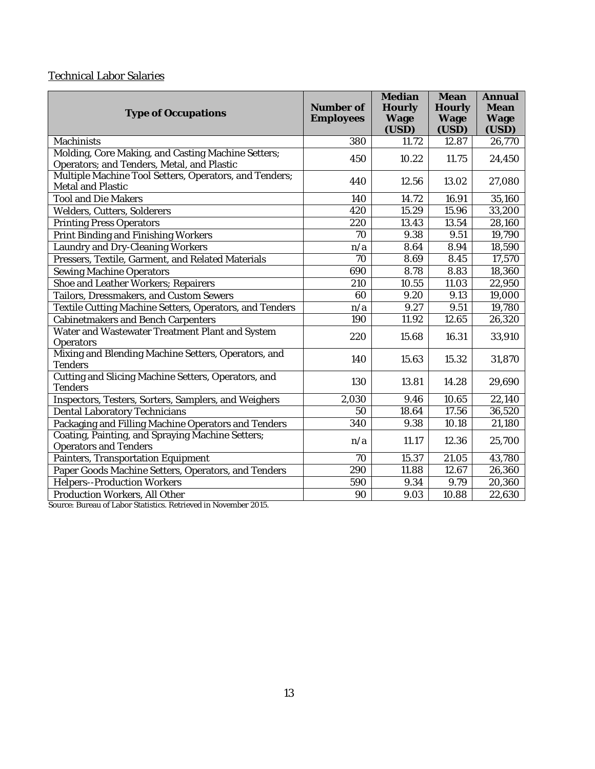Technical Labor Salaries

| Type of Occupations | Number of Employees | Median Hourly Wage (USD) | Mean Hourly Wage (USD) | Annual Mean Wage (USD) |
|---|---|---|---|---|
| Machinists | 380 | 11.72 | 12.87 | 26,770 |
| Molding, Core Making, and Casting Machine Setters; Operators; and Tenders, Metal, and Plastic | 450 | 10.22 | 11.75 | 24,450 |
| Multiple Machine Tool Setters, Operators, and Tenders; Metal and Plastic | 440 | 12.56 | 13.02 | 27,080 |
| Tool and Die Makers | 140 | 14.72 | 16.91 | 35,160 |
| Welders, Cutters, Solderers | 420 | 15.29 | 15.96 | 33,200 |
| Printing Press Operators | 220 | 13.43 | 13.54 | 28,160 |
| Print Binding and Finishing Workers | 70 | 9.38 | 9.51 | 19,790 |
| Laundry and Dry-Cleaning Workers | n/a | 8.64 | 8.94 | 18,590 |
| Pressers, Textile, Garment, and Related Materials | 70 | 8.69 | 8.45 | 17,570 |
| Sewing Machine Operators | 690 | 8.78 | 8.83 | 18,360 |
| Shoe and Leather Workers; Repairers | 210 | 10.55 | 11.03 | 22,950 |
| Tailors, Dressmakers, and Custom Sewers | 60 | 9.20 | 9.13 | 19,000 |
| Textile Cutting Machine Setters, Operators, and Tenders | n/a | 9.27 | 9.51 | 19,780 |
| Cabinetmakers and Bench Carpenters | 190 | 11.92 | 12.65 | 26,320 |
| Water and Wastewater Treatment Plant and System Operators | 220 | 15.68 | 16.31 | 33,910 |
| Mixing and Blending Machine Setters, Operators, and Tenders | 140 | 15.63 | 15.32 | 31,870 |
| Cutting and Slicing Machine Setters, Operators, and Tenders | 130 | 13.81 | 14.28 | 29,690 |
| Inspectors, Testers, Sorters, Samplers, and Weighers | 2,030 | 9.46 | 10.65 | 22,140 |
| Dental Laboratory Technicians | 50 | 18.64 | 17.56 | 36,520 |
| Packaging and Filling Machine Operators and Tenders | 340 | 9.38 | 10.18 | 21,180 |
| Coating, Painting, and Spraying Machine Setters; Operators and Tenders | n/a | 11.17 | 12.36 | 25,700 |
| Painters, Transportation Equipment | 70 | 15.37 | 21.05 | 43,780 |
| Paper Goods Machine Setters, Operators, and Tenders | 290 | 11.88 | 12.67 | 26,360 |
| Helpers--Production Workers | 590 | 9.34 | 9.79 | 20,360 |
| Production Workers, All Other | 90 | 9.03 | 10.88 | 22,630 |

Source: Bureau of Labor Statistics. Retrieved in November 2015.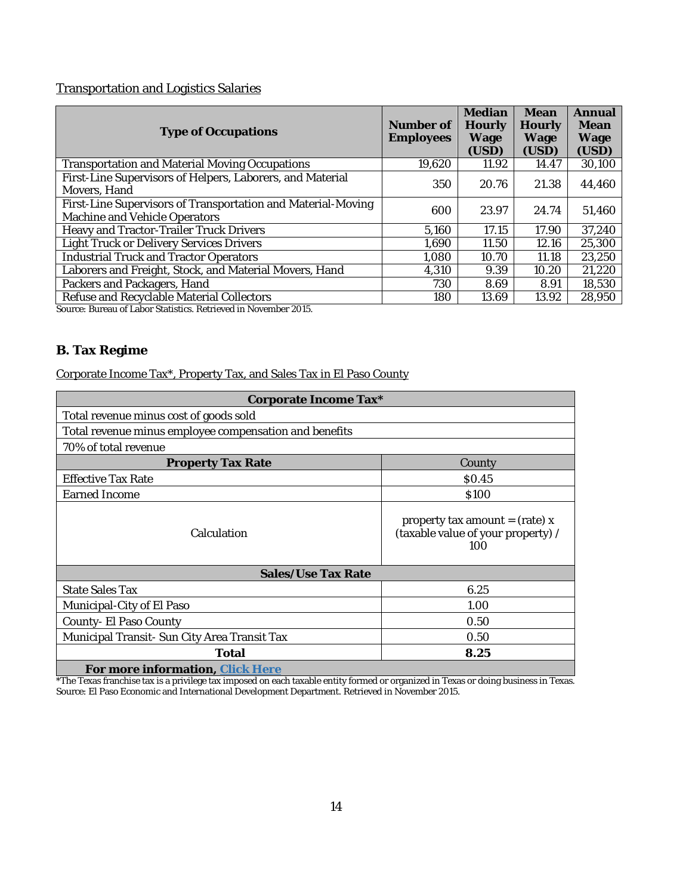Transportation and Logistics Salaries

| Type of Occupations | Number of Employees | Median Hourly Wage (USD) | Mean Hourly Wage (USD) | Annual Mean Wage (USD) |
|---|---|---|---|---|
| Transportation and Material Moving Occupations | 19,620 | 11.92 | 14.47 | 30,100 |
| First-Line Supervisors of Helpers, Laborers, and Material Movers, Hand | 350 | 20.76 | 21.38 | 44,460 |
| First-Line Supervisors of Transportation and Material-Moving Machine and Vehicle Operators | 600 | 23.97 | 24.74 | 51,460 |
| Heavy and Tractor-Trailer Truck Drivers | 5,160 | 17.15 | 17.90 | 37,240 |
| Light Truck or Delivery Services Drivers | 1,690 | 11.50 | 12.16 | 25,300 |
| Industrial Truck and Tractor Operators | 1,080 | 10.70 | 11.18 | 23,250 |
| Laborers and Freight, Stock, and Material Movers, Hand | 4,310 | 9.39 | 10.20 | 21,220 |
| Packers and Packagers, Hand | 730 | 8.69 | 8.91 | 18,530 |
| Refuse and Recyclable Material Collectors | 180 | 13.69 | 13.92 | 28,950 |

Source: Bureau of Labor Statistics. Retrieved in November 2015.

## B. Tax Regime

Corporate Income Tax*, Property Tax, and Sales Tax in El Paso County

| Corporate Income Tax* | |
|---|---|
| Total revenue minus cost of goods sold | |
| Total revenue minus employee compensation and benefits | |
| 70% of total revenue | |
| **Property Tax Rate** | County |
| Effective Tax Rate | $0.45 |
| Earned Income | $100 |
| Calculation | property tax amount = (rate) x (taxable value of your property) / 100 |
| **Sales/Use Tax Rate** | |
| State Sales Tax | 6.25 |
| Municipal-City of El Paso | 1.00 |
| County- El Paso County | 0.50 |
| Municipal Transit- Sun City Area Transit Tax | 0.50 |
| **Total** | **8.25** |
| **For more information, Click Here** | |

*The Texas franchise tax is a privilege tax imposed on each taxable entity formed or organized in Texas or doing business in Texas.
Source: El Paso Economic and International Development Department. Retrieved in November 2015.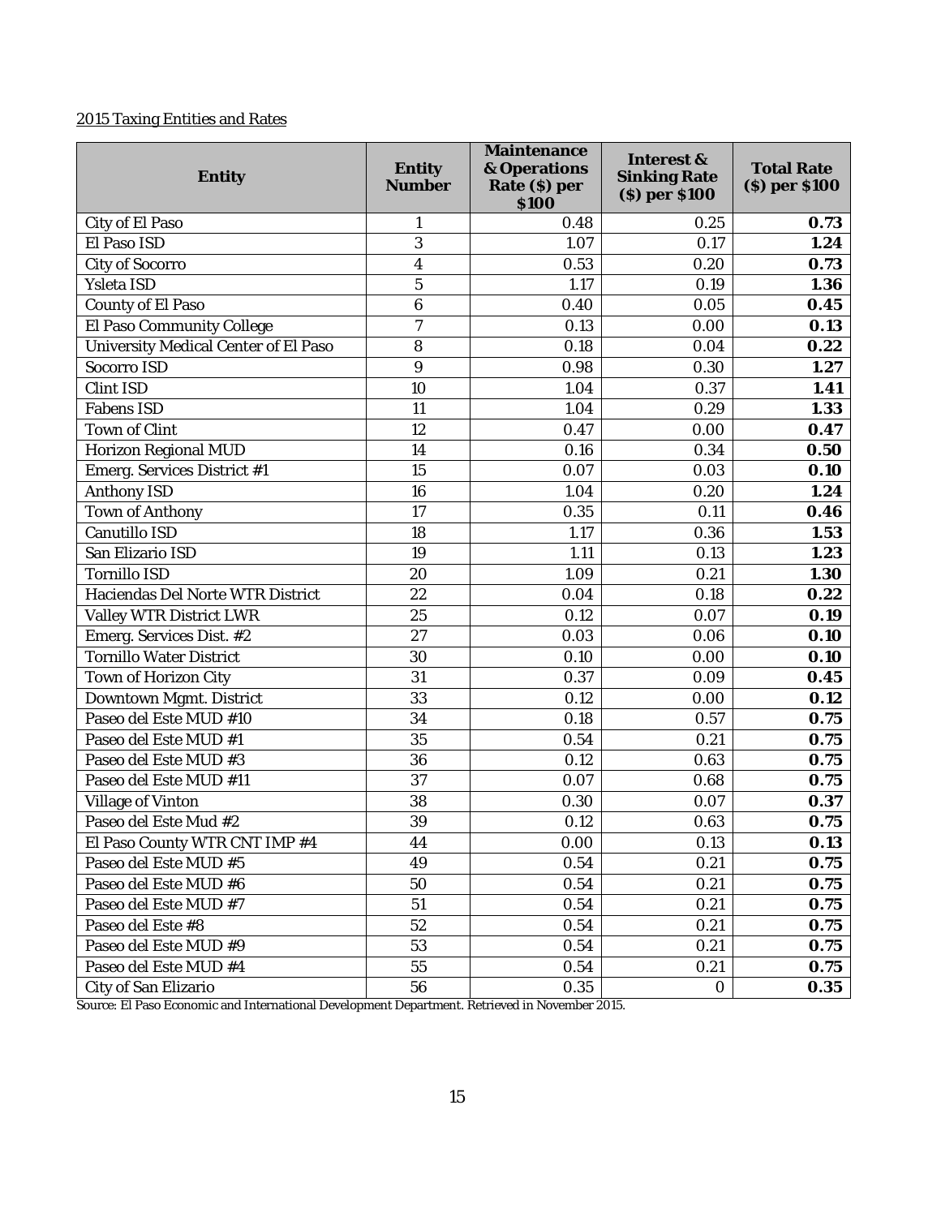2015 Taxing Entities and Rates

| Entity | Entity Number | Maintenance & Operations Rate ($) per $100 | Interest & Sinking Rate ($) per $100 | Total Rate ($) per $100 |
|---|---|---|---|---|
| City of El Paso | 1 | 0.48 | 0.25 | **0.73** |
| El Paso ISD | 3 | 1.07 | 0.17 | **1.24** |
| City of Socorro | 4 | 0.53 | 0.20 | **0.73** |
| Ysleta ISD | 5 | 1.17 | 0.19 | **1.36** |
| County of El Paso | 6 | 0.40 | 0.05 | **0.45** |
| El Paso Community College | 7 | 0.13 | 0.00 | **0.13** |
| University Medical Center of El Paso | 8 | 0.18 | 0.04 | **0.22** |
| Socorro ISD | 9 | 0.98 | 0.30 | **1.27** |
| Clint ISD | 10 | 1.04 | 0.37 | **1.41** |
| Fabens ISD | 11 | 1.04 | 0.29 | **1.33** |
| Town of Clint | 12 | 0.47 | 0.00 | **0.47** |
| Horizon Regional MUD | 14 | 0.16 | 0.34 | **0.50** |
| Emerg. Services District #1 | 15 | 0.07 | 0.03 | **0.10** |
| Anthony ISD | 16 | 1.04 | 0.20 | **1.24** |
| Town of Anthony | 17 | 0.35 | 0.11 | **0.46** |
| Canutillo ISD | 18 | 1.17 | 0.36 | **1.53** |
| San Elizario ISD | 19 | 1.11 | 0.13 | **1.23** |
| Tornillo ISD | 20 | 1.09 | 0.21 | **1.30** |
| Haciendas Del Norte WTR District | 22 | 0.04 | 0.18 | **0.22** |
| Valley WTR District LWR | 25 | 0.12 | 0.07 | **0.19** |
| Emerg. Services Dist. #2 | 27 | 0.03 | 0.06 | **0.10** |
| Tornillo Water District | 30 | 0.10 | 0.00 | **0.10** |
| Town of Horizon City | 31 | 0.37 | 0.09 | **0.45** |
| Downtown Mgmt. District | 33 | 0.12 | 0.00 | **0.12** |
| Paseo del Este MUD #10 | 34 | 0.18 | 0.57 | **0.75** |
| Paseo del Este MUD #1 | 35 | 0.54 | 0.21 | **0.75** |
| Paseo del Este MUD #3 | 36 | 0.12 | 0.63 | **0.75** |
| Paseo del Este MUD #11 | 37 | 0.07 | 0.68 | **0.75** |
| Village of Vinton | 38 | 0.30 | 0.07 | **0.37** |
| Paseo del Este Mud #2 | 39 | 0.12 | 0.63 | **0.75** |
| El Paso County WTR CNT IMP #4 | 44 | 0.00 | 0.13 | **0.13** |
| Paseo del Este MUD #5 | 49 | 0.54 | 0.21 | **0.75** |
| Paseo del Este MUD #6 | 50 | 0.54 | 0.21 | **0.75** |
| Paseo del Este MUD #7 | 51 | 0.54 | 0.21 | **0.75** |
| Paseo del Este #8 | 52 | 0.54 | 0.21 | **0.75** |
| Paseo del Este MUD #9 | 53 | 0.54 | 0.21 | **0.75** |
| Paseo del Este MUD #4 | 55 | 0.54 | 0.21 | **0.75** |
| City of San Elizario | 56 | 0.35 | 0 | **0.35** |

Source: El Paso Economic and International Development Department. Retrieved in November 2015.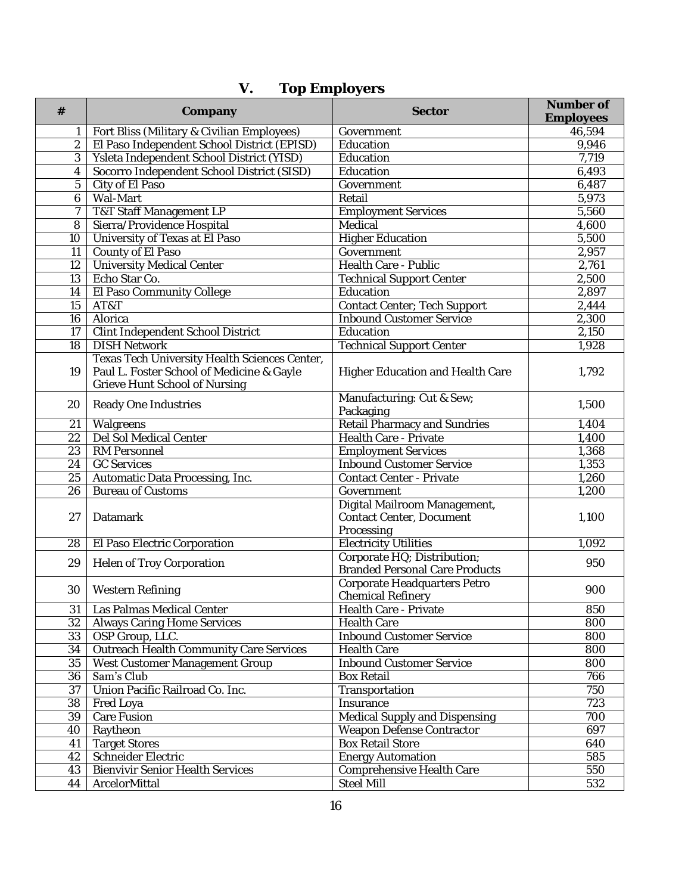## V. Top Employers

| # | Company | Sector | Number of Employees |
|---|---|---|---|
| 1 | Fort Bliss (Military & Civilian Employees) | Government | 46,594 |
| 2 | El Paso Independent School District (EPISD) | Education | 9,946 |
| 3 | Ysleta Independent School District (YISD) | Education | 7,719 |
| 4 | Socorro Independent School District (SISD) | Education | 6,493 |
| 5 | City of El Paso | Government | 6,487 |
| 6 | Wal-Mart | Retail | 5,973 |
| 7 | T&T Staff Management LP | Employment Services | 5,560 |
| 8 | Sierra/Providence Hospital | Medical | 4,600 |
| 10 | University of Texas at El Paso | Higher Education | 5,500 |
| 11 | County of El Paso | Government | 2,957 |
| 12 | University Medical Center | Health Care - Public | 2,761 |
| 13 | Echo Star Co. | Technical Support Center | 2,500 |
| 14 | El Paso Community College | Education | 2,897 |
| 15 | AT&T | Contact Center; Tech Support | 2,444 |
| 16 | Alorica | Inbound Customer Service | 2,300 |
| 17 | Clint Independent School District | Education | 2,150 |
| 18 | DISH Network | Technical Support Center | 1,928 |
| 19 | Texas Tech University Health Sciences Center, Paul L. Foster School of Medicine & Gayle Grieve Hunt School of Nursing | Higher Education and Health Care | 1,792 |
| 20 | Ready One Industries | Manufacturing: Cut & Sew; Packaging | 1,500 |
| 21 | Walgreens | Retail Pharmacy and Sundries | 1,404 |
| 22 | Del Sol Medical Center | Health Care - Private | 1,400 |
| 23 | RM Personnel | Employment Services | 1,368 |
| 24 | GC Services | Inbound Customer Service | 1,353 |
| 25 | Automatic Data Processing, Inc. | Contact Center - Private | 1,260 |
| 26 | Bureau of Customs | Government | 1,200 |
| 27 | Datamark | Digital Mailroom Management, Contact Center, Document Processing | 1,100 |
| 28 | El Paso Electric Corporation | Electricity Utilities | 1,092 |
| 29 | Helen of Troy Corporation | Corporate HQ; Distribution; Branded Personal Care Products | 950 |
| 30 | Western Refining | Corporate Headquarters Petro Chemical Refinery | 900 |
| 31 | Las Palmas Medical Center | Health Care - Private | 850 |
| 32 | Always Caring Home Services | Health Care | 800 |
| 33 | OSP Group, LLC. | Inbound Customer Service | 800 |
| 34 | Outreach Health Community Care Services | Health Care | 800 |
| 35 | West Customer Management Group | Inbound Customer Service | 800 |
| 36 | Sam's Club | Box Retail | 766 |
| 37 | Union Pacific Railroad Co. Inc. | Transportation | 750 |
| 38 | Fred Loya | Insurance | 723 |
| 39 | Care Fusion | Medical Supply and Dispensing | 700 |
| 40 | Raytheon | Weapon Defense Contractor | 697 |
| 41 | Target Stores | Box Retail Store | 640 |
| 42 | Schneider Electric | Energy Automation | 585 |
| 43 | Bienvivir Senior Health Services | Comprehensive Health Care | 550 |
| 44 | ArcelorMittal | Steel Mill | 532 |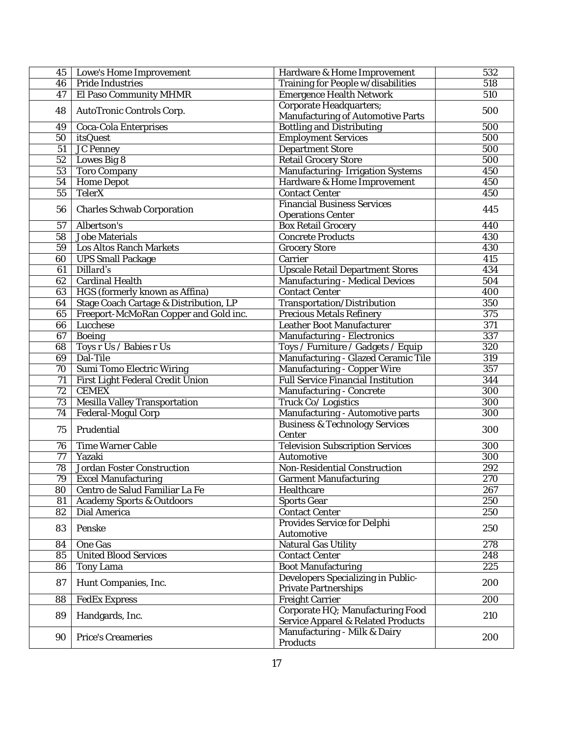| 45 | Lowe's Home Improvement | Hardware & Home Improvement | 532 |
|---|---|---|---|
| 46 | Pride Industries | Training for People w/disabilities | 518 |
| 47 | El Paso Community MHMR | Emergence Health Network | 510 |
| 48 | AutoTronic Controls Corp. | Corporate Headquarters; Manufacturing of Automotive Parts | 500 |
| 49 | Coca-Cola Enterprises | Bottling and Distributing | 500 |
| 50 | itsQuest | Employment Services | 500 |
| 51 | JC Penney | Department Store | 500 |
| 52 | Lowes Big 8 | Retail Grocery Store | 500 |
| 53 | Toro Company | Manufacturing- Irrigation Systems | 450 |
| 54 | Home Depot | Hardware & Home Improvement | 450 |
| 55 | TelerX | Contact Center | 450 |
| 56 | Charles Schwab Corporation | Financial Business Services Operations Center | 445 |
| 57 | Albertson's | Box Retail Grocery | 440 |
| 58 | Jobe Materials | Concrete Products | 430 |
| 59 | Los Altos Ranch Markets | Grocery Store | 430 |
| 60 | UPS Small Package | Carrier | 415 |
| 61 | Dillard's | Upscale Retail Department Stores | 434 |
| 62 | Cardinal Health | Manufacturing - Medical Devices | 504 |
| 63 | HGS (formerly known as Affina) | Contact Center | 400 |
| 64 | Stage Coach Cartage & Distribution, LP | Transportation/Distribution | 350 |
| 65 | Freeport-McMoRan Copper and Gold inc. | Precious Metals Refinery | 375 |
| 66 | Lucchese | Leather Boot Manufacturer | 371 |
| 67 | Boeing | Manufacturing - Electronics | 337 |
| 68 | Toys r Us / Babies r Us | Toys / Furniture / Gadgets / Equip | 320 |
| 69 | Dal-Tile | Manufacturing - Glazed Ceramic Tile | 319 |
| 70 | Sumi Tomo Electric Wiring | Manufacturing - Copper Wire | 357 |
| 71 | First Light Federal Credit Union | Full Service Financial Institution | 344 |
| 72 | CEMEX | Manufacturing - Concrete | 300 |
| 73 | Mesilla Valley Transportation | Truck Co/ Logistics | 300 |
| 74 | Federal-Mogul Corp | Manufacturing - Automotive parts | 300 |
| 75 | Prudential | Business & Technology Services Center | 300 |
| 76 | Time Warner Cable | Television Subscription Services | 300 |
| 77 | Yazaki | Automotive | 300 |
| 78 | Jordan Foster Construction | Non-Residential Construction | 292 |
| 79 | Excel Manufacturing | Garment Manufacturing | 270 |
| 80 | Centro de Salud Familiar La Fe | Healthcare | 267 |
| 81 | Academy Sports & Outdoors | Sports Gear | 250 |
| 82 | Dial America | Contact Center | 250 |
| 83 | Penske | Provides Service for Delphi Automotive | 250 |
| 84 | One Gas | Natural Gas Utility | 278 |
| 85 | United Blood Services | Contact Center | 248 |
| 86 | Tony Lama | Boot Manufacturing | 225 |
| 87 | Hunt Companies, Inc. | Developers Specializing in Public-Private Partnerships | 200 |
| 88 | FedEx Express | Freight Carrier | 200 |
| 89 | Handgards, Inc. | Corporate HQ; Manufacturing Food Service Apparel & Related Products | 210 |
| 90 | Price's Creameries | Manufacturing - Milk & Dairy Products | 200 |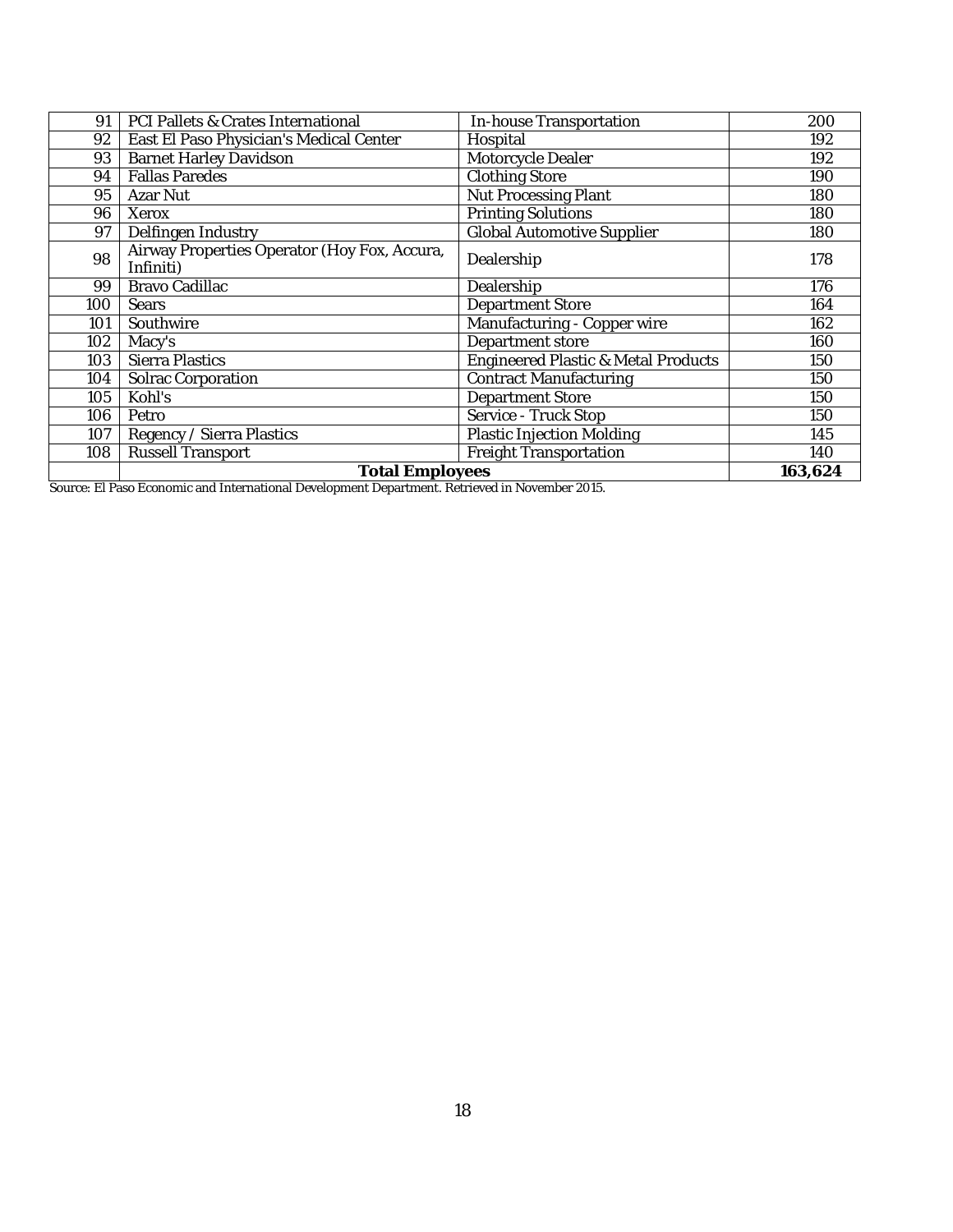| | | | |
|---|---|---|---|
| 91 | PCI Pallets & Crates International | In-house Transportation | 200 |
| 92 | East El Paso Physician's Medical Center | Hospital | 192 |
| 93 | Barnet Harley Davidson | Motorcycle Dealer | 192 |
| 94 | Fallas Paredes | Clothing Store | 190 |
| 95 | Azar Nut | Nut Processing Plant | 180 |
| 96 | Xerox | Printing Solutions | 180 |
| 97 | Delfingen Industry | Global Automotive Supplier | 180 |
| 98 | Airway Properties Operator (Hoy Fox, Accura, Infiniti) | Dealership | 178 |
| 99 | Bravo Cadillac | Dealership | 176 |
| 100 | Sears | Department Store | 164 |
| 101 | Southwire | Manufacturing - Copper wire | 162 |
| 102 | Macy's | Department store | 160 |
| 103 | Sierra Plastics | Engineered Plastic & Metal Products | 150 |
| 104 | Solrac Corporation | Contract Manufacturing | 150 |
| 105 | Kohl's | Department Store | 150 |
| 106 | Petro | Service - Truck Stop | 150 |
| 107 | Regency / Sierra Plastics | Plastic Injection Molding | 145 |
| 108 | Russell Transport | Freight Transportation | 140 |
| | **Total Employees** | | **163,624** |

Source: El Paso Economic and International Development Department. Retrieved in November 2015.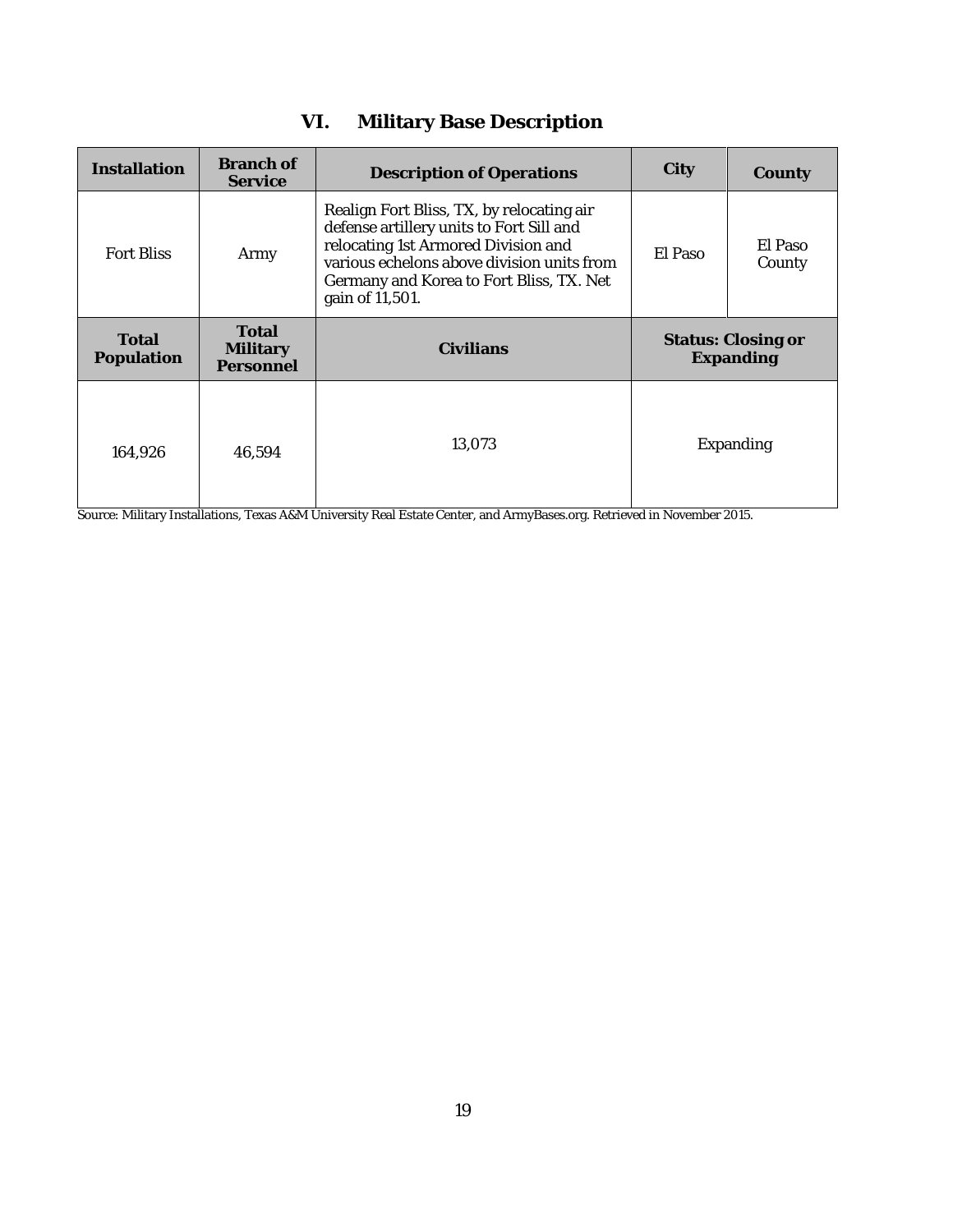# VI. Military Base Description

| Installation | Branch of Service | Description of Operations | City | County |
|---|---|---|---|---|
| Fort Bliss | Army | Realign Fort Bliss, TX, by relocating air defense artillery units to Fort Sill and relocating 1st Armored Division and various echelons above division units from Germany and Korea to Fort Bliss, TX. Net gain of 11,501. | El Paso | El Paso County |
| **Total Population** | **Total Military Personnel** | **Civilians** | **Status: Closing or Expanding** | |
| 164,926 | 46,594 | 13,073 | Expanding | |

Source: Military Installations, Texas A&M University Real Estate Center, and ArmyBases.org. Retrieved in November 2015.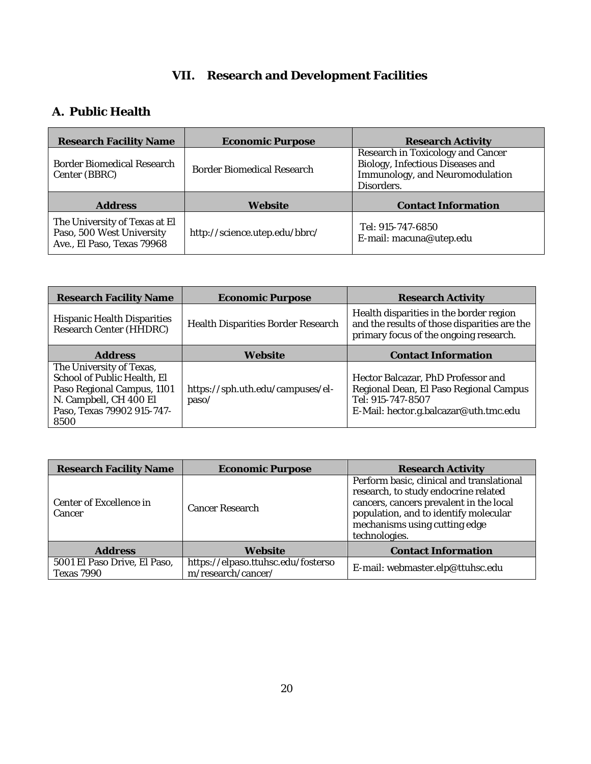# VII. Research and Development Facilities

## A. Public Health

| Research Facility Name | Economic Purpose | Research Activity |
| --- | --- | --- |
| Border Biomedical Research Center (BBRC) | Border Biomedical Research | Research in Toxicology and Cancer Biology, Infectious Diseases and Immunology, and Neuromodulation Disorders. |
| **Address** | **Website** | **Contact Information** |
| The University of Texas at El Paso, 500 West University Ave., El Paso, Texas 79968 | http://science.utep.edu/bbrc/ | Tel: 915-747-6850<br>E-mail: macuna@utep.edu |

| Research Facility Name | Economic Purpose | Research Activity |
| --- | --- | --- |
| Hispanic Health Disparities Research Center (HHDRC) | Health Disparities Border Research | Health disparities in the border region and the results of those disparities are the primary focus of the ongoing research. |
| **Address** | **Website** | **Contact Information** |
| The University of Texas, School of Public Health, El Paso Regional Campus, 1101 N. Campbell, CH 400 El Paso, Texas 79902 915-747-8500 | https://sph.uth.edu/campuses/el-paso/ | Hector Balcazar, PhD Professor and Regional Dean, El Paso Regional Campus<br>Tel: 915-747-8507<br>E-Mail: hector.g.balcazar@uth.tmc.edu |

| Research Facility Name | Economic Purpose | Research Activity |
| --- | --- | --- |
| Center of Excellence in Cancer | Cancer Research | Perform basic, clinical and translational research, to study endocrine related cancers, cancers prevalent in the local population, and to identify molecular mechanisms using cutting edge technologies. |
| **Address** | **Website** | **Contact Information** |
| 5001 El Paso Drive, El Paso, Texas 7990 | https://elpaso.ttuhsc.edu/fostersom/research/cancer/ | E-mail: webmaster.elp@ttuhsc.edu |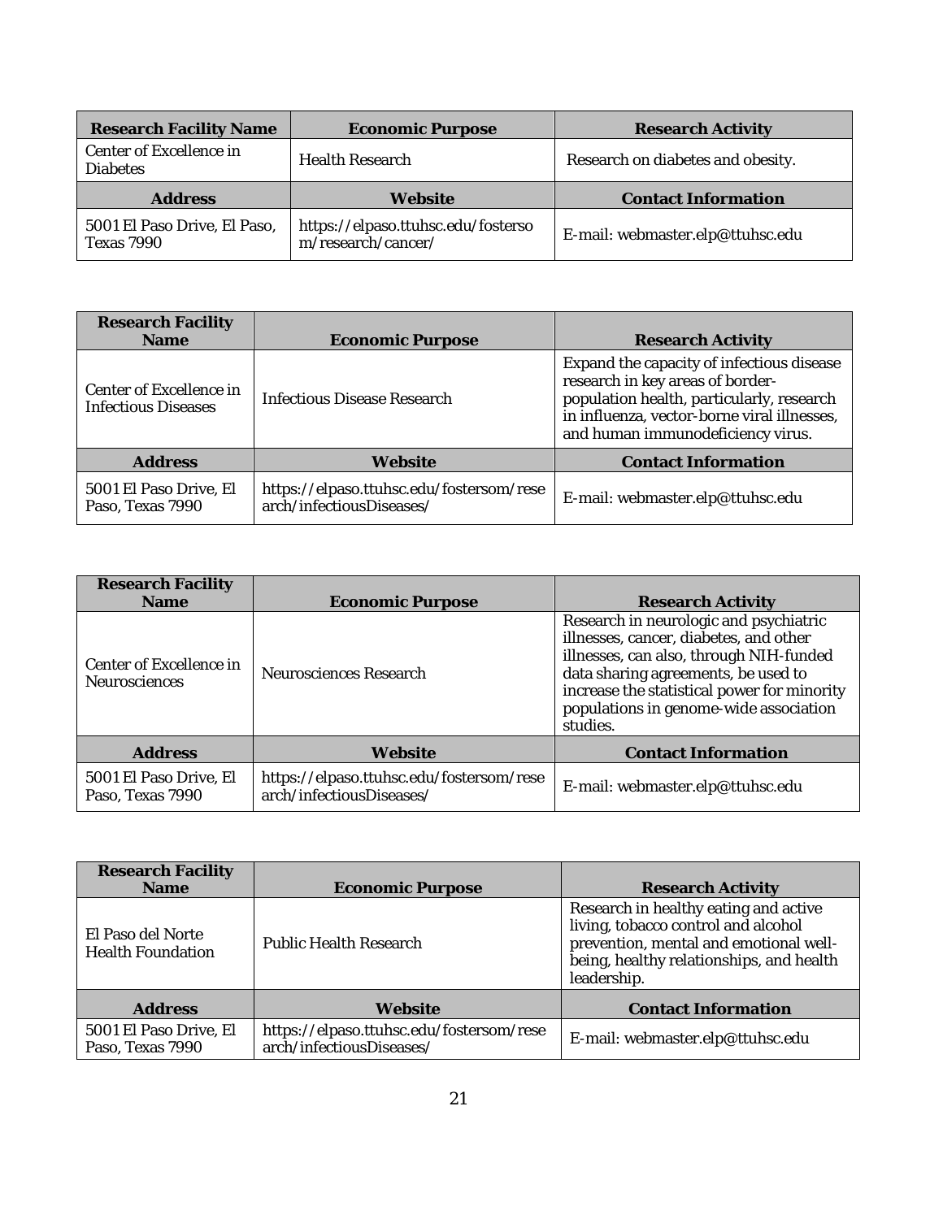| Research Facility Name | Economic Purpose | Research Activity |
|---|---|---|
| Center of Excellence in Diabetes | Health Research | Research on diabetes and obesity. |
| **Address** | **Website** | **Contact Information** |
| 5001 El Paso Drive, El Paso, Texas 7990 | https://elpaso.ttuhsc.edu/fostersom/research/cancer/ | E-mail: webmaster.elp@ttuhsc.edu |

| Research Facility Name | Economic Purpose | Research Activity |
|---|---|---|
| Center of Excellence in Infectious Diseases | Infectious Disease Research | Expand the capacity of infectious disease research in key areas of border-population health, particularly, research in influenza, vector-borne viral illnesses, and human immunodeficiency virus. |
| **Address** | **Website** | **Contact Information** |
| 5001 El Paso Drive, El Paso, Texas 7990 | https://elpaso.ttuhsc.edu/fostersom/research/infectiousDiseases/ | E-mail: webmaster.elp@ttuhsc.edu |

| Research Facility Name | Economic Purpose | Research Activity |
|---|---|---|
| Center of Excellence in Neurosciences | Neurosciences Research | Research in neurologic and psychiatric illnesses, cancer, diabetes, and other illnesses, can also, through NIH-funded data sharing agreements, be used to increase the statistical power for minority populations in genome-wide association studies. |
| **Address** | **Website** | **Contact Information** |
| 5001 El Paso Drive, El Paso, Texas 7990 | https://elpaso.ttuhsc.edu/fostersom/research/infectiousDiseases/ | E-mail: webmaster.elp@ttuhsc.edu |

| Research Facility Name | Economic Purpose | Research Activity |
|---|---|---|
| El Paso del Norte Health Foundation | Public Health Research | Research in healthy eating and active living, tobacco control and alcohol prevention, mental and emotional well-being, healthy relationships, and health leadership. |
| **Address** | **Website** | **Contact Information** |
| 5001 El Paso Drive, El Paso, Texas 7990 | https://elpaso.ttuhsc.edu/fostersom/research/infectiousDiseases/ | E-mail: webmaster.elp@ttuhsc.edu |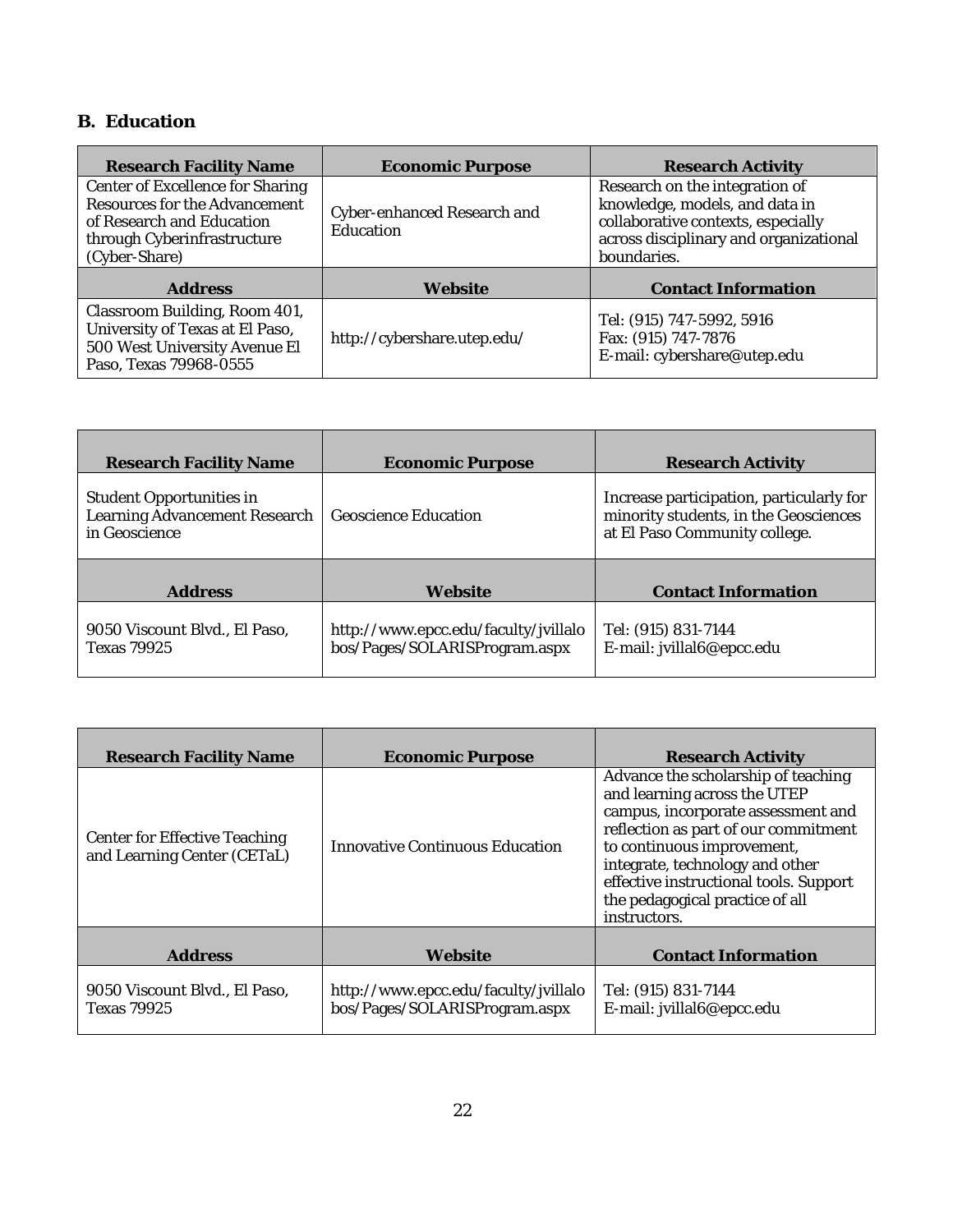## B. Education

| Research Facility Name | Economic Purpose | Research Activity |
|---|---|---|
| Center of Excellence for Sharing Resources for the Advancement of Research and Education through Cyberinfrastructure (Cyber-Share) | Cyber-enhanced Research and Education | Research on the integration of knowledge, models, and data in collaborative contexts, especially across disciplinary and organizational boundaries. |
| **Address** | **Website** | **Contact Information** |
| Classroom Building, Room 401, University of Texas at El Paso, 500 West University Avenue El Paso, Texas 79968-0555 | http://cybershare.utep.edu/ | Tel: (915) 747-5992, 5916<br>Fax: (915) 747-7876<br>E-mail: cybershare@utep.edu |

| Research Facility Name | Economic Purpose | Research Activity |
|---|---|---|
| Student Opportunities in Learning Advancement Research in Geoscience | Geoscience Education | Increase participation, particularly for minority students, in the Geosciences at El Paso Community college. |
| **Address** | **Website** | **Contact Information** |
| 9050 Viscount Blvd., El Paso, Texas 79925 | http://www.epcc.edu/faculty/jvillalobos/Pages/SOLARISProgram.aspx | Tel: (915) 831-7144<br>E-mail: jvillal6@epcc.edu |

| Research Facility Name | Economic Purpose | Research Activity |
|---|---|---|
| Center for Effective Teaching and Learning Center (CETaL) | Innovative Continuous Education | Advance the scholarship of teaching and learning across the UTEP campus, incorporate assessment and reflection as part of our commitment to continuous improvement, integrate, technology and other effective instructional tools. Support the pedagogical practice of all instructors. |
| **Address** | **Website** | **Contact Information** |
| 9050 Viscount Blvd., El Paso, Texas 79925 | http://www.epcc.edu/faculty/jvillalobos/Pages/SOLARISProgram.aspx | Tel: (915) 831-7144<br>E-mail: jvillal6@epcc.edu |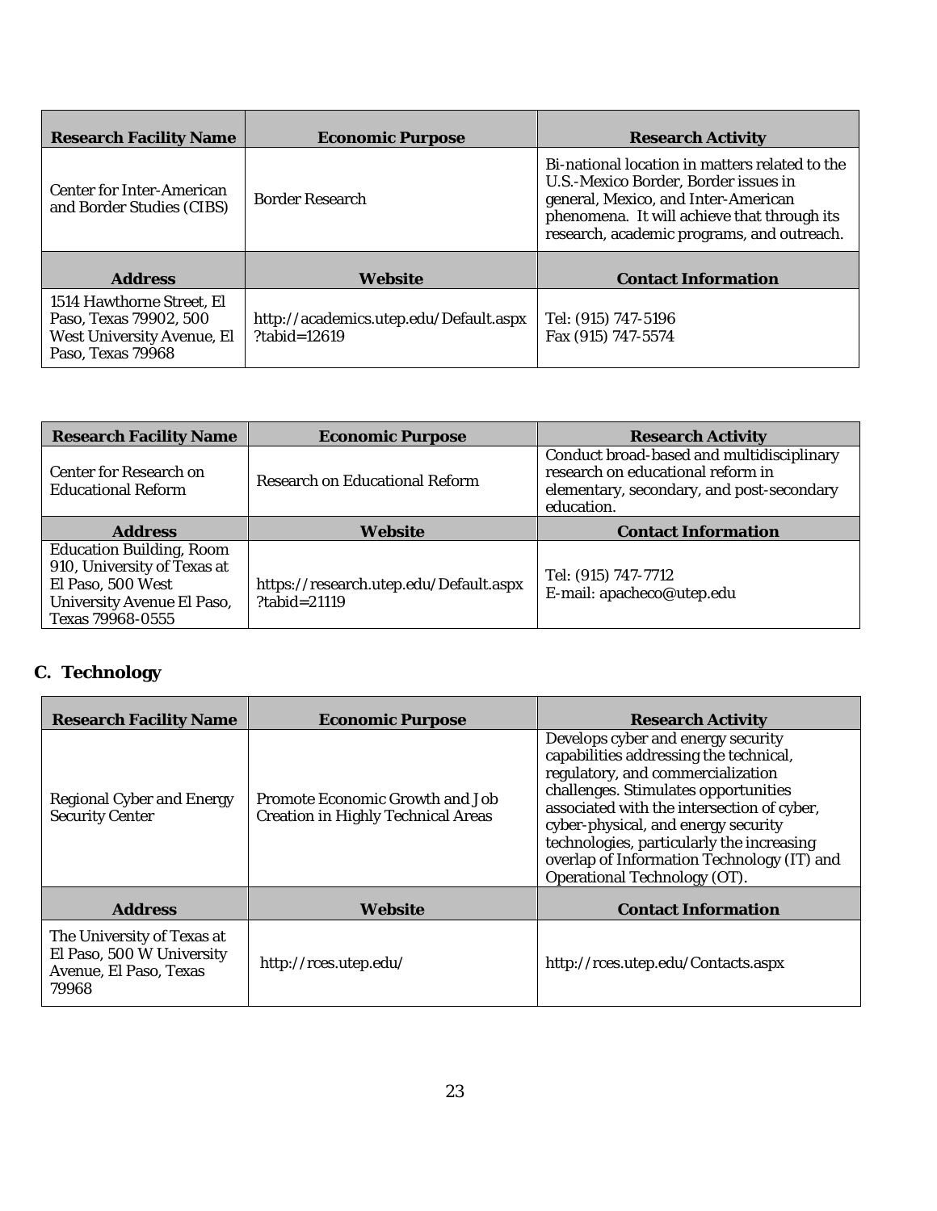| Research Facility Name | Economic Purpose | Research Activity |
| --- | --- | --- |
| Center for Inter-American and Border Studies (CIBS) | Border Research | Bi-national location in matters related to the U.S.-Mexico Border, Border issues in general, Mexico, and Inter-American phenomena. It will achieve that through its research, academic programs, and outreach. |
| **Address** | **Website** | **Contact Information** |
| 1514 Hawthorne Street, El Paso, Texas 79902, 500 West University Avenue, El Paso, Texas 79968 | http://academics.utep.edu/Default.aspx?tabid=12619 | Tel: (915) 747-5196<br>Fax (915) 747-5574 |

| Research Facility Name | Economic Purpose | Research Activity |
| --- | --- | --- |
| Center for Research on Educational Reform | Research on Educational Reform | Conduct broad-based and multidisciplinary research on educational reform in elementary, secondary, and post-secondary education. |
| **Address** | **Website** | **Contact Information** |
| Education Building, Room 910, University of Texas at El Paso, 500 West University Avenue El Paso, Texas 79968-0555 | https://research.utep.edu/Default.aspx?tabid=21119 | Tel: (915) 747-7712<br>E-mail: apacheco@utep.edu |

## C. Technology

| Research Facility Name | Economic Purpose | Research Activity |
| --- | --- | --- |
| Regional Cyber and Energy Security Center | Promote Economic Growth and Job Creation in Highly Technical Areas | Develops cyber and energy security capabilities addressing the technical, regulatory, and commercialization challenges. Stimulates opportunities associated with the intersection of cyber, cyber-physical, and energy security technologies, particularly the increasing overlap of Information Technology (IT) and Operational Technology (OT). |
| **Address** | **Website** | **Contact Information** |
| The University of Texas at El Paso, 500 W University Avenue, El Paso, Texas 79968 | http://rces.utep.edu/ | http://rces.utep.edu/Contacts.aspx |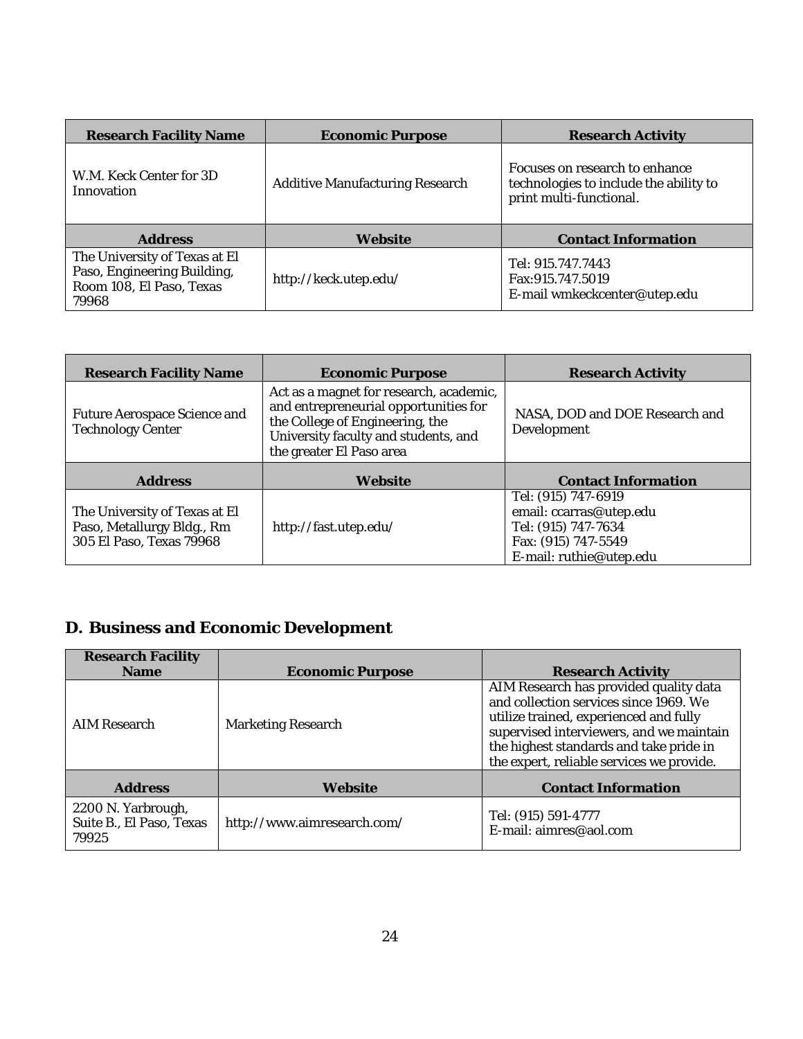| Research Facility Name | Economic Purpose | Research Activity |
|---|---|---|
| W.M. Keck Center for 3D Innovation | Additive Manufacturing Research | Focuses on research to enhance technologies to include the ability to print multi-functional. |
| **Address** | **Website** | **Contact Information** |
| The University of Texas at El Paso, Engineering Building, Room 108, El Paso, Texas 79968 | http://keck.utep.edu/ | Tel: 915.747.7443<br>Fax:915.747.5019<br>E-mail wmkeckcenter@utep.edu |

| Research Facility Name | Economic Purpose | Research Activity |
|---|---|---|
| Future Aerospace Science and Technology Center | Act as a magnet for research, academic, and entrepreneurial opportunities for the College of Engineering, the University faculty and students, and the greater El Paso area | NASA, DOD and DOE Research and Development |
| **Address** | **Website** | **Contact Information** |
| The University of Texas at El Paso, Metallurgy Bldg., Rm 305 El Paso, Texas 79968 | http://fast.utep.edu/ | Tel: (915) 747-6919<br>email: ccarras@utep.edu<br>Tel: (915) 747-7634<br>Fax: (915) 747-5549<br>E-mail: ruthie@utep.edu |

## D. Business and Economic Development

| Research Facility Name | Economic Purpose | Research Activity |
|---|---|---|
| AIM Research | Marketing Research | AIM Research has provided quality data and collection services since 1969. We utilize trained, experienced and fully supervised interviewers, and we maintain the highest standards and take pride in the expert, reliable services we provide. |
| **Address** | **Website** | **Contact Information** |
| 2200 N. Yarbrough, Suite B., El Paso, Texas 79925 | http://www.aimresearch.com/ | Tel: (915) 591-4777<br>E-mail: aimres@aol.com |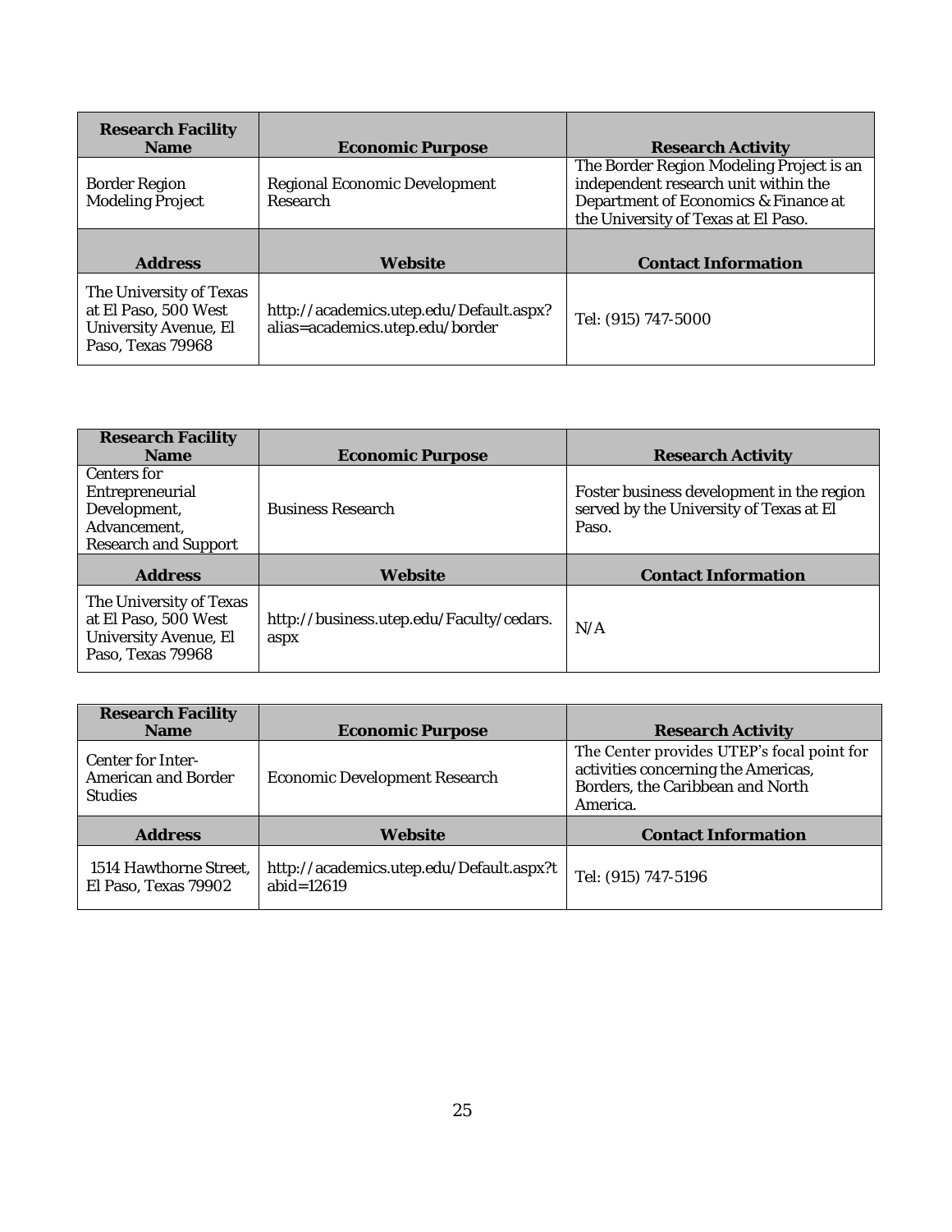| Research Facility Name | Economic Purpose | Research Activity |
| --- | --- | --- |
| Border Region Modeling Project | Regional Economic Development Research | The Border Region Modeling Project is an independent research unit within the Department of Economics & Finance at the University of Texas at El Paso. |
| **Address** | **Website** | **Contact Information** |
| The University of Texas at El Paso, 500 West University Avenue, El Paso, Texas 79968 | http://academics.utep.edu/Default.aspx?alias=academics.utep.edu/border | Tel: (915) 747-5000 |

| Research Facility Name | Economic Purpose | Research Activity |
| --- | --- | --- |
| Centers for Entrepreneurial Development, Advancement, Research and Support | Business Research | Foster business development in the region served by the University of Texas at El Paso. |
| **Address** | **Website** | **Contact Information** |
| The University of Texas at El Paso, 500 West University Avenue, El Paso, Texas 79968 | http://business.utep.edu/Faculty/cedars.aspx | N/A |

| Research Facility Name | Economic Purpose | Research Activity |
| --- | --- | --- |
| Center for Inter-American and Border Studies | Economic Development Research | The Center provides UTEP's focal point for activities concerning the Americas, Borders, the Caribbean and North America. |
| **Address** | **Website** | **Contact Information** |
| 1514 Hawthorne Street, El Paso, Texas 79902 | http://academics.utep.edu/Default.aspx?tabid=12619 | Tel: (915) 747-5196 |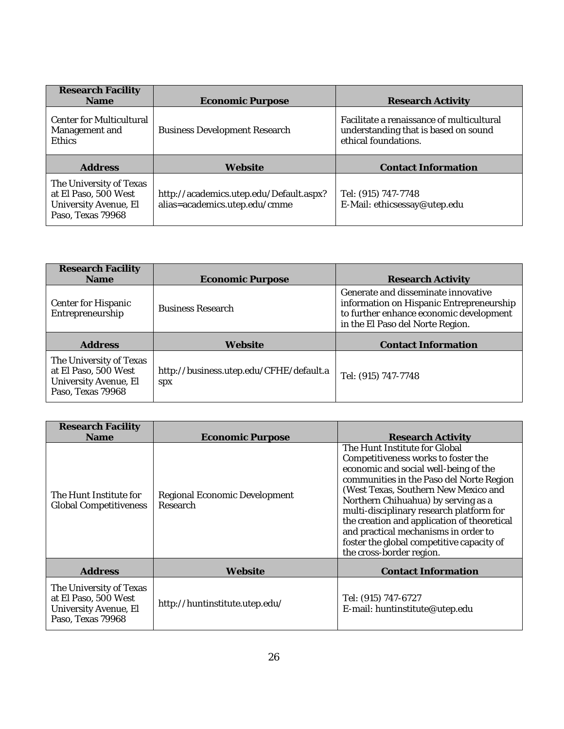| Research Facility Name | Economic Purpose | Research Activity |
| --- | --- | --- |
| Center for Multicultural Management and Ethics | Business Development Research | Facilitate a renaissance of multicultural understanding that is based on sound ethical foundations. |
| **Address** | **Website** | **Contact Information** |
| The University of Texas at El Paso, 500 West University Avenue, El Paso, Texas 79968 | http://academics.utep.edu/Default.aspx?alias=academics.utep.edu/cmme | Tel: (915) 747-7748<br>E-Mail: ethicsessay@utep.edu |

| Research Facility Name | Economic Purpose | Research Activity |
| --- | --- | --- |
| Center for Hispanic Entrepreneurship | Business Research | Generate and disseminate innovative information on Hispanic Entrepreneurship to further enhance economic development in the El Paso del Norte Region. |
| **Address** | **Website** | **Contact Information** |
| The University of Texas at El Paso, 500 West University Avenue, El Paso, Texas 79968 | http://business.utep.edu/CFHE/default.aspx | Tel: (915) 747-7748 |

| Research Facility Name | Economic Purpose | Research Activity |
| --- | --- | --- |
| The Hunt Institute for Global Competitiveness | Regional Economic Development Research | The Hunt Institute for Global Competitiveness works to foster the economic and social well-being of the communities in the Paso del Norte Region (West Texas, Southern New Mexico and Northern Chihuahua) by serving as a multi-disciplinary research platform for the creation and application of theoretical and practical mechanisms in order to foster the global competitive capacity of the cross-border region. |
| **Address** | **Website** | **Contact Information** |
| The University of Texas at El Paso, 500 West University Avenue, El Paso, Texas 79968 | http://huntinstitute.utep.edu/ | Tel: (915) 747-6727<br>E-mail: huntinstitute@utep.edu |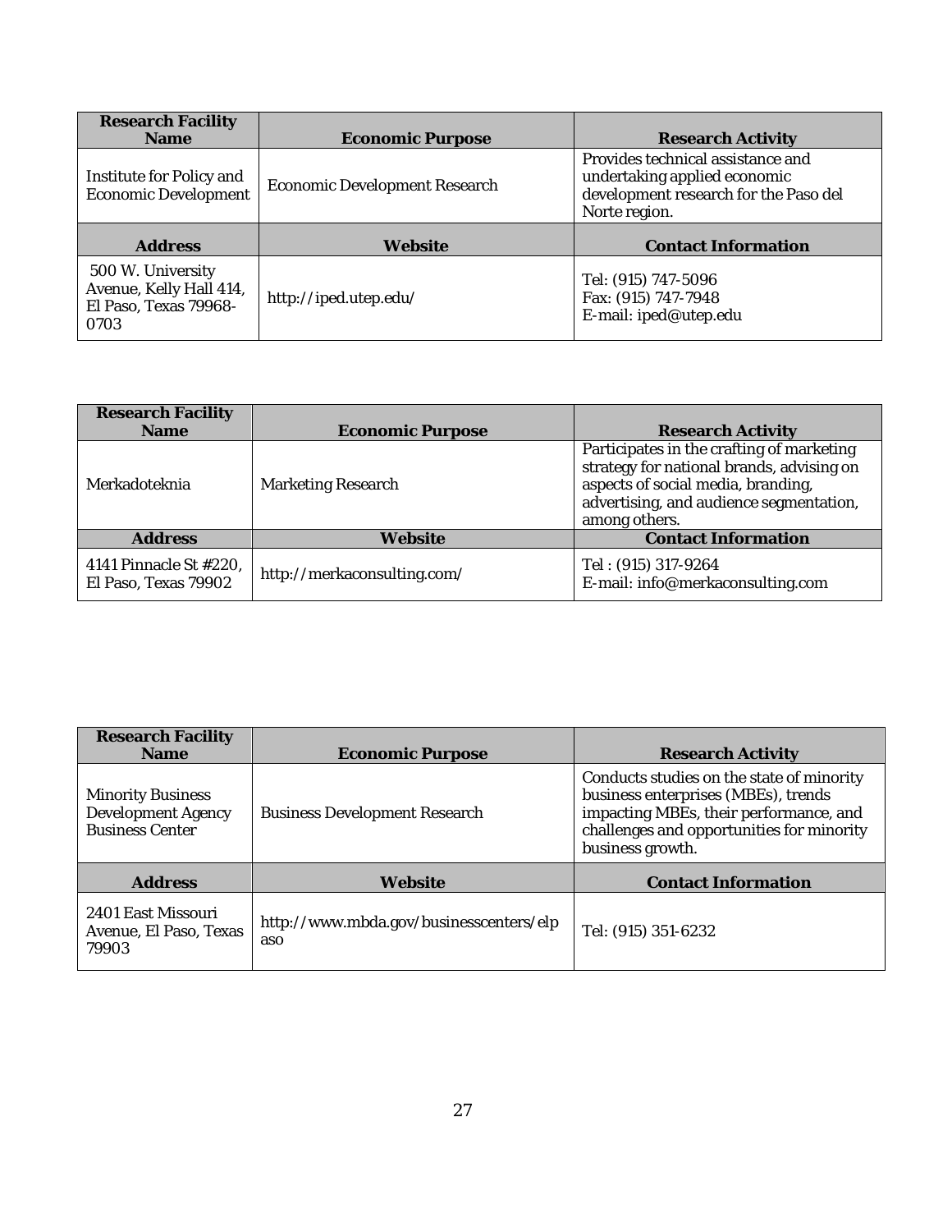| Research Facility Name | Economic Purpose | Research Activity |
|---|---|---|
| Institute for Policy and Economic Development | Economic Development Research | Provides technical assistance and undertaking applied economic development research for the Paso del Norte region. |
| **Address** | **Website** | **Contact Information** |
| 500 W. University Avenue, Kelly Hall 414, El Paso, Texas 79968-0703 | http://iped.utep.edu/ | Tel: (915) 747-5096<br>Fax: (915) 747-7948<br>E-mail: iped@utep.edu |

| Research Facility Name | Economic Purpose | Research Activity |
|---|---|---|
| Merkadoteknia | Marketing Research | Participates in the crafting of marketing strategy for national brands, advising on aspects of social media, branding, advertising, and audience segmentation, among others. |
| **Address** | **Website** | **Contact Information** |
| 4141 Pinnacle St #220, El Paso, Texas 79902 | http://merkaconsulting.com/ | Tel : (915) 317-9264<br>E-mail: info@merkaconsulting.com |

| Research Facility Name | Economic Purpose | Research Activity |
|---|---|---|
| Minority Business Development Agency Business Center | Business Development Research | Conducts studies on the state of minority business enterprises (MBEs), trends impacting MBEs, their performance, and challenges and opportunities for minority business growth. |
| **Address** | **Website** | **Contact Information** |
| 2401 East Missouri Avenue, El Paso, Texas 79903 | http://www.mbda.gov/businesscenters/elpaso | Tel: (915) 351-6232 |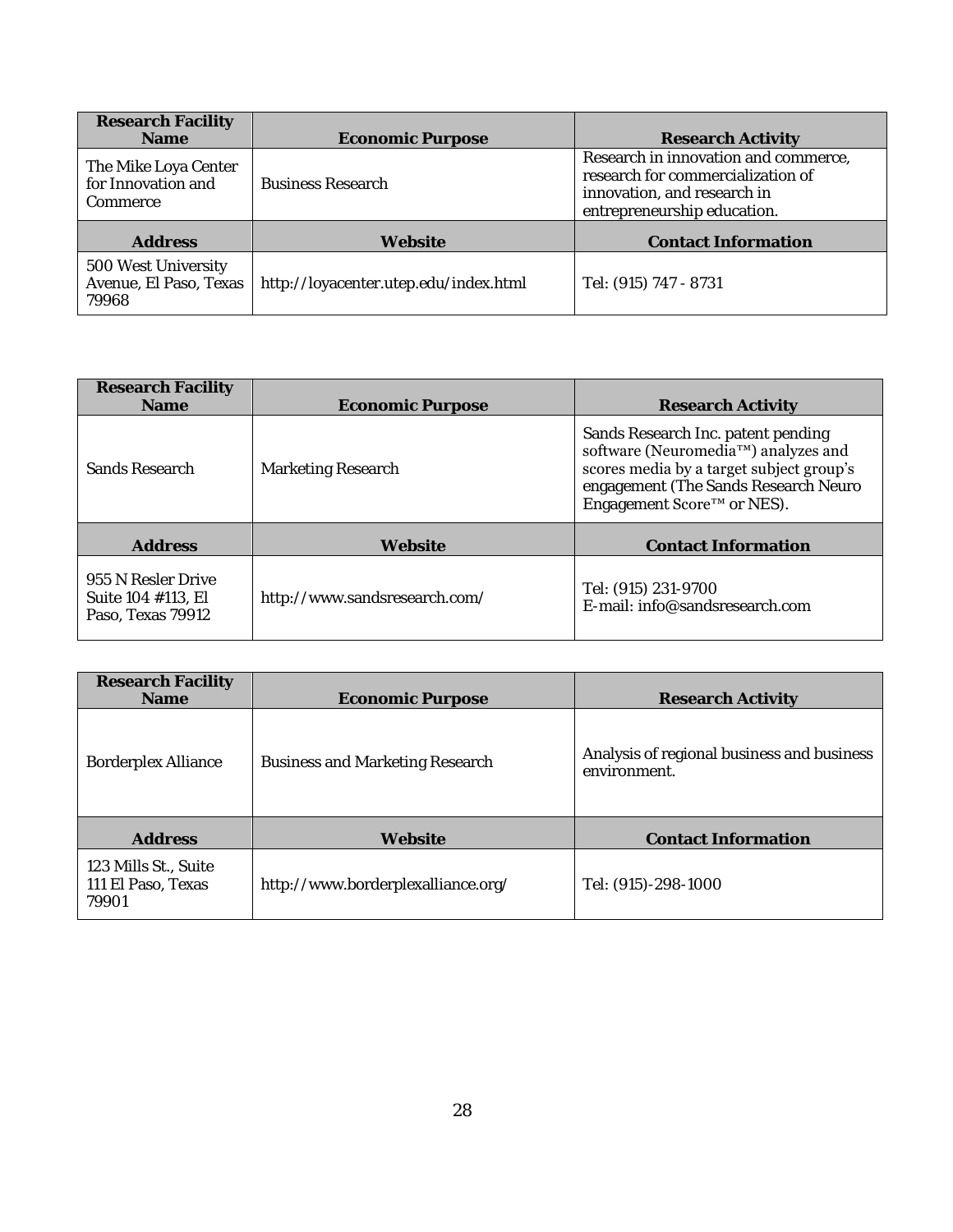| Research Facility Name | Economic Purpose | Research Activity |
|---|---|---|
| The Mike Loya Center for Innovation and Commerce | Business Research | Research in innovation and commerce, research for commercialization of innovation, and research in entrepreneurship education. |
| **Address** | **Website** | **Contact Information** |
| 500 West University Avenue, El Paso, Texas 79968 | http://loyacenter.utep.edu/index.html | Tel: (915) 747 - 8731 |

| Research Facility Name | Economic Purpose | Research Activity |
|---|---|---|
| Sands Research | Marketing Research | Sands Research Inc. patent pending software (Neuromedia™) analyzes and scores media by a target subject group's engagement (The Sands Research Neuro Engagement Score™ or NES). |
| **Address** | **Website** | **Contact Information** |
| 955 N Resler Drive Suite 104 #113, El Paso, Texas 79912 | http://www.sandsresearch.com/ | Tel: (915) 231-9700<br>E-mail: info@sandsresearch.com |

| Research Facility Name | Economic Purpose | Research Activity |
|---|---|---|
| Borderplex Alliance | Business and Marketing Research | Analysis of regional business and business environment. |
| **Address** | **Website** | **Contact Information** |
| 123 Mills St., Suite 111 El Paso, Texas 79901 | http://www.borderplexalliance.org/ | Tel: (915)-298-1000 |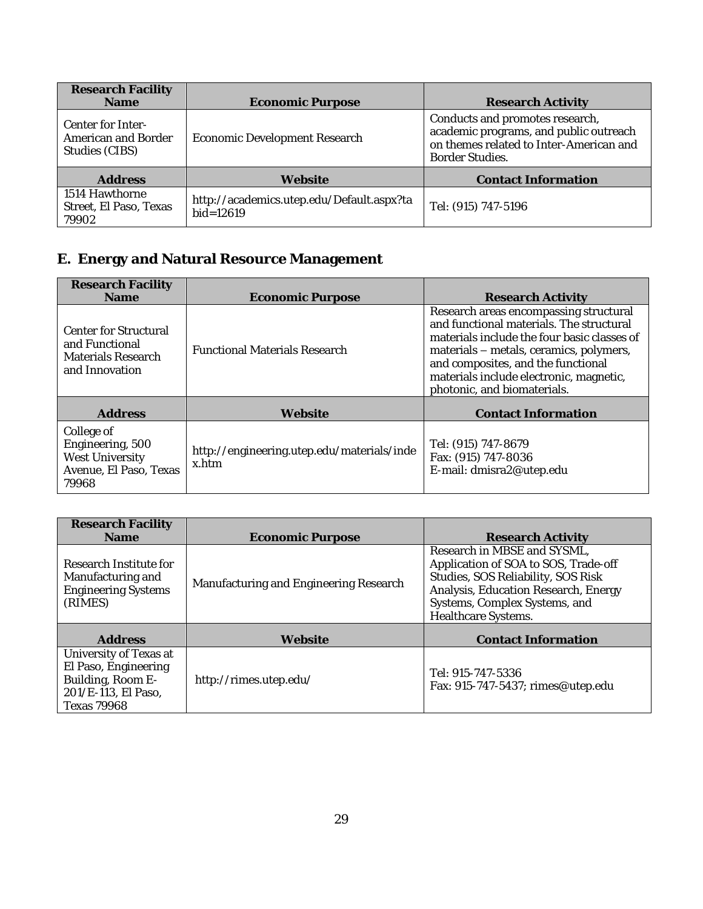| Research Facility Name | Economic Purpose | Research Activity |
|---|---|---|
| Center for Inter-American and Border Studies (CIBS) | Economic Development Research | Conducts and promotes research, academic programs, and public outreach on themes related to Inter-American and Border Studies. |
| **Address** | **Website** | **Contact Information** |
| 1514 Hawthorne Street, El Paso, Texas 79902 | http://academics.utep.edu/Default.aspx?tabid=12619 | Tel: (915) 747-5196 |

## E. Energy and Natural Resource Management

| Research Facility Name | Economic Purpose | Research Activity |
|---|---|---|
| Center for Structural and Functional Materials Research and Innovation | Functional Materials Research | Research areas encompassing structural and functional materials. The structural materials include the four basic classes of materials – metals, ceramics, polymers, and composites, and the functional materials include electronic, magnetic, photonic, and biomaterials. |
| **Address** | **Website** | **Contact Information** |
| College of Engineering, 500 West University Avenue, El Paso, Texas 79968 | http://engineering.utep.edu/materials/index.htm | Tel: (915) 747-8679<br>Fax: (915) 747-8036<br>E-mail: dmisra2@utep.edu |

| Research Facility Name | Economic Purpose | Research Activity |
|---|---|---|
| Research Institute for Manufacturing and Engineering Systems (RIMES) | Manufacturing and Engineering Research | Research in MBSE and SYSML, Application of SOA to SOS, Trade-off Studies, SOS Reliability, SOS Risk Analysis, Education Research, Energy Systems, Complex Systems, and Healthcare Systems. |
| **Address** | **Website** | **Contact Information** |
| University of Texas at El Paso, Engineering Building, Room E-201/E-113, El Paso, Texas 79968 | http://rimes.utep.edu/ | Tel: 915-747-5336<br>Fax: 915-747-5437; rimes@utep.edu |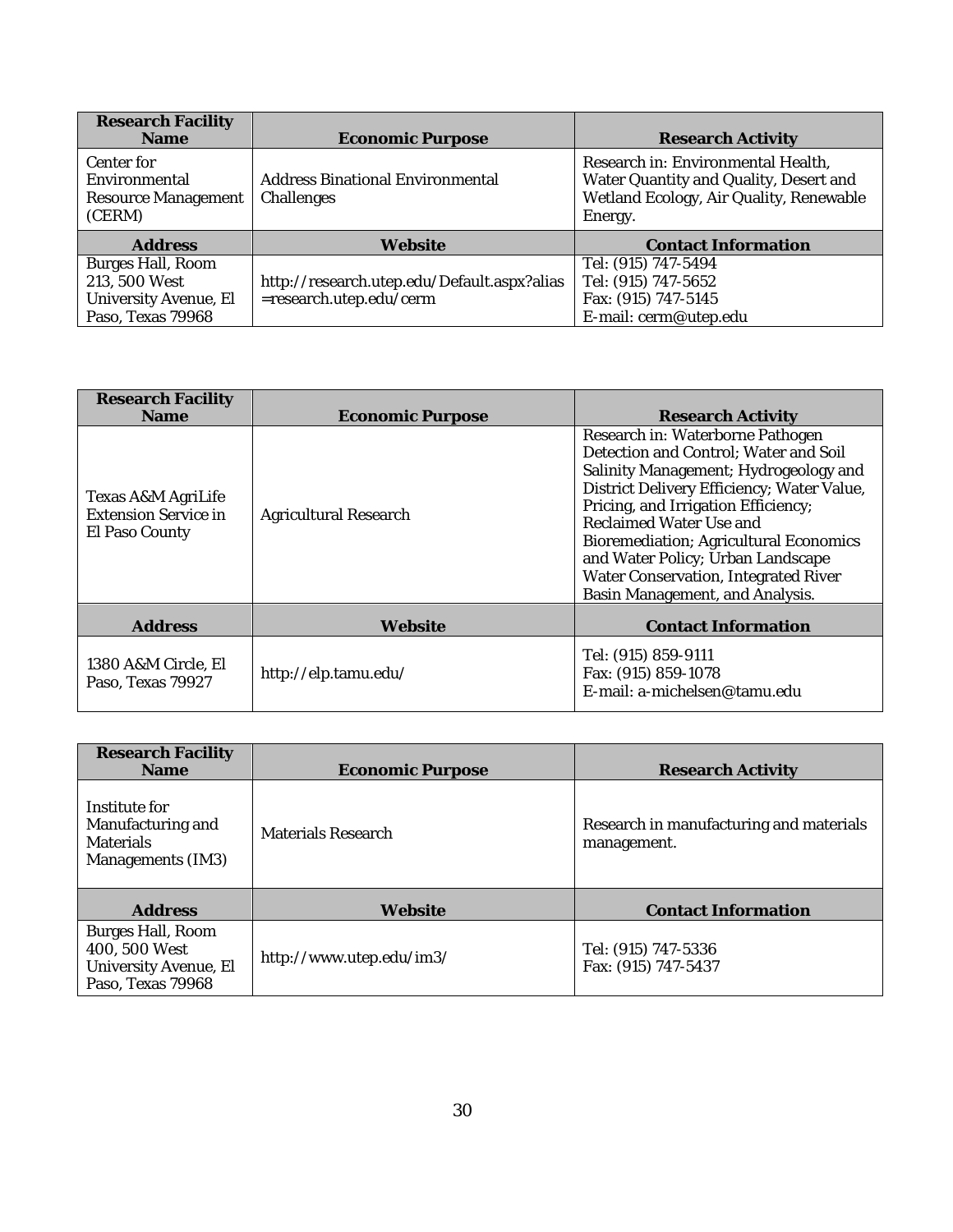| Research Facility Name | Economic Purpose | Research Activity |
|---|---|---|
| Center for Environmental Resource Management (CERM) | Address Binational Environmental Challenges | Research in: Environmental Health, Water Quantity and Quality, Desert and Wetland Ecology, Air Quality, Renewable Energy. |
| **Address** | **Website** | **Contact Information** |
| Burges Hall, Room 213, 500 West University Avenue, El Paso, Texas 79968 | http://research.utep.edu/Default.aspx?alias =research.utep.edu/cerm | Tel: (915) 747-5494<br>Tel: (915) 747-5652<br>Fax: (915) 747-5145<br>E-mail: cerm@utep.edu |

| Research Facility Name | Economic Purpose | Research Activity |
|---|---|---|
| Texas A&M AgriLife Extension Service in El Paso County | Agricultural Research | Research in: Waterborne Pathogen Detection and Control; Water and Soil Salinity Management; Hydrogeology and District Delivery Efficiency; Water Value, Pricing, and Irrigation Efficiency; Reclaimed Water Use and Bioremediation; Agricultural Economics and Water Policy; Urban Landscape Water Conservation, Integrated River Basin Management, and Analysis. |
| **Address** | **Website** | **Contact Information** |
| 1380 A&M Circle, El Paso, Texas 79927 | http://elp.tamu.edu/ | Tel: (915) 859-9111<br>Fax: (915) 859-1078<br>E-mail: a-michelsen@tamu.edu |

| Research Facility Name | Economic Purpose | Research Activity |
|---|---|---|
| Institute for Manufacturing and Materials Managements (IM3) | Materials Research | Research in manufacturing and materials management. |
| **Address** | **Website** | **Contact Information** |
| Burges Hall, Room 400, 500 West University Avenue, El Paso, Texas 79968 | http://www.utep.edu/im3/ | Tel: (915) 747-5336<br>Fax: (915) 747-5437 |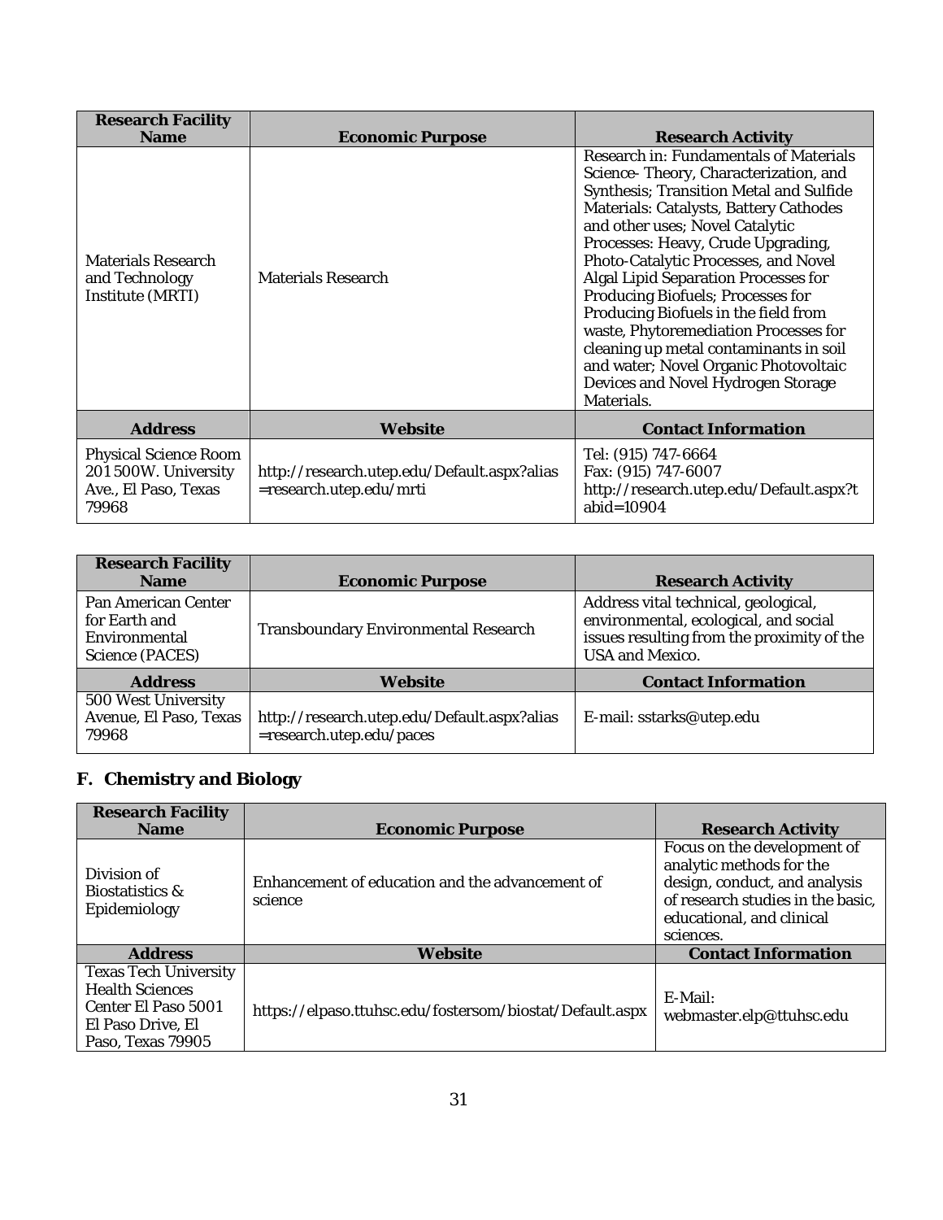| Research Facility Name | Economic Purpose | Research Activity |
|---|---|---|
| Materials Research and Technology Institute (MRTI) | Materials Research | Research in: Fundamentals of Materials Science- Theory, Characterization, and Synthesis; Transition Metal and Sulfide Materials: Catalysts, Battery Cathodes and other uses; Novel Catalytic Processes: Heavy, Crude Upgrading, Photo-Catalytic Processes, and Novel Algal Lipid Separation Processes for Producing Biofuels; Processes for Producing Biofuels in the field from waste, Phytoremediation Processes for cleaning up metal contaminants in soil and water; Novel Organic Photovoltaic Devices and Novel Hydrogen Storage Materials. |
| **Address** | **Website** | **Contact Information** |
| Physical Science Room 201 500W. University Ave., El Paso, Texas 79968 | http://research.utep.edu/Default.aspx?alias=research.utep.edu/mrti | Tel: (915) 747-6664<br>Fax: (915) 747-6007<br>http://research.utep.edu/Default.aspx?tabid=10904 |

| Research Facility Name | Economic Purpose | Research Activity |
|---|---|---|
| Pan American Center for Earth and Environmental Science (PACES) | Transboundary Environmental Research | Address vital technical, geological, environmental, ecological, and social issues resulting from the proximity of the USA and Mexico. |
| **Address** | **Website** | **Contact Information** |
| 500 West University Avenue, El Paso, Texas 79968 | http://research.utep.edu/Default.aspx?alias=research.utep.edu/paces | E-mail: sstarks@utep.edu |

## F. Chemistry and Biology

| Research Facility Name | Economic Purpose | Research Activity |
|---|---|---|
| Division of Biostatistics & Epidemiology | Enhancement of education and the advancement of science | Focus on the development of analytic methods for the design, conduct, and analysis of research studies in the basic, educational, and clinical sciences. |
| **Address** | **Website** | **Contact Information** |
| Texas Tech University Health Sciences Center El Paso 5001 El Paso Drive, El Paso, Texas 79905 | https://elpaso.ttuhsc.edu/fostersom/biostat/Default.aspx | E-Mail: webmaster.elp@ttuhsc.edu |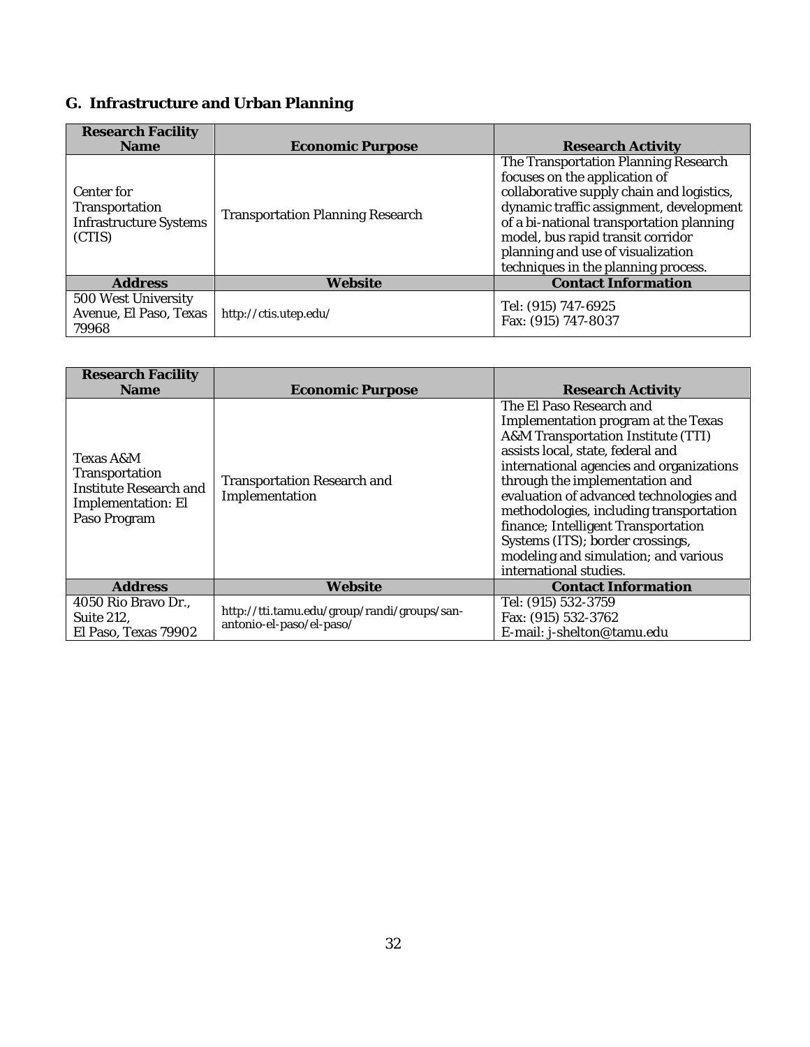## G. Infrastructure and Urban Planning

| Research Facility Name | Economic Purpose | Research Activity |
|---|---|---|
| Center for Transportation Infrastructure Systems (CTIS) | Transportation Planning Research | The Transportation Planning Research focuses on the application of collaborative supply chain and logistics, dynamic traffic assignment, development of a bi-national transportation planning model, bus rapid transit corridor planning and use of visualization techniques in the planning process. |
| **Address** | **Website** | **Contact Information** |
| 500 West University Avenue, El Paso, Texas 79968 | http://ctis.utep.edu/ | Tel: (915) 747-6925<br>Fax: (915) 747-8037 |

| Research Facility Name | Economic Purpose | Research Activity |
|---|---|---|
| Texas A&M Transportation Institute Research and Implementation: El Paso Program | Transportation Research and Implementation | The El Paso Research and Implementation program at the Texas A&M Transportation Institute (TTI) assists local, state, federal and international agencies and organizations through the implementation and evaluation of advanced technologies and methodologies, including transportation finance; Intelligent Transportation Systems (ITS); border crossings, modeling and simulation; and various international studies. |
| **Address** | **Website** | **Contact Information** |
| 4050 Rio Bravo Dr., Suite 212, El Paso, Texas 79902 | http://tti.tamu.edu/group/randi/groups/san-antonio-el-paso/el-paso/ | Tel: (915) 532-3759<br>Fax: (915) 532-3762<br>E-mail: j-shelton@tamu.edu |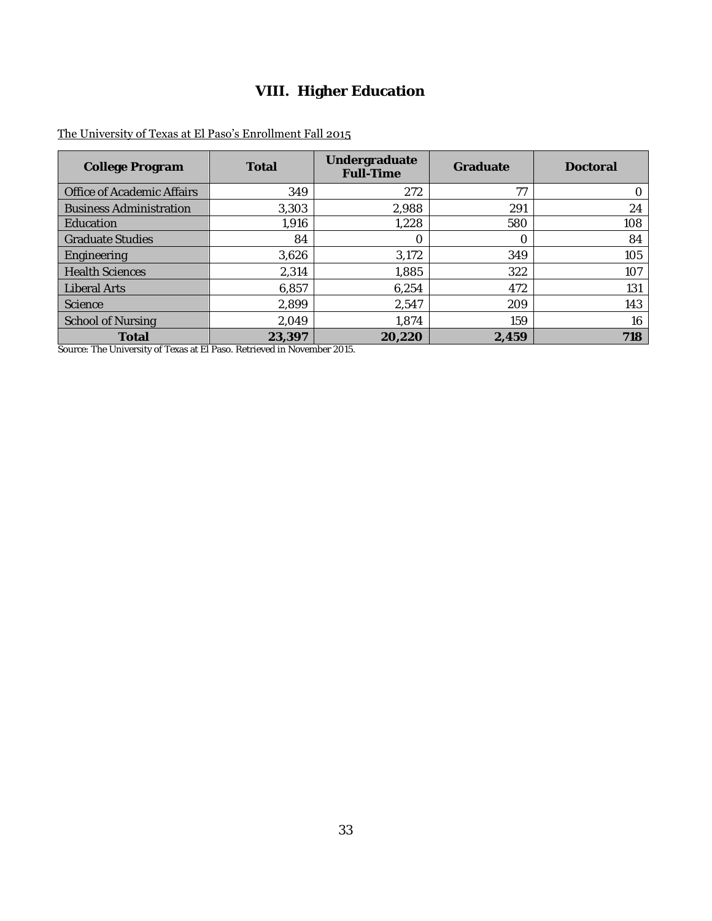# VIII. Higher Education

The University of Texas at El Paso's Enrollment Fall 2015

| College Program | Total | Undergraduate Full-Time | Graduate | Doctoral |
|---|---|---|---|---|
| Office of Academic Affairs | 349 | 272 | 77 | 0 |
| Business Administration | 3,303 | 2,988 | 291 | 24 |
| Education | 1,916 | 1,228 | 580 | 108 |
| Graduate Studies | 84 | 0 | 0 | 84 |
| Engineering | 3,626 | 3,172 | 349 | 105 |
| Health Sciences | 2,314 | 1,885 | 322 | 107 |
| Liberal Arts | 6,857 | 6,254 | 472 | 131 |
| Science | 2,899 | 2,547 | 209 | 143 |
| School of Nursing | 2,049 | 1,874 | 159 | 16 |
| **Total** | **23,397** | **20,220** | **2,459** | **718** |

Source: The University of Texas at El Paso. Retrieved in November 2015.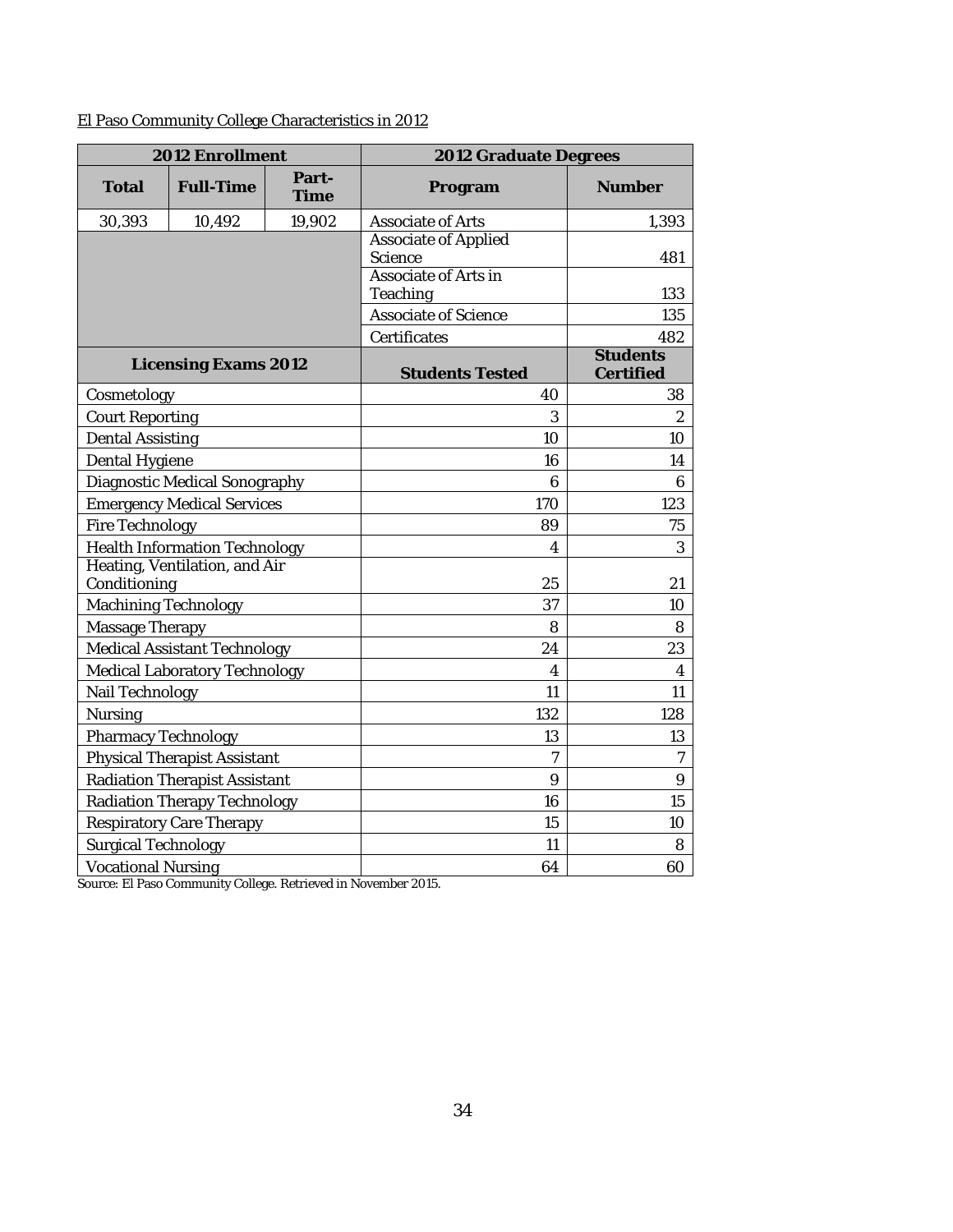El Paso Community College Characteristics in 2012

| 2012 Enrollment | | | 2012 Graduate Degrees | |
|---|---|---|---|---|
| **Total** | **Full-Time** | **Part-Time** | **Program** | **Number** |
| 30,393 | 10,492 | 19,902 | Associate of Arts | 1,393 |
| | | | Associate of Applied Science | 481 |
| | | | Associate of Arts in Teaching | 133 |
| | | | Associate of Science | 135 |
| | | | Certificates | 482 |
| **Licensing Exams 2012** | | | **Students Tested** | **Students Certified** |
| Cosmetology | | | 40 | 38 |
| Court Reporting | | | 3 | 2 |
| Dental Assisting | | | 10 | 10 |
| Dental Hygiene | | | 16 | 14 |
| Diagnostic Medical Sonography | | | 6 | 6 |
| Emergency Medical Services | | | 170 | 123 |
| Fire Technology | | | 89 | 75 |
| Health Information Technology | | | 4 | 3 |
| Heating, Ventilation, and Air Conditioning | | | 25 | 21 |
| Machining Technology | | | 37 | 10 |
| Massage Therapy | | | 8 | 8 |
| Medical Assistant Technology | | | 24 | 23 |
| Medical Laboratory Technology | | | 4 | 4 |
| Nail Technology | | | 11 | 11 |
| Nursing | | | 132 | 128 |
| Pharmacy Technology | | | 13 | 13 |
| Physical Therapist Assistant | | | 7 | 7 |
| Radiation Therapist Assistant | | | 9 | 9 |
| Radiation Therapy Technology | | | 16 | 15 |
| Respiratory Care Therapy | | | 15 | 10 |
| Surgical Technology | | | 11 | 8 |
| Vocational Nursing | | | 64 | 60 |

Source: El Paso Community College. Retrieved in November 2015.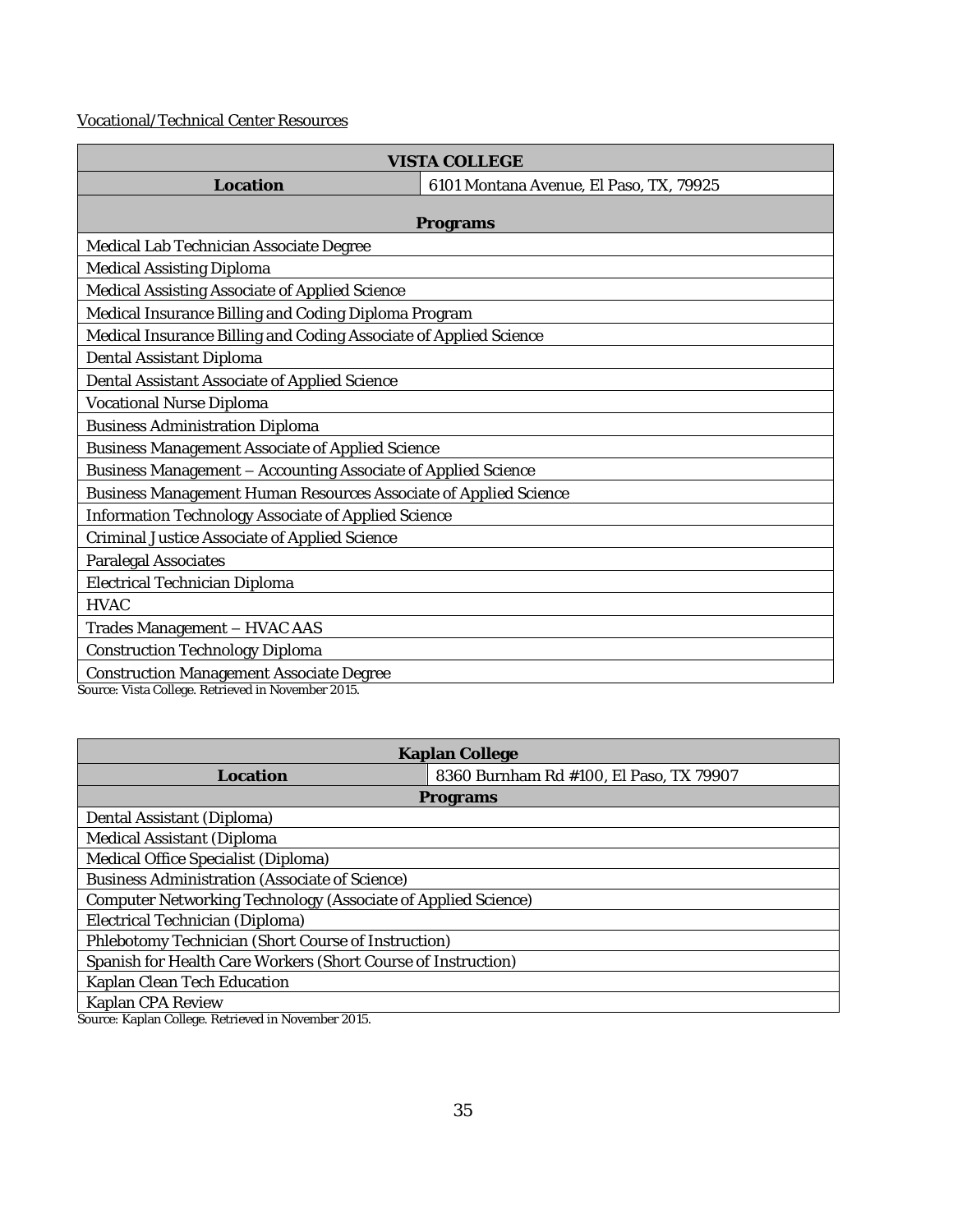Vocational/Technical Center Resources

| VISTA COLLEGE | |
|---|---|
| **Location** | 6101 Montana Avenue, El Paso, TX, 79925 |
| **Programs** | |
| Medical Lab Technician Associate Degree | |
| Medical Assisting Diploma | |
| Medical Assisting Associate of Applied Science | |
| Medical Insurance Billing and Coding Diploma Program | |
| Medical Insurance Billing and Coding Associate of Applied Science | |
| Dental Assistant Diploma | |
| Dental Assistant Associate of Applied Science | |
| Vocational Nurse Diploma | |
| Business Administration Diploma | |
| Business Management Associate of Applied Science | |
| Business Management – Accounting Associate of Applied Science | |
| Business Management Human Resources Associate of Applied Science | |
| Information Technology Associate of Applied Science | |
| Criminal Justice Associate of Applied Science | |
| Paralegal Associates | |
| Electrical Technician Diploma | |
| HVAC | |
| Trades Management – HVAC AAS | |
| Construction Technology Diploma | |
| Construction Management Associate Degree | |

Source: Vista College. Retrieved in November 2015.

| Kaplan College | |
|---|---|
| **Location** | 8360 Burnham Rd #100, El Paso, TX 79907 |
| **Programs** | |
| Dental Assistant (Diploma) | |
| Medical Assistant (Diploma | |
| Medical Office Specialist (Diploma) | |
| Business Administration (Associate of Science) | |
| Computer Networking Technology (Associate of Applied Science) | |
| Electrical Technician (Diploma) | |
| Phlebotomy Technician (Short Course of Instruction) | |
| Spanish for Health Care Workers (Short Course of Instruction) | |
| Kaplan Clean Tech Education | |
| Kaplan CPA Review | |

Source: Kaplan College. Retrieved in November 2015.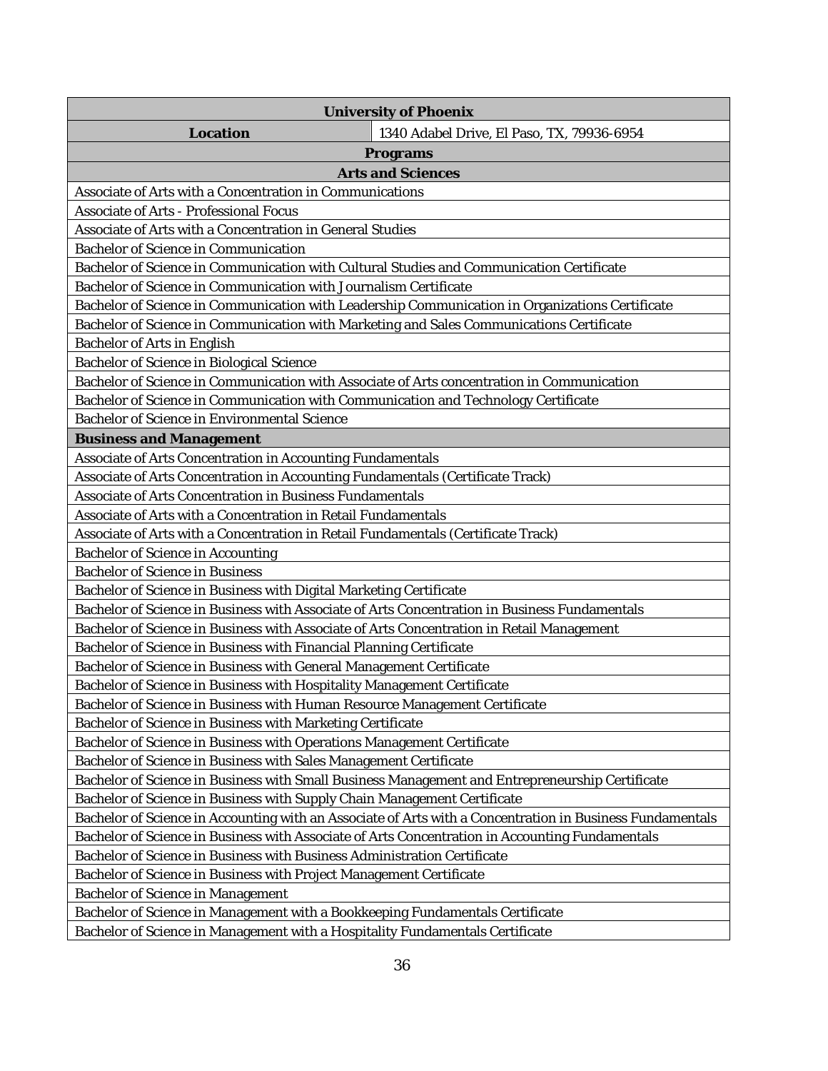| University of Phoenix | |
|---|---|
| **Location** | 1340 Adabel Drive, El Paso, TX, 79936-6954 |
| **Programs** | |
| **Arts and Sciences** | |
| Associate of Arts with a Concentration in Communications | |
| Associate of Arts - Professional Focus | |
| Associate of Arts with a Concentration in General Studies | |
| Bachelor of Science in Communication | |
| Bachelor of Science in Communication with Cultural Studies and Communication Certificate | |
| Bachelor of Science in Communication with Journalism Certificate | |
| Bachelor of Science in Communication with Leadership Communication in Organizations Certificate | |
| Bachelor of Science in Communication with Marketing and Sales Communications Certificate | |
| Bachelor of Arts in English | |
| Bachelor of Science in Biological Science | |
| Bachelor of Science in Communication with Associate of Arts concentration in Communication | |
| Bachelor of Science in Communication with Communication and Technology Certificate | |
| Bachelor of Science in Environmental Science | |
| **Business and Management** | |
| Associate of Arts Concentration in Accounting Fundamentals | |
| Associate of Arts Concentration in Accounting Fundamentals (Certificate Track) | |
| Associate of Arts Concentration in Business Fundamentals | |
| Associate of Arts with a Concentration in Retail Fundamentals | |
| Associate of Arts with a Concentration in Retail Fundamentals (Certificate Track) | |
| Bachelor of Science in Accounting | |
| Bachelor of Science in Business | |
| Bachelor of Science in Business with Digital Marketing Certificate | |
| Bachelor of Science in Business with Associate of Arts Concentration in Business Fundamentals | |
| Bachelor of Science in Business with Associate of Arts Concentration in Retail Management | |
| Bachelor of Science in Business with Financial Planning Certificate | |
| Bachelor of Science in Business with General Management Certificate | |
| Bachelor of Science in Business with Hospitality Management Certificate | |
| Bachelor of Science in Business with Human Resource Management Certificate | |
| Bachelor of Science in Business with Marketing Certificate | |
| Bachelor of Science in Business with Operations Management Certificate | |
| Bachelor of Science in Business with Sales Management Certificate | |
| Bachelor of Science in Business with Small Business Management and Entrepreneurship Certificate | |
| Bachelor of Science in Business with Supply Chain Management Certificate | |
| Bachelor of Science in Accounting with an Associate of Arts with a Concentration in Business Fundamentals | |
| Bachelor of Science in Business with Associate of Arts Concentration in Accounting Fundamentals | |
| Bachelor of Science in Business with Business Administration Certificate | |
| Bachelor of Science in Business with Project Management Certificate | |
| Bachelor of Science in Management | |
| Bachelor of Science in Management with a Bookkeeping Fundamentals Certificate | |
| Bachelor of Science in Management with a Hospitality Fundamentals Certificate | |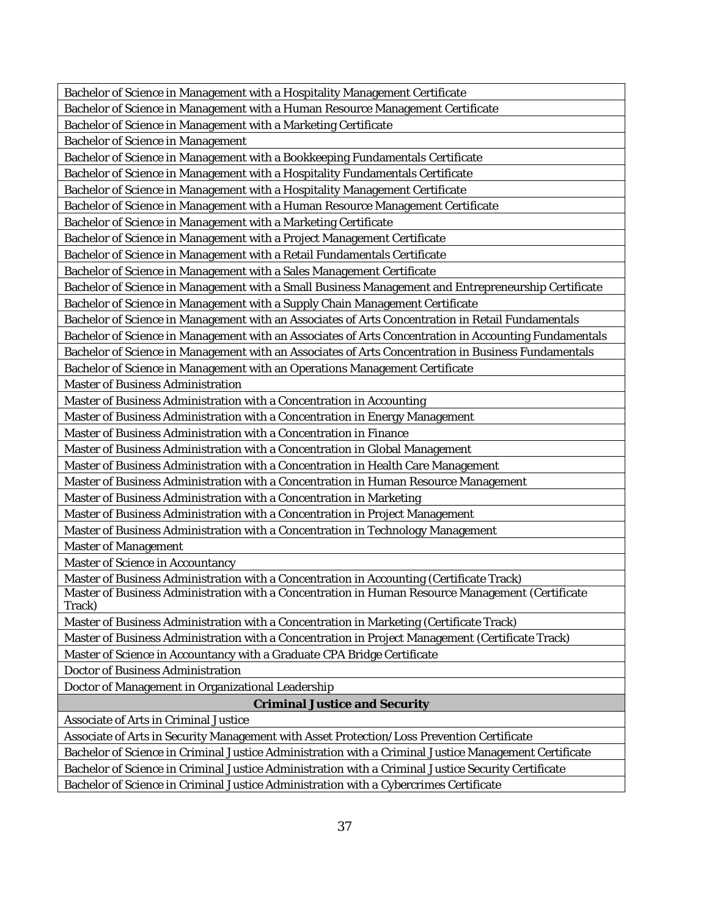| Bachelor of Science in Management with a Hospitality Management Certificate |
|---|
| Bachelor of Science in Management with a Human Resource Management Certificate |
| Bachelor of Science in Management with a Marketing Certificate |
| Bachelor of Science in Management |
| Bachelor of Science in Management with a Bookkeeping Fundamentals Certificate |
| Bachelor of Science in Management with a Hospitality Fundamentals Certificate |
| Bachelor of Science in Management with a Hospitality Management Certificate |
| Bachelor of Science in Management with a Human Resource Management Certificate |
| Bachelor of Science in Management with a Marketing Certificate |
| Bachelor of Science in Management with a Project Management Certificate |
| Bachelor of Science in Management with a Retail Fundamentals Certificate |
| Bachelor of Science in Management with a Sales Management Certificate |
| Bachelor of Science in Management with a Small Business Management and Entrepreneurship Certificate |
| Bachelor of Science in Management with a Supply Chain Management Certificate |
| Bachelor of Science in Management with an Associates of Arts Concentration in Retail Fundamentals |
| Bachelor of Science in Management with an Associates of Arts Concentration in Accounting Fundamentals |
| Bachelor of Science in Management with an Associates of Arts Concentration in Business Fundamentals |
| Bachelor of Science in Management with an Operations Management Certificate |
| Master of Business Administration |
| Master of Business Administration with a Concentration in Accounting |
| Master of Business Administration with a Concentration in Energy Management |
| Master of Business Administration with a Concentration in Finance |
| Master of Business Administration with a Concentration in Global Management |
| Master of Business Administration with a Concentration in Health Care Management |
| Master of Business Administration with a Concentration in Human Resource Management |
| Master of Business Administration with a Concentration in Marketing |
| Master of Business Administration with a Concentration in Project Management |
| Master of Business Administration with a Concentration in Technology Management |
| Master of Management |
| Master of Science in Accountancy |
| Master of Business Administration with a Concentration in Accounting (Certificate Track) |
| Master of Business Administration with a Concentration in Human Resource Management (Certificate Track) |
| Master of Business Administration with a Concentration in Marketing (Certificate Track) |
| Master of Business Administration with a Concentration in Project Management (Certificate Track) |
| Master of Science in Accountancy with a Graduate CPA Bridge Certificate |
| Doctor of Business Administration |
| Doctor of Management in Organizational Leadership |
| **Criminal Justice and Security** |
| Associate of Arts in Criminal Justice |
| Associate of Arts in Security Management with Asset Protection/Loss Prevention Certificate |
| Bachelor of Science in Criminal Justice Administration with a Criminal Justice Management Certificate |
| Bachelor of Science in Criminal Justice Administration with a Criminal Justice Security Certificate |
| Bachelor of Science in Criminal Justice Administration with a Cybercrimes Certificate |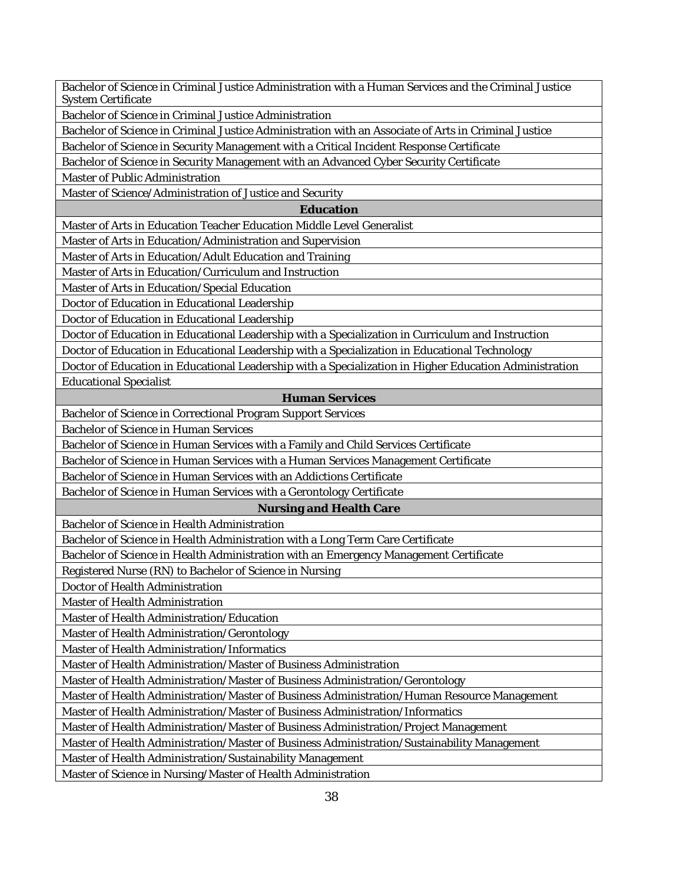| |
|---|
| Bachelor of Science in Criminal Justice Administration with a Human Services and the Criminal Justice System Certificate |
| Bachelor of Science in Criminal Justice Administration |
| Bachelor of Science in Criminal Justice Administration with an Associate of Arts in Criminal Justice |
| Bachelor of Science in Security Management with a Critical Incident Response Certificate |
| Bachelor of Science in Security Management with an Advanced Cyber Security Certificate |
| Master of Public Administration |
| Master of Science/Administration of Justice and Security |
| **Education** |
| Master of Arts in Education Teacher Education Middle Level Generalist |
| Master of Arts in Education/Administration and Supervision |
| Master of Arts in Education/Adult Education and Training |
| Master of Arts in Education/Curriculum and Instruction |
| Master of Arts in Education/Special Education |
| Doctor of Education in Educational Leadership |
| Doctor of Education in Educational Leadership |
| Doctor of Education in Educational Leadership with a Specialization in Curriculum and Instruction |
| Doctor of Education in Educational Leadership with a Specialization in Educational Technology |
| Doctor of Education in Educational Leadership with a Specialization in Higher Education Administration |
| Educational Specialist |
| **Human Services** |
| Bachelor of Science in Correctional Program Support Services |
| Bachelor of Science in Human Services |
| Bachelor of Science in Human Services with a Family and Child Services Certificate |
| Bachelor of Science in Human Services with a Human Services Management Certificate |
| Bachelor of Science in Human Services with an Addictions Certificate |
| Bachelor of Science in Human Services with a Gerontology Certificate |
| **Nursing and Health Care** |
| Bachelor of Science in Health Administration |
| Bachelor of Science in Health Administration with a Long Term Care Certificate |
| Bachelor of Science in Health Administration with an Emergency Management Certificate |
| Registered Nurse (RN) to Bachelor of Science in Nursing |
| Doctor of Health Administration |
| Master of Health Administration |
| Master of Health Administration/Education |
| Master of Health Administration/Gerontology |
| Master of Health Administration/Informatics |
| Master of Health Administration/Master of Business Administration |
| Master of Health Administration/Master of Business Administration/Gerontology |
| Master of Health Administration/Master of Business Administration/Human Resource Management |
| Master of Health Administration/Master of Business Administration/Informatics |
| Master of Health Administration/Master of Business Administration/Project Management |
| Master of Health Administration/Master of Business Administration/Sustainability Management |
| Master of Health Administration/Sustainability Management |
| Master of Science in Nursing/Master of Health Administration |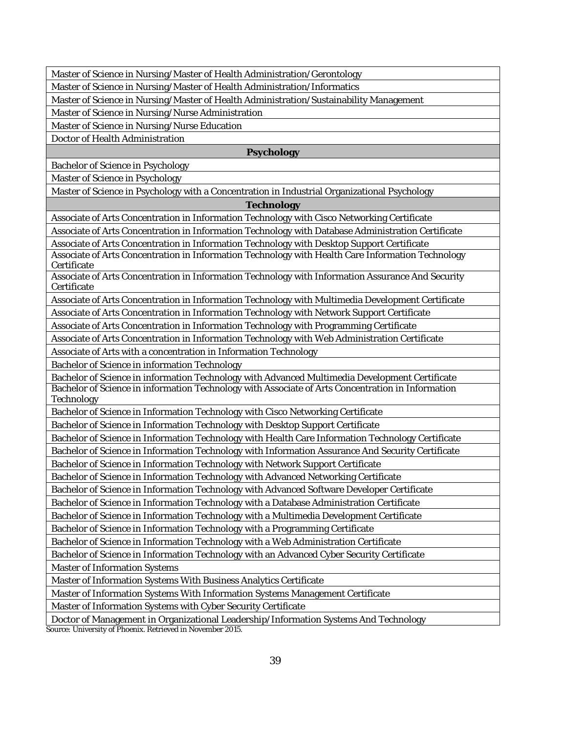| |
|---|
| Master of Science in Nursing/Master of Health Administration/Gerontology |
| Master of Science in Nursing/Master of Health Administration/Informatics |
| Master of Science in Nursing/Master of Health Administration/Sustainability Management |
| Master of Science in Nursing/Nurse Administration |
| Master of Science in Nursing/Nurse Education |
| Doctor of Health Administration |
| **Psychology** |
| Bachelor of Science in Psychology |
| Master of Science in Psychology |
| Master of Science in Psychology with a Concentration in Industrial Organizational Psychology |
| **Technology** |
| Associate of Arts Concentration in Information Technology with Cisco Networking Certificate |
| Associate of Arts Concentration in Information Technology with Database Administration Certificate |
| Associate of Arts Concentration in Information Technology with Desktop Support Certificate |
| Associate of Arts Concentration in Information Technology with Health Care Information Technology Certificate |
| Associate of Arts Concentration in Information Technology with Information Assurance And Security Certificate |
| Associate of Arts Concentration in Information Technology with Multimedia Development Certificate |
| Associate of Arts Concentration in Information Technology with Network Support Certificate |
| Associate of Arts Concentration in Information Technology with Programming Certificate |
| Associate of Arts Concentration in Information Technology with Web Administration Certificate |
| Associate of Arts with a concentration in Information Technology |
| Bachelor of Science in information Technology |
| Bachelor of Science in information Technology with Advanced Multimedia Development Certificate |
| Bachelor of Science in information Technology with Associate of Arts Concentration in Information Technology |
| Bachelor of Science in Information Technology with Cisco Networking Certificate |
| Bachelor of Science in Information Technology with Desktop Support Certificate |
| Bachelor of Science in Information Technology with Health Care Information Technology Certificate |
| Bachelor of Science in Information Technology with Information Assurance And Security Certificate |
| Bachelor of Science in Information Technology with Network Support Certificate |
| Bachelor of Science in Information Technology with Advanced Networking Certificate |
| Bachelor of Science in Information Technology with Advanced Software Developer Certificate |
| Bachelor of Science in Information Technology with a Database Administration Certificate |
| Bachelor of Science in Information Technology with a Multimedia Development Certificate |
| Bachelor of Science in Information Technology with a Programming Certificate |
| Bachelor of Science in Information Technology with a Web Administration Certificate |
| Bachelor of Science in Information Technology with an Advanced Cyber Security Certificate |
| Master of Information Systems |
| Master of Information Systems With Business Analytics Certificate |
| Master of Information Systems With Information Systems Management Certificate |
| Master of Information Systems with Cyber Security Certificate |
| Doctor of Management in Organizational Leadership/Information Systems And Technology |

Source: University of Phoenix. Retrieved in November 2015.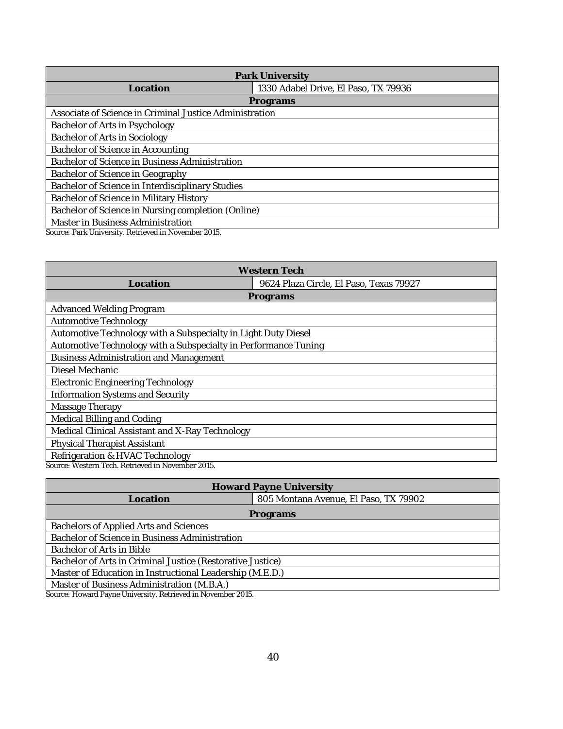| Park University | |
|---|---|
| **Location** | 1330 Adabel Drive, El Paso, TX 79936 |
| **Programs** | |
| Associate of Science in Criminal Justice Administration | |
| Bachelor of Arts in Psychology | |
| Bachelor of Arts in Sociology | |
| Bachelor of Science in Accounting | |
| Bachelor of Science in Business Administration | |
| Bachelor of Science in Geography | |
| Bachelor of Science in Interdisciplinary Studies | |
| Bachelor of Science in Military History | |
| Bachelor of Science in Nursing completion (Online) | |
| Master in Business Administration | |

Source: Park University. Retrieved in November 2015.

| Western Tech | |
|---|---|
| **Location** | 9624 Plaza Circle, El Paso, Texas 79927 |
| **Programs** | |
| Advanced Welding Program | |
| Automotive Technology | |
| Automotive Technology with a Subspecialty in Light Duty Diesel | |
| Automotive Technology with a Subspecialty in Performance Tuning | |
| Business Administration and Management | |
| Diesel Mechanic | |
| Electronic Engineering Technology | |
| Information Systems and Security | |
| Massage Therapy | |
| Medical Billing and Coding | |
| Medical Clinical Assistant and X-Ray Technology | |
| Physical Therapist Assistant | |
| Refrigeration & HVAC Technology | |

Source: Western Tech. Retrieved in November 2015.

| Howard Payne University | |
|---|---|
| **Location** | 805 Montana Avenue, El Paso, TX 79902 |
| **Programs** | |
| Bachelors of Applied Arts and Sciences | |
| Bachelor of Science in Business Administration | |
| Bachelor of Arts in Bible | |
| Bachelor of Arts in Criminal Justice (Restorative Justice) | |
| Master of Education in Instructional Leadership (M.E.D.) | |
| Master of Business Administration (M.B.A.) | |

Source: Howard Payne University. Retrieved in November 2015.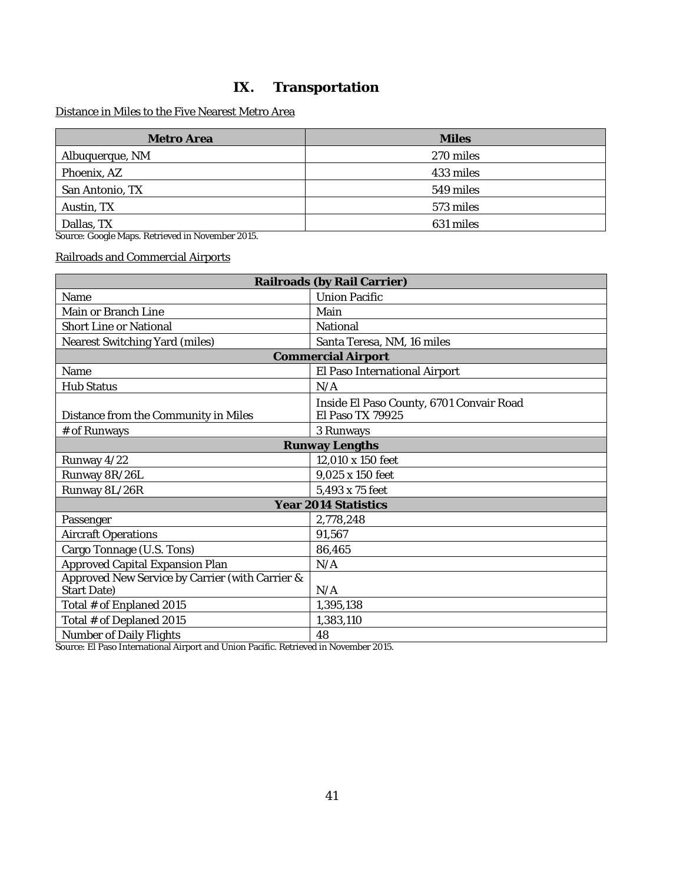# IX. Transportation

Distance in Miles to the Five Nearest Metro Area

| Metro Area | Miles |
|---|---|
| Albuquerque, NM | 270 miles |
| Phoenix, AZ | 433 miles |
| San Antonio, TX | 549 miles |
| Austin, TX | 573 miles |
| Dallas, TX | 631 miles |

Source: Google Maps. Retrieved in November 2015.

Railroads and Commercial Airports

| Railroads (by Rail Carrier) | |
|---|---|
| Name | Union Pacific |
| Main or Branch Line | Main |
| Short Line or National | National |
| Nearest Switching Yard (miles) | Santa Teresa, NM, 16 miles |
| **Commercial Airport** | |
| Name | El Paso International Airport |
| Hub Status | N/A |
| Distance from the Community in Miles | Inside El Paso County, 6701 Convair Road El Paso TX 79925 |
| # of Runways | 3 Runways |
| **Runway Lengths** | |
| Runway 4/22 | 12,010 x 150 feet |
| Runway 8R/26L | 9,025 x 150 feet |
| Runway 8L/26R | 5,493 x 75 feet |
| **Year 2014 Statistics** | |
| Passenger | 2,778,248 |
| Aircraft Operations | 91,567 |
| Cargo Tonnage (U.S. Tons) | 86,465 |
| Approved Capital Expansion Plan | N/A |
| Approved New Service by Carrier (with Carrier & Start Date) | N/A |
| Total # of Enplaned 2015 | 1,395,138 |
| Total # of Deplaned 2015 | 1,383,110 |
| Number of Daily Flights | 48 |

Source: El Paso International Airport and Union Pacific. Retrieved in November 2015.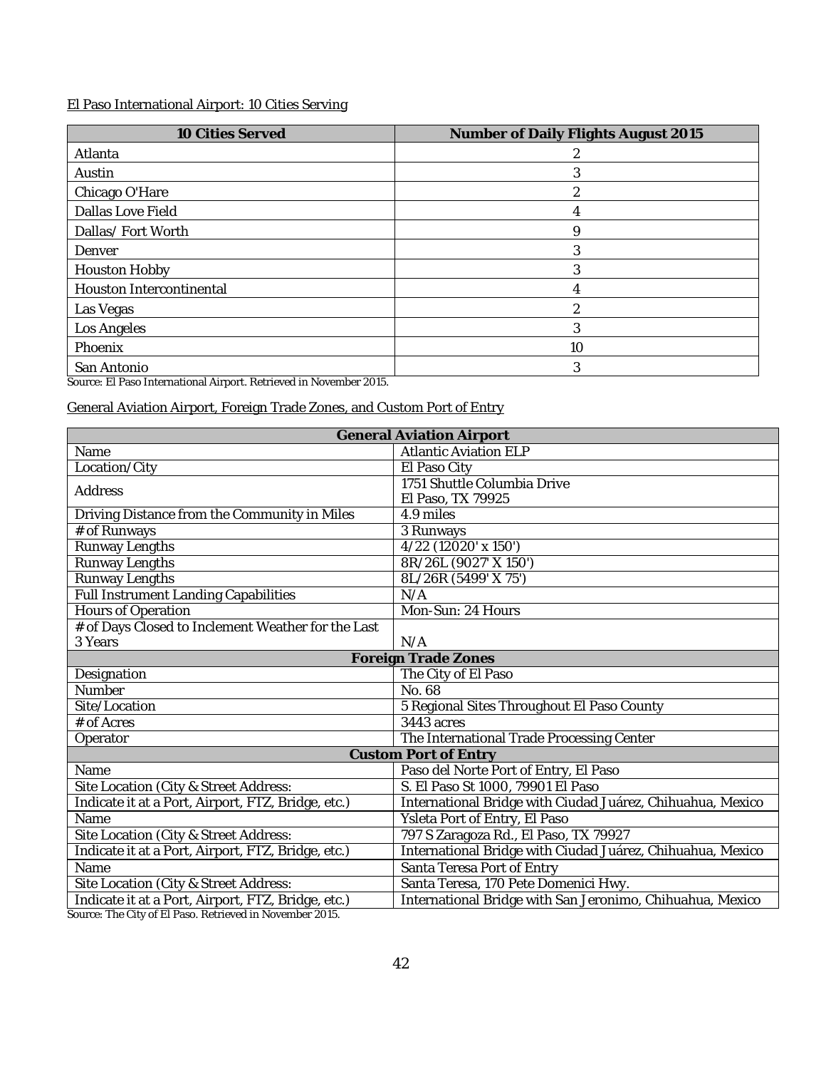El Paso International Airport: 10 Cities Serving

| 10 Cities Served | Number of Daily Flights August 2015 |
|---|---|
| Atlanta | 2 |
| Austin | 3 |
| Chicago O'Hare | 2 |
| Dallas Love Field | 4 |
| Dallas/ Fort Worth | 9 |
| Denver | 3 |
| Houston Hobby | 3 |
| Houston Intercontinental | 4 |
| Las Vegas | 2 |
| Los Angeles | 3 |
| Phoenix | 10 |
| San Antonio | 3 |

Source: El Paso International Airport. Retrieved in November 2015.

General Aviation Airport, Foreign Trade Zones, and Custom Port of Entry

| General Aviation Airport | |
|---|---|
| Name | Atlantic Aviation ELP |
| Location/City | El Paso City |
| Address | 1751 Shuttle Columbia Drive<br>El Paso, TX 79925 |
| Driving Distance from the Community in Miles | 4.9 miles |
| # of Runways | 3 Runways |
| Runway Lengths | 4/22 (12020' x 150') |
| Runway Lengths | 8R/26L (9027' X 150') |
| Runway Lengths | 8L/26R (5499' X 75') |
| Full Instrument Landing Capabilities | N/A |
| Hours of Operation | Mon-Sun: 24 Hours |
| # of Days Closed to Inclement Weather for the Last 3 Years | N/A |
| **Foreign Trade Zones** | |
| Designation | The City of El Paso |
| Number | No. 68 |
| Site/Location | 5 Regional Sites Throughout El Paso County |
| # of Acres | 3443 acres |
| Operator | The International Trade Processing Center |
| **Custom Port of Entry** | |
| Name | Paso del Norte Port of Entry, El Paso |
| Site Location (City & Street Address: | S. El Paso St 1000, 79901 El Paso |
| Indicate it at a Port, Airport, FTZ, Bridge, etc.) | International Bridge with Ciudad Juárez, Chihuahua, Mexico |
| Name | Ysleta Port of Entry, El Paso |
| Site Location (City & Street Address: | 797 S Zaragoza Rd., El Paso, TX 79927 |
| Indicate it at a Port, Airport, FTZ, Bridge, etc.) | International Bridge with Ciudad Juárez, Chihuahua, Mexico |
| Name | Santa Teresa Port of Entry |
| Site Location (City & Street Address: | Santa Teresa, 170 Pete Domenici Hwy. |
| Indicate it at a Port, Airport, FTZ, Bridge, etc.) | International Bridge with San Jeronimo, Chihuahua, Mexico |

Source: The City of El Paso. Retrieved in November 2015.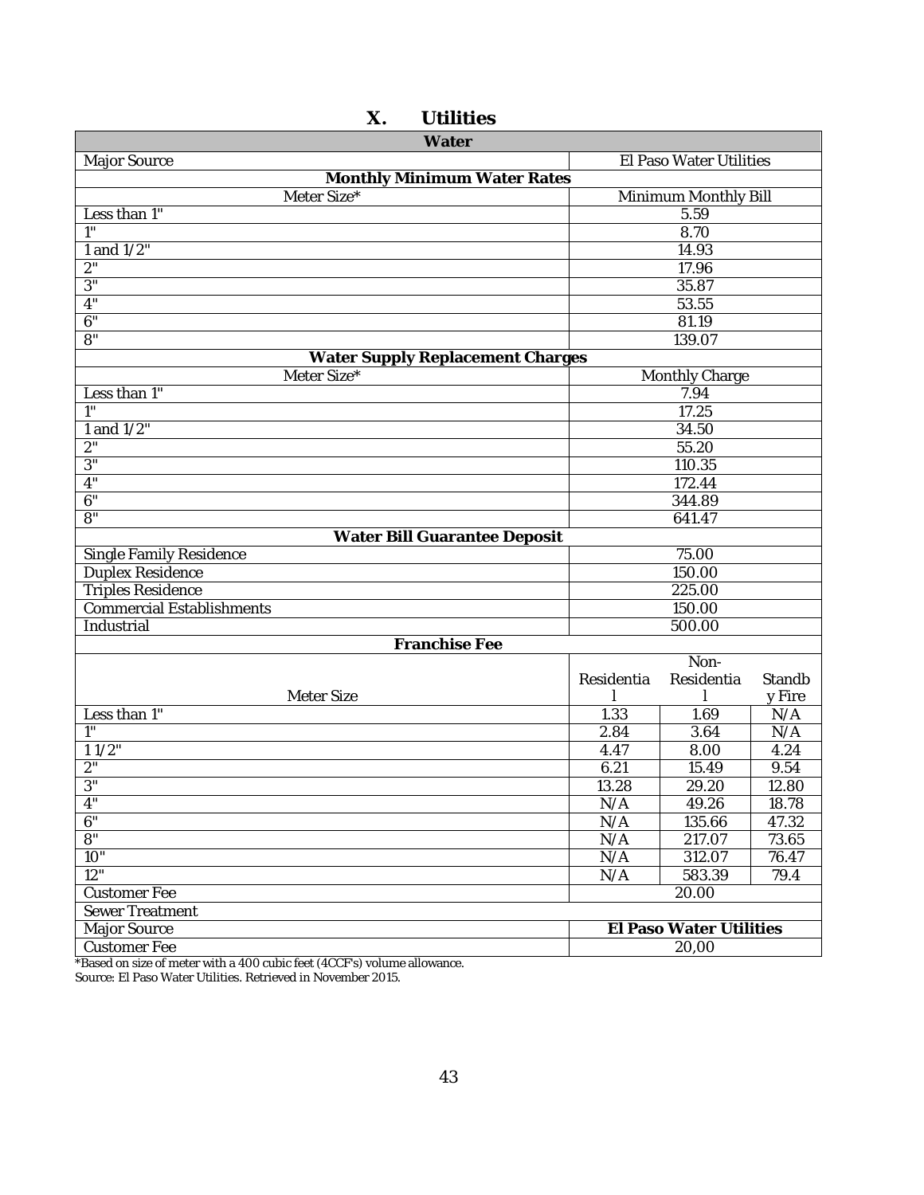# X. Utilities

| Water | | | |
|---|---|---|---|
| Major Source | El Paso Water Utilities | | |
| **Monthly Minimum Water Rates** | | | |
| Meter Size* | Minimum Monthly Bill | | |
| Less than 1" | 5.59 | | |
| 1" | 8.70 | | |
| 1 and 1/2" | 14.93 | | |
| 2" | 17.96 | | |
| 3" | 35.87 | | |
| 4" | 53.55 | | |
| 6" | 81.19 | | |
| 8" | 139.07 | | |
| **Water Supply Replacement Charges** | | | |
| Meter Size* | Monthly Charge | | |
| Less than 1" | 7.94 | | |
| 1" | 17.25 | | |
| 1 and 1/2" | 34.50 | | |
| 2" | 55.20 | | |
| 3" | 110.35 | | |
| 4" | 172.44 | | |
| 6" | 344.89 | | |
| 8" | 641.47 | | |
| **Water Bill Guarantee Deposit** | | | |
| Single Family Residence | 75.00 | | |
| Duplex Residence | 150.00 | | |
| Triples Residence | 225.00 | | |
| Commercial Establishments | 150.00 | | |
| Industrial | 500.00 | | |
| **Franchise Fee** | | | |
| Meter Size | Residential | Non-Residential | Standby Fire |
| Less than 1" | 1.33 | 1.69 | N/A |
| 1" | 2.84 | 3.64 | N/A |
| 1 1/2" | 4.47 | 8.00 | 4.24 |
| 2" | 6.21 | 15.49 | 9.54 |
| 3" | 13.28 | 29.20 | 12.80 |
| 4" | N/A | 49.26 | 18.78 |
| 6" | N/A | 135.66 | 47.32 |
| 8" | N/A | 217.07 | 73.65 |
| 10" | N/A | 312.07 | 76.47 |
| 12" | N/A | 583.39 | 79.4 |
| Customer Fee | 20.00 | | |
| Sewer Treatment | | | |
| Major Source | **El Paso Water Utilities** | | |
| Customer Fee | 20,00 | | |

*Based on size of meter with a 400 cubic feet (4CCF's) volume allowance.
Source: El Paso Water Utilities. Retrieved in November 2015.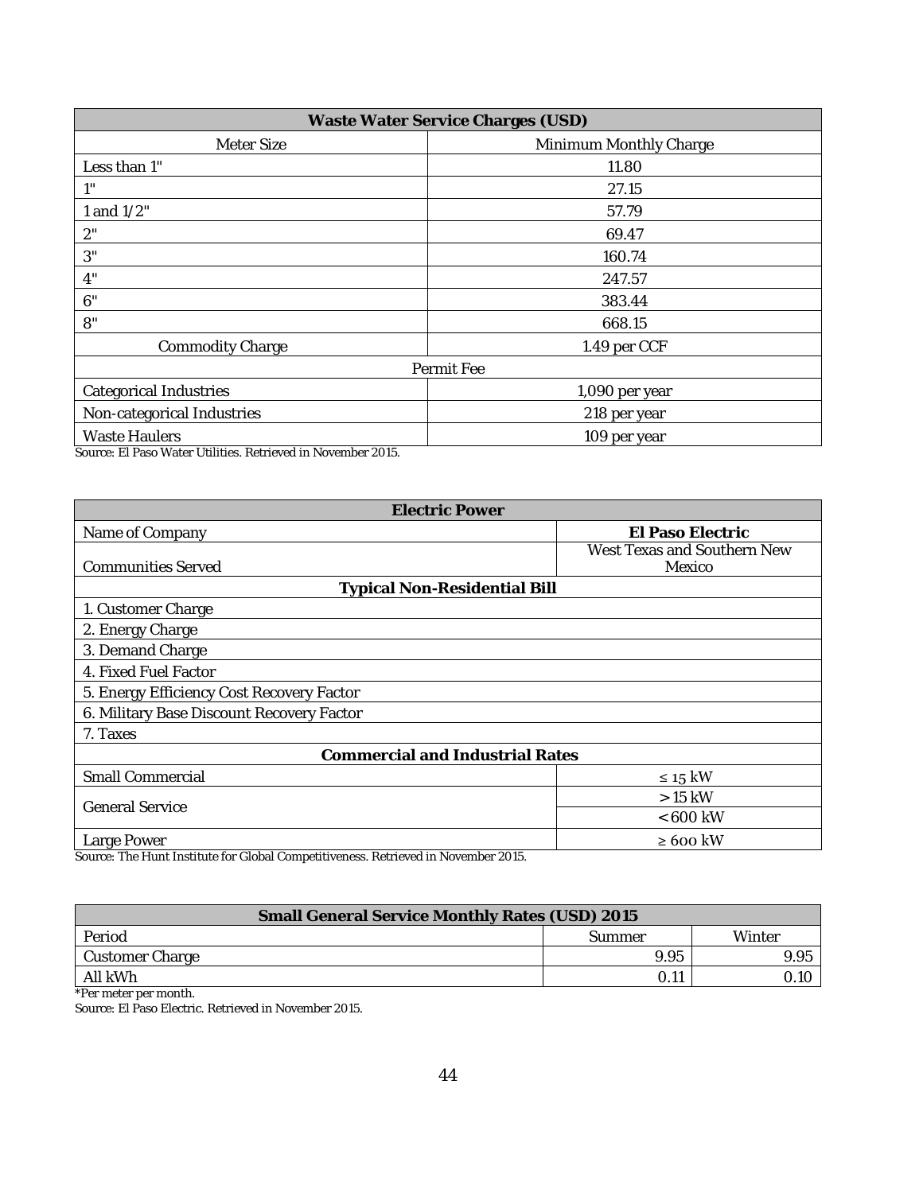| Waste Water Service Charges (USD) | |
|---|---|
| Meter Size | Minimum Monthly Charge |
| Less than 1" | 11.80 |
| 1" | 27.15 |
| 1 and 1/2" | 57.79 |
| 2" | 69.47 |
| 3" | 160.74 |
| 4" | 247.57 |
| 6" | 383.44 |
| 8" | 668.15 |
| Commodity Charge | 1.49 per CCF |
| Permit Fee | |
| Categorical Industries | 1,090 per year |
| Non-categorical Industries | 218 per year |
| Waste Haulers | 109 per year |

Source: El Paso Water Utilities. Retrieved in November 2015.

| Electric Power | |
|---|---|
| Name of Company | **El Paso Electric** |
| Communities Served | West Texas and Southern New Mexico |
| **Typical Non-Residential Bill** | |
| 1. Customer Charge | |
| 2. Energy Charge | |
| 3. Demand Charge | |
| 4. Fixed Fuel Factor | |
| 5. Energy Efficiency Cost Recovery Factor | |
| 6. Military Base Discount Recovery Factor | |
| 7. Taxes | |
| **Commercial and Industrial Rates** | |
| Small Commercial | ≤ 15 kW |
| General Service | > 15 kW |
| | < 600 kW |
| Large Power | ≥ 600 kW |

Source: The Hunt Institute for Global Competitiveness. Retrieved in November 2015.

| Small General Service Monthly Rates (USD) 2015 | | |
|---|---|---|
| Period | Summer | Winter |
| Customer Charge | 9.95 | 9.95 |
| All kWh | 0.11 | 0.10 |

*Per meter per month.

Source: El Paso Electric. Retrieved in November 2015.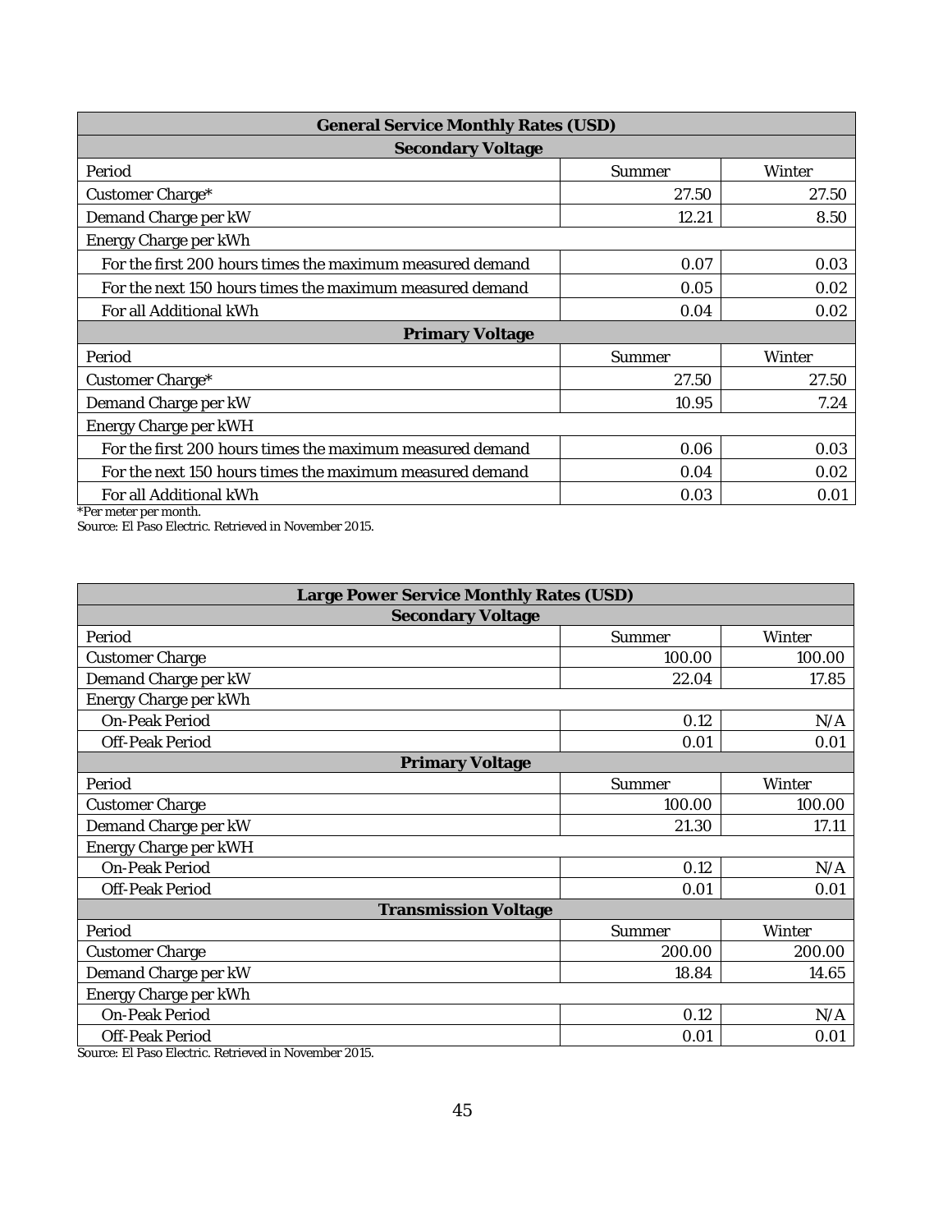| General Service Monthly Rates (USD) | | |
|---|---|---|
| **Secondary Voltage** | | |
| Period | Summer | Winter |
| Customer Charge* | 27.50 | 27.50 |
| Demand Charge per kW | 12.21 | 8.50 |
| Energy Charge per kWh | | |
| For the first 200 hours times the maximum measured demand | 0.07 | 0.03 |
| For the next 150 hours times the maximum measured demand | 0.05 | 0.02 |
| For all Additional kWh | 0.04 | 0.02 |
| **Primary Voltage** | | |
| Period | Summer | Winter |
| Customer Charge* | 27.50 | 27.50 |
| Demand Charge per kW | 10.95 | 7.24 |
| Energy Charge per kWH | | |
| For the first 200 hours times the maximum measured demand | 0.06 | 0.03 |
| For the next 150 hours times the maximum measured demand | 0.04 | 0.02 |
| For all Additional kWh | 0.03 | 0.01 |

*Per meter per month.
Source: El Paso Electric. Retrieved in November 2015.

| Large Power Service Monthly Rates (USD) | | |
|---|---|---|
| **Secondary Voltage** | | |
| Period | Summer | Winter |
| Customer Charge | 100.00 | 100.00 |
| Demand Charge per kW | 22.04 | 17.85 |
| Energy Charge per kWh | | |
| On-Peak Period | 0.12 | N/A |
| Off-Peak Period | 0.01 | 0.01 |
| **Primary Voltage** | | |
| Period | Summer | Winter |
| Customer Charge | 100.00 | 100.00 |
| Demand Charge per kW | 21.30 | 17.11 |
| Energy Charge per kWH | | |
| On-Peak Period | 0.12 | N/A |
| Off-Peak Period | 0.01 | 0.01 |
| **Transmission Voltage** | | |
| Period | Summer | Winter |
| Customer Charge | 200.00 | 200.00 |
| Demand Charge per kW | 18.84 | 14.65 |
| Energy Charge per kWh | | |
| On-Peak Period | 0.12 | N/A |
| Off-Peak Period | 0.01 | 0.01 |

Source: El Paso Electric. Retrieved in November 2015.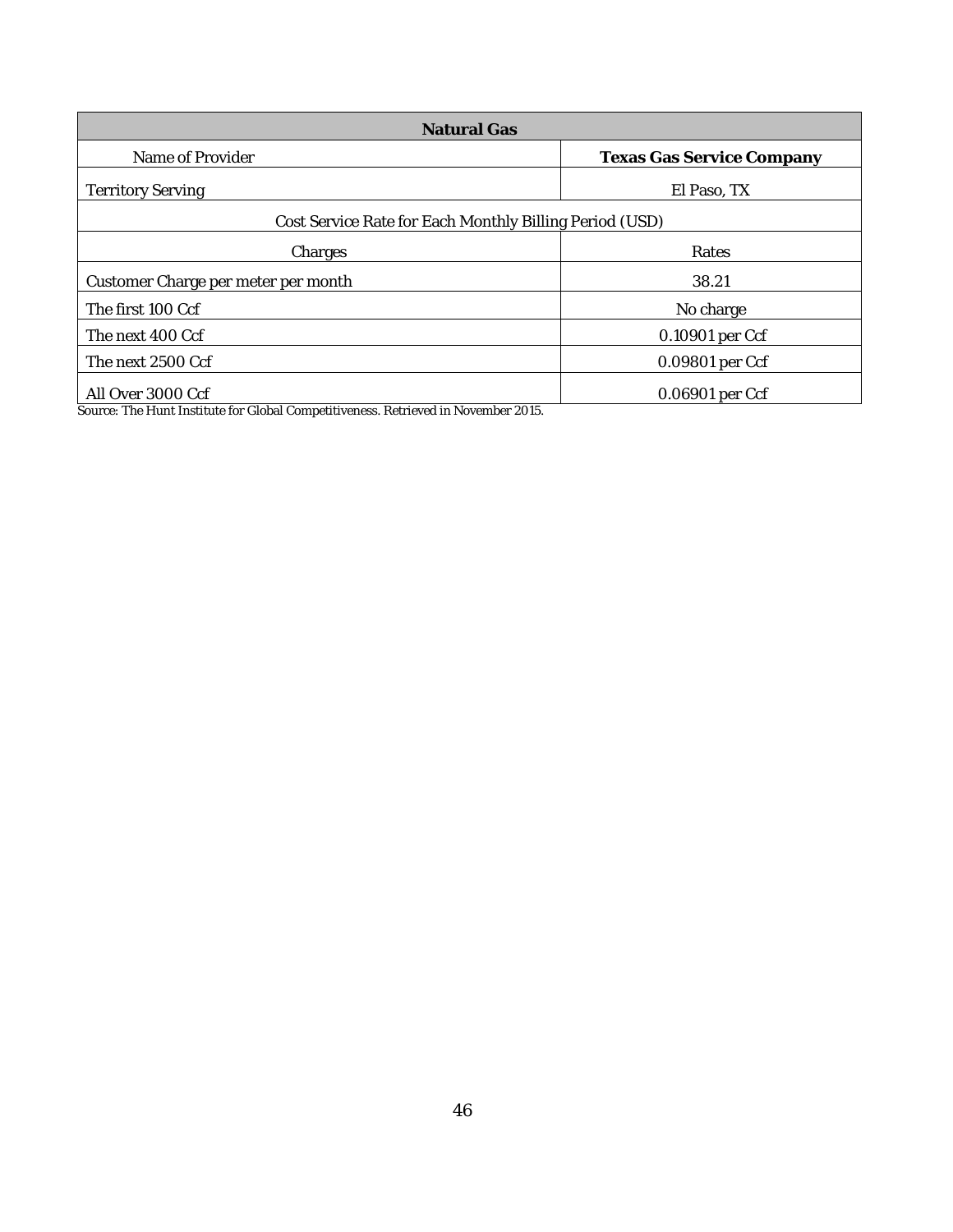| Natural Gas | |
|---|---|
| Name of Provider | **Texas Gas Service Company** |
| Territory Serving | El Paso, TX |
| Cost Service Rate for Each Monthly Billing Period (USD) | |
| Charges | Rates |
| Customer Charge per meter per month | 38.21 |
| The first 100 Ccf | No charge |
| The next 400 Ccf | 0.10901 per Ccf |
| The next 2500 Ccf | 0.09801 per Ccf |
| All Over 3000 Ccf | 0.06901 per Ccf |

*Source: The Hunt Institute for Global Competitiveness. Retrieved in November 2015.*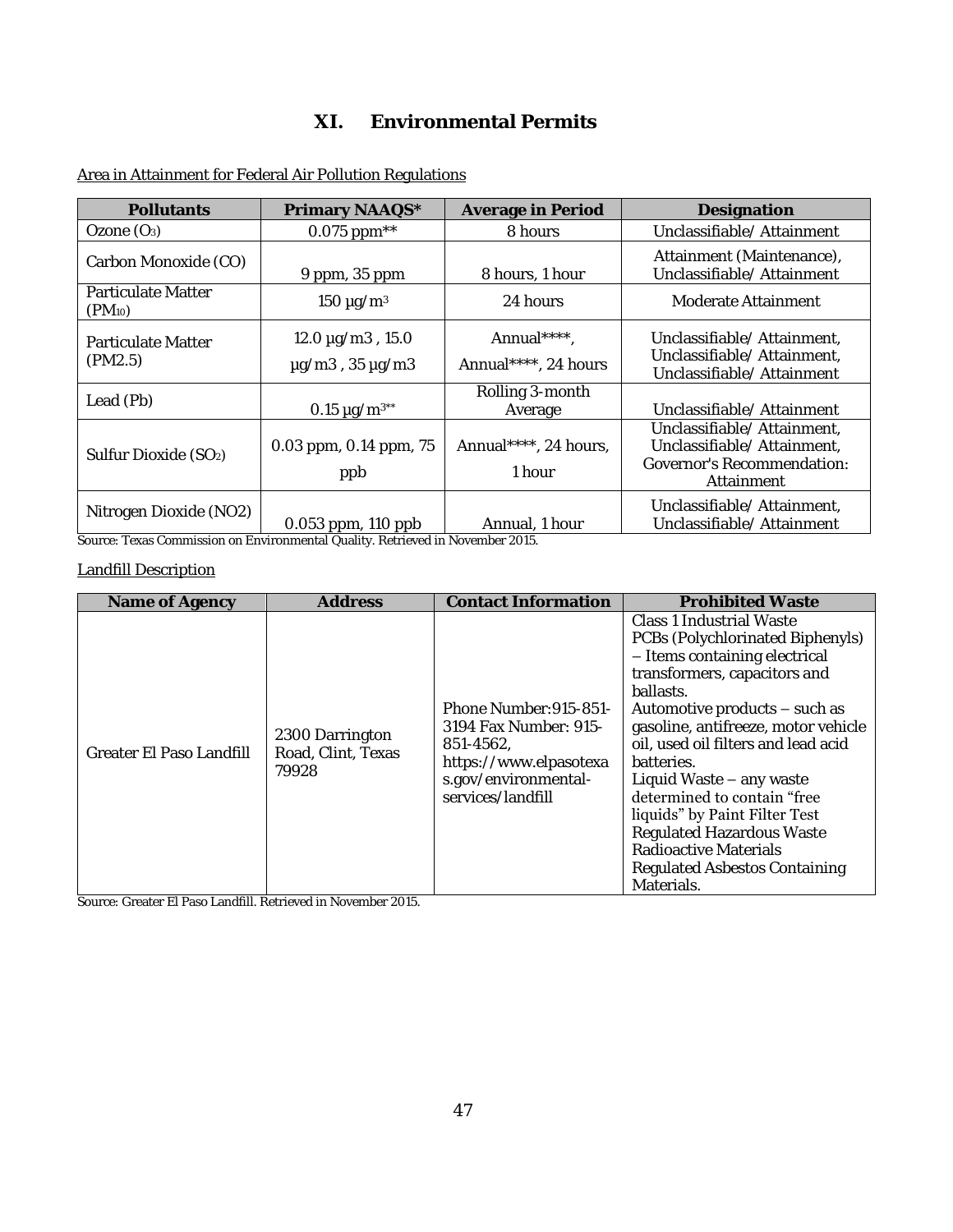# XI. Environmental Permits

Area in Attainment for Federal Air Pollution Regulations

| Pollutants | Primary NAAQS* | Average in Period | Designation |
|---|---|---|---|
| Ozone ($O_3$) | 0.075 ppm** | 8 hours | Unclassifiable/ Attainment |
| Carbon Monoxide (CO) | 9 ppm, 35 ppm | 8 hours, 1 hour | Attainment (Maintenance), Unclassifiable/ Attainment |
| Particulate Matter ($PM_{10}$) | 150 µg/m$^3$ | 24 hours | Moderate Attainment |
| Particulate Matter (PM2.5) | 12.0 µg/m3 , 15.0 µg/m3 , 35 µg/m3 | Annual****, Annual****, 24 hours | Unclassifiable/ Attainment, Unclassifiable/ Attainment, Unclassifiable/ Attainment |
| Lead (Pb) | 0.15 µg/m$^3$** | Rolling 3-month Average | Unclassifiable/ Attainment |
| Sulfur Dioxide ($SO_2$) | 0.03 ppm, 0.14 ppm, 75 ppb | Annual****, 24 hours, 1 hour | Unclassifiable/ Attainment, Unclassifiable/ Attainment, Governor's Recommendation: Attainment |
| Nitrogen Dioxide (NO2) | 0.053 ppm, 110 ppb | Annual, 1 hour | Unclassifiable/ Attainment, Unclassifiable/ Attainment |

Source: Texas Commission on Environmental Quality. Retrieved in November 2015.

Landfill Description

| Name of Agency | Address | Contact Information | Prohibited Waste |
|---|---|---|---|
| Greater El Paso Landfill | 2300 Darrington Road, Clint, Texas 79928 | Phone Number:915-851-3194 Fax Number: 915-851-4562, https://www.elpasotexas.gov/environmental-services/landfill | Class 1 Industrial Waste<br>PCBs (Polychlorinated Biphenyls) – Items containing electrical transformers, capacitors and ballasts.<br>Automotive products – such as gasoline, antifreeze, motor vehicle oil, used oil filters and lead acid batteries.<br>Liquid Waste – any waste determined to contain "free liquids" by Paint Filter Test<br>Regulated Hazardous Waste<br>Radioactive Materials<br>Regulated Asbestos Containing Materials. |

Source: Greater El Paso Landfill. Retrieved in November 2015.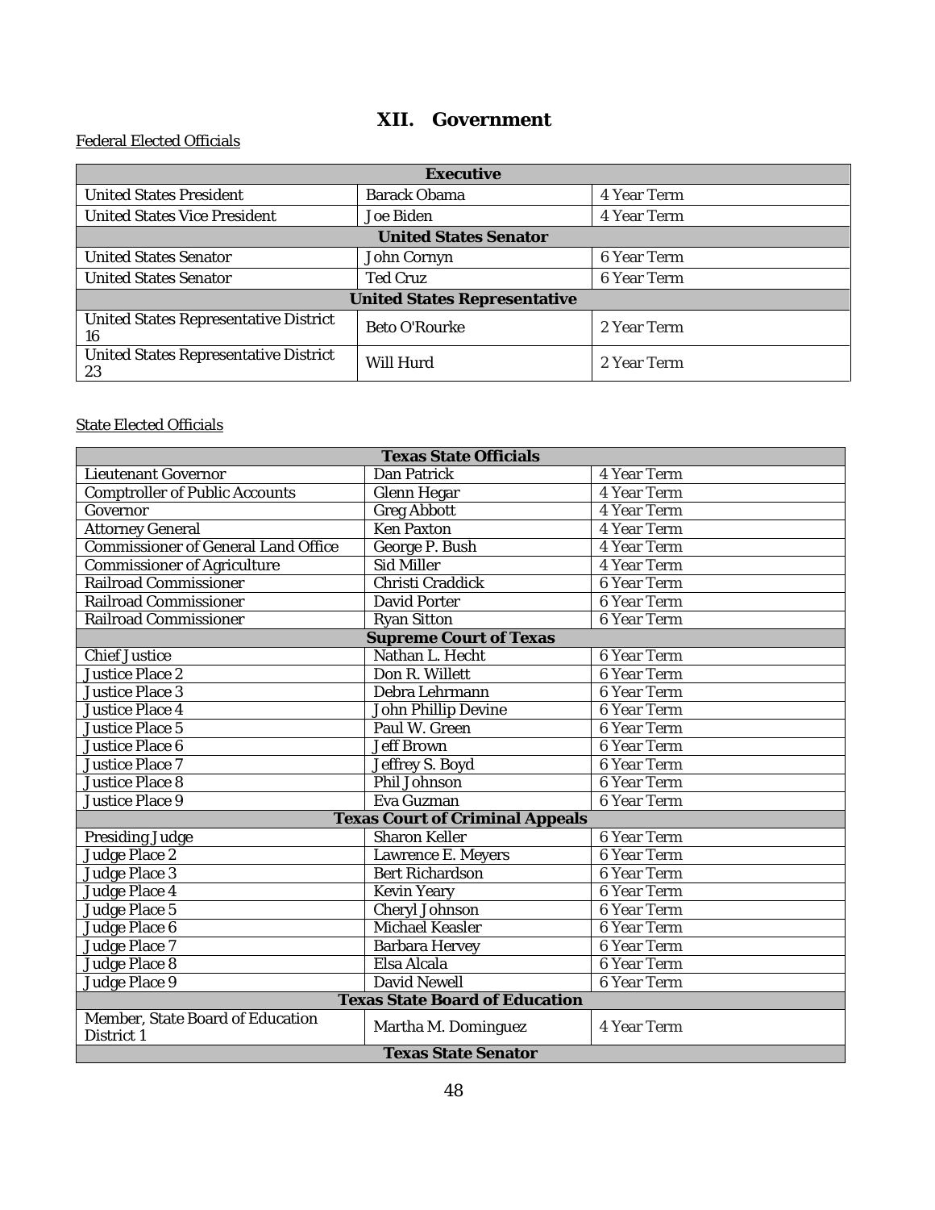# XII. Government

Federal Elected Officials

| Executive | | |
|---|---|---|
| United States President | Barack Obama | 4 Year Term |
| United States Vice President | Joe Biden | 4 Year Term |
| **United States Senator** | | |
| United States Senator | John Cornyn | 6 Year Term |
| United States Senator | Ted Cruz | 6 Year Term |
| **United States Representative** | | |
| United States Representative District 16 | Beto O'Rourke | 2 Year Term |
| United States Representative District 23 | Will Hurd | 2 Year Term |

State Elected Officials

| Texas State Officials | | |
|---|---|---|
| Lieutenant Governor | Dan Patrick | 4 Year Term |
| Comptroller of Public Accounts | Glenn Hegar | 4 Year Term |
| Governor | Greg Abbott | 4 Year Term |
| Attorney General | Ken Paxton | 4 Year Term |
| Commissioner of General Land Office | George P. Bush | 4 Year Term |
| Commissioner of Agriculture | Sid Miller | 4 Year Term |
| Railroad Commissioner | Christi Craddick | 6 Year Term |
| Railroad Commissioner | David Porter | 6 Year Term |
| Railroad Commissioner | Ryan Sitton | 6 Year Term |
| **Supreme Court of Texas** | | |
| Chief Justice | Nathan L. Hecht | 6 Year Term |
| Justice Place 2 | Don R. Willett | 6 Year Term |
| Justice Place 3 | Debra Lehrmann | 6 Year Term |
| Justice Place 4 | John Phillip Devine | 6 Year Term |
| Justice Place 5 | Paul W. Green | 6 Year Term |
| Justice Place 6 | Jeff Brown | 6 Year Term |
| Justice Place 7 | Jeffrey S. Boyd | 6 Year Term |
| Justice Place 8 | Phil Johnson | 6 Year Term |
| Justice Place 9 | Eva Guzman | 6 Year Term |
| **Texas Court of Criminal Appeals** | | |
| Presiding Judge | Sharon Keller | 6 Year Term |
| Judge Place 2 | Lawrence E. Meyers | 6 Year Term |
| Judge Place 3 | Bert Richardson | 6 Year Term |
| Judge Place 4 | Kevin Yeary | 6 Year Term |
| Judge Place 5 | Cheryl Johnson | 6 Year Term |
| Judge Place 6 | Michael Keasler | 6 Year Term |
| Judge Place 7 | Barbara Hervey | 6 Year Term |
| Judge Place 8 | Elsa Alcala | 6 Year Term |
| Judge Place 9 | David Newell | 6 Year Term |
| **Texas State Board of Education** | | |
| Member, State Board of Education District 1 | Martha M. Dominguez | 4 Year Term |
| **Texas State Senator** | | |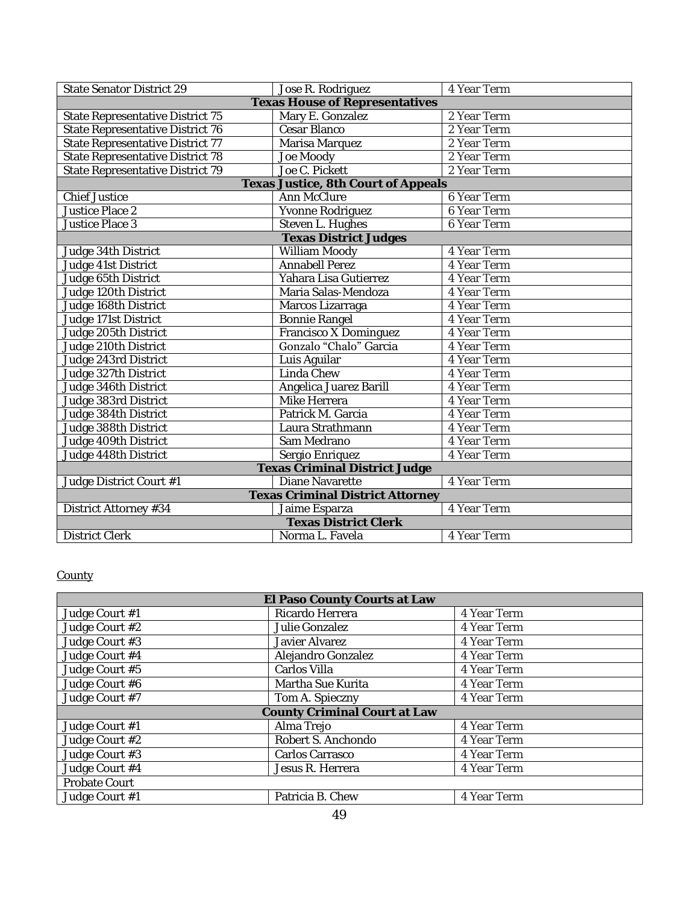| State Senator District 29 | Jose R. Rodriguez | 4 Year Term |
|---|---|---|
| **Texas House of Representatives** | | |
| State Representative District 75 | Mary E. Gonzalez | 2 Year Term |
| State Representative District 76 | Cesar Blanco | 2 Year Term |
| State Representative District 77 | Marisa Marquez | 2 Year Term |
| State Representative District 78 | Joe Moody | 2 Year Term |
| State Representative District 79 | Joe C. Pickett | 2 Year Term |
| **Texas Justice, 8th Court of Appeals** | | |
| Chief Justice | Ann McClure | 6 Year Term |
| Justice Place 2 | Yvonne Rodriguez | 6 Year Term |
| Justice Place 3 | Steven L. Hughes | 6 Year Term |
| **Texas District Judges** | | |
| Judge 34th District | William Moody | 4 Year Term |
| Judge 41st District | Annabell Perez | 4 Year Term |
| Judge 65th District | Yahara Lisa Gutierrez | 4 Year Term |
| Judge 120th District | Maria Salas-Mendoza | 4 Year Term |
| Judge 168th District | Marcos Lizarraga | 4 Year Term |
| Judge 171st District | Bonnie Rangel | 4 Year Term |
| Judge 205th District | Francisco X Dominguez | 4 Year Term |
| Judge 210th District | Gonzalo "Chalo" Garcia | 4 Year Term |
| Judge 243rd District | Luis Aguilar | 4 Year Term |
| Judge 327th District | Linda Chew | 4 Year Term |
| Judge 346th District | Angelica Juarez Barill | 4 Year Term |
| Judge 383rd District | Mike Herrera | 4 Year Term |
| Judge 384th District | Patrick M. Garcia | 4 Year Term |
| Judge 388th District | Laura Strathmann | 4 Year Term |
| Judge 409th District | Sam Medrano | 4 Year Term |
| Judge 448th District | Sergio Enriquez | 4 Year Term |
| **Texas Criminal District Judge** | | |
| Judge District Court #1 | Diane Navarette | 4 Year Term |
| **Texas Criminal District Attorney** | | |
| District Attorney #34 | Jaime Esparza | 4 Year Term |
| **Texas District Clerk** | | |
| District Clerk | Norma L. Favela | 4 Year Term |

County

| **El Paso County Courts at Law** | | |
|---|---|---|
| Judge Court #1 | Ricardo Herrera | 4 Year Term |
| Judge Court #2 | Julie Gonzalez | 4 Year Term |
| Judge Court #3 | Javier Alvarez | 4 Year Term |
| Judge Court #4 | Alejandro Gonzalez | 4 Year Term |
| Judge Court #5 | Carlos Villa | 4 Year Term |
| Judge Court #6 | Martha Sue Kurita | 4 Year Term |
| Judge Court #7 | Tom A. Spieczny | 4 Year Term |
| **County Criminal Court at Law** | | |
| Judge Court #1 | Alma Trejo | 4 Year Term |
| Judge Court #2 | Robert S. Anchondo | 4 Year Term |
| Judge Court #3 | Carlos Carrasco | 4 Year Term |
| Judge Court #4 | Jesus R. Herrera | 4 Year Term |
| Probate Court | | |
| Judge Court #1 | Patricia B. Chew | 4 Year Term |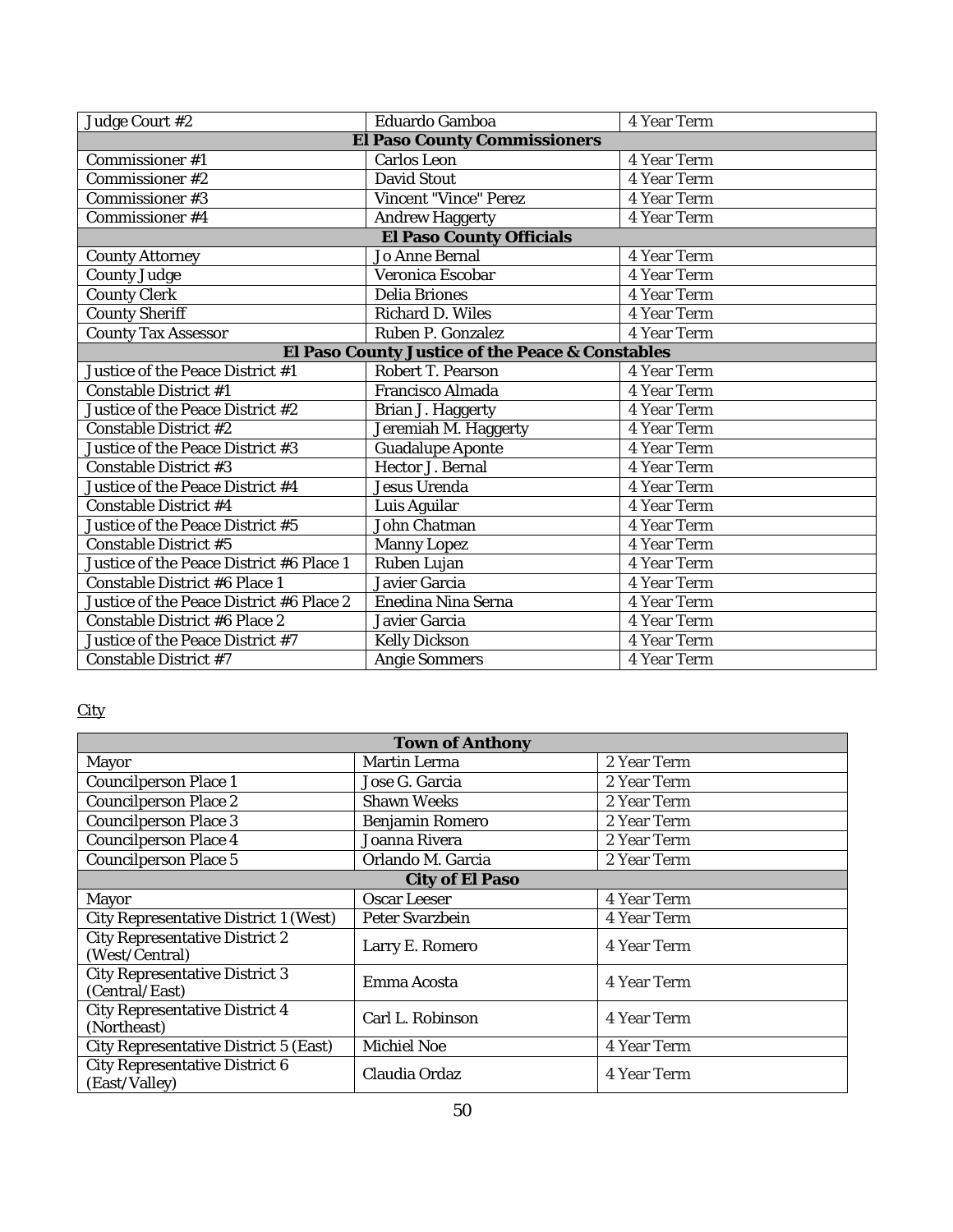| | | |
|---|---|---|
| Judge Court #2 | Eduardo Gamboa | 4 Year Term |
| **El Paso County Commissioners** | | |
| Commissioner #1 | Carlos Leon | 4 Year Term |
| Commissioner #2 | David Stout | 4 Year Term |
| Commissioner #3 | Vincent "Vince" Perez | 4 Year Term |
| Commissioner #4 | Andrew Haggerty | 4 Year Term |
| **El Paso County Officials** | | |
| County Attorney | Jo Anne Bernal | 4 Year Term |
| County Judge | Veronica Escobar | 4 Year Term |
| County Clerk | Delia Briones | 4 Year Term |
| County Sheriff | Richard D. Wiles | 4 Year Term |
| County Tax Assessor | Ruben P. Gonzalez | 4 Year Term |
| **El Paso County Justice of the Peace & Constables** | | |
| Justice of the Peace District #1 | Robert T. Pearson | 4 Year Term |
| Constable District #1 | Francisco Almada | 4 Year Term |
| Justice of the Peace District #2 | Brian J. Haggerty | 4 Year Term |
| Constable District #2 | Jeremiah M. Haggerty | 4 Year Term |
| Justice of the Peace District #3 | Guadalupe Aponte | 4 Year Term |
| Constable District #3 | Hector J. Bernal | 4 Year Term |
| Justice of the Peace District #4 | Jesus Urenda | 4 Year Term |
| Constable District #4 | Luis Aguilar | 4 Year Term |
| Justice of the Peace District #5 | John Chatman | 4 Year Term |
| Constable District #5 | Manny Lopez | 4 Year Term |
| Justice of the Peace District #6 Place 1 | Ruben Lujan | 4 Year Term |
| Constable District #6 Place 1 | Javier Garcia | 4 Year Term |
| Justice of the Peace District #6 Place 2 | Enedina Nina Serna | 4 Year Term |
| Constable District #6 Place 2 | Javier Garcia | 4 Year Term |
| Justice of the Peace District #7 | Kelly Dickson | 4 Year Term |
| Constable District #7 | Angie Sommers | 4 Year Term |

City

| **Town of Anthony** | | |
|---|---|---|
| Mayor | Martin Lerma | 2 Year Term |
| Councilperson Place 1 | Jose G. Garcia | 2 Year Term |
| Councilperson Place 2 | Shawn Weeks | 2 Year Term |
| Councilperson Place 3 | Benjamin Romero | 2 Year Term |
| Councilperson Place 4 | Joanna Rivera | 2 Year Term |
| Councilperson Place 5 | Orlando M. Garcia | 2 Year Term |
| **City of El Paso** | | |
| Mayor | Oscar Leeser | 4 Year Term |
| City Representative District 1 (West) | Peter Svarzbein | 4 Year Term |
| City Representative District 2 (West/Central) | Larry E. Romero | 4 Year Term |
| City Representative District 3 (Central/East) | Emma Acosta | 4 Year Term |
| City Representative District 4 (Northeast) | Carl L. Robinson | 4 Year Term |
| City Representative District 5 (East) | Michiel Noe | 4 Year Term |
| City Representative District 6 (East/Valley) | Claudia Ordaz | 4 Year Term |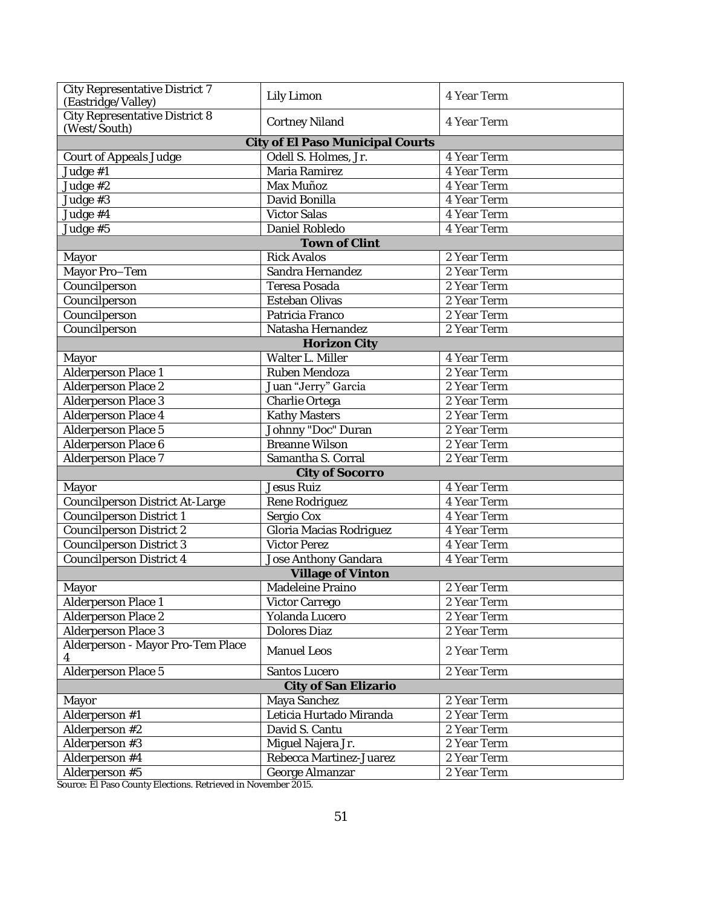| | | |
|---|---|---|
| City Representative District 7 (Eastridge/Valley) | Lily Limon | 4 Year Term |
| City Representative District 8 (West/South) | Cortney Niland | 4 Year Term |
| **City of El Paso Municipal Courts** | | |
| Court of Appeals Judge | Odell S. Holmes, Jr. | 4 Year Term |
| Judge #1 | Maria Ramirez | 4 Year Term |
| Judge #2 | Max Muñoz | 4 Year Term |
| Judge #3 | David Bonilla | 4 Year Term |
| Judge #4 | Victor Salas | 4 Year Term |
| Judge #5 | Daniel Robledo | 4 Year Term |
| **Town of Clint** | | |
| Mayor | Rick Avalos | 2 Year Term |
| Mayor Pro–Tem | Sandra Hernandez | 2 Year Term |
| Councilperson | Teresa Posada | 2 Year Term |
| Councilperson | Esteban Olivas | 2 Year Term |
| Councilperson | Patricia Franco | 2 Year Term |
| Councilperson | Natasha Hernandez | 2 Year Term |
| **Horizon City** | | |
| Mayor | Walter L. Miller | 4 Year Term |
| Alderperson Place 1 | Ruben Mendoza | 2 Year Term |
| Alderperson Place 2 | Juan "Jerry" Garcia | 2 Year Term |
| Alderperson Place 3 | Charlie Ortega | 2 Year Term |
| Alderperson Place 4 | Kathy Masters | 2 Year Term |
| Alderperson Place 5 | Johnny "Doc" Duran | 2 Year Term |
| Alderperson Place 6 | Breanne Wilson | 2 Year Term |
| Alderperson Place 7 | Samantha S. Corral | 2 Year Term |
| **City of Socorro** | | |
| Mayor | Jesus Ruiz | 4 Year Term |
| Councilperson District At-Large | Rene Rodriguez | 4 Year Term |
| Councilperson District 1 | Sergio Cox | 4 Year Term |
| Councilperson District 2 | Gloria Macias Rodriguez | 4 Year Term |
| Councilperson District 3 | Victor Perez | 4 Year Term |
| Councilperson District 4 | Jose Anthony Gandara | 4 Year Term |
| **Village of Vinton** | | |
| Mayor | Madeleine Praino | 2 Year Term |
| Alderperson Place 1 | Victor Carrego | 2 Year Term |
| Alderperson Place 2 | Yolanda Lucero | 2 Year Term |
| Alderperson Place 3 | Dolores Diaz | 2 Year Term |
| Alderperson - Mayor Pro-Tem Place 4 | Manuel Leos | 2 Year Term |
| Alderperson Place 5 | Santos Lucero | 2 Year Term |
| **City of San Elizario** | | |
| Mayor | Maya Sanchez | 2 Year Term |
| Alderperson #1 | Leticia Hurtado Miranda | 2 Year Term |
| Alderperson #2 | David S. Cantu | 2 Year Term |
| Alderperson #3 | Miguel Najera Jr. | 2 Year Term |
| Alderperson #4 | Rebecca Martinez-Juarez | 2 Year Term |
| Alderperson #5 | George Almanzar | 2 Year Term |

Source: El Paso County Elections. Retrieved in November 2015.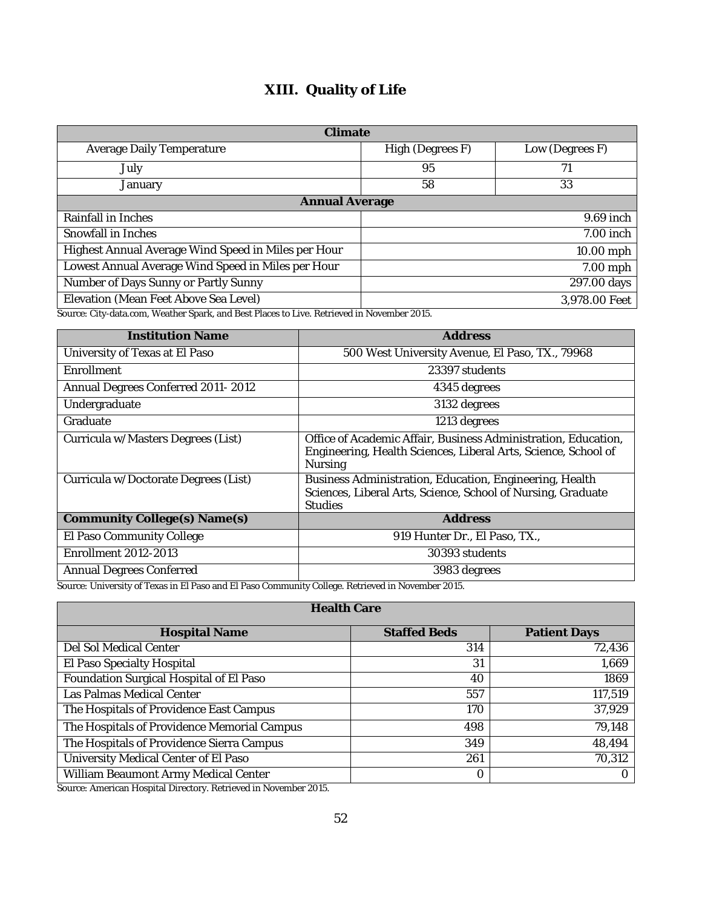# XIII. Quality of Life

| Climate | | |
|---|---|---|
| Average Daily Temperature | High (Degrees F) | Low (Degrees F) |
| July | 95 | 71 |
| January | 58 | 33 |
| **Annual Average** | | |
| Rainfall in Inches | 9.69 inch | |
| Snowfall in Inches | 7.00 inch | |
| Highest Annual Average Wind Speed in Miles per Hour | 10.00 mph | |
| Lowest Annual Average Wind Speed in Miles per Hour | 7.00 mph | |
| Number of Days Sunny or Partly Sunny | 297.00 days | |
| Elevation (Mean Feet Above Sea Level) | 3,978.00 Feet | |

Source: City-data.com, Weather Spark, and Best Places to Live. Retrieved in November 2015.

| Institution Name | Address |
|---|---|
| University of Texas at El Paso | 500 West University Avenue, El Paso, TX., 79968 |
| Enrollment | 23397 students |
| Annual Degrees Conferred 2011- 2012 | 4345 degrees |
| Undergraduate | 3132 degrees |
| Graduate | 1213 degrees |
| Curricula w/Masters Degrees (List) | Office of Academic Affair, Business Administration, Education, Engineering, Health Sciences, Liberal Arts, Science, School of Nursing |
| Curricula w/Doctorate Degrees (List) | Business Administration, Education, Engineering, Health Sciences, Liberal Arts, Science, School of Nursing, Graduate Studies |
| **Community College(s) Name(s)** | **Address** |
| El Paso Community College | 919 Hunter Dr., El Paso, TX., |
| Enrollment 2012-2013 | 30393 students |
| Annual Degrees Conferred | 3983 degrees |

Source: University of Texas in El Paso and El Paso Community College. Retrieved in November 2015.

| Health Care | | |
|---|---|---|
| **Hospital Name** | **Staffed Beds** | **Patient Days** |
| Del Sol Medical Center | 314 | 72,436 |
| El Paso Specialty Hospital | 31 | 1,669 |
| Foundation Surgical Hospital of El Paso | 40 | 1869 |
| Las Palmas Medical Center | 557 | 117,519 |
| The Hospitals of Providence East Campus | 170 | 37,929 |
| The Hospitals of Providence Memorial Campus | 498 | 79,148 |
| The Hospitals of Providence Sierra Campus | 349 | 48,494 |
| University Medical Center of El Paso | 261 | 70,312 |
| William Beaumont Army Medical Center | 0 | 0 |

Source: American Hospital Directory. Retrieved in November 2015.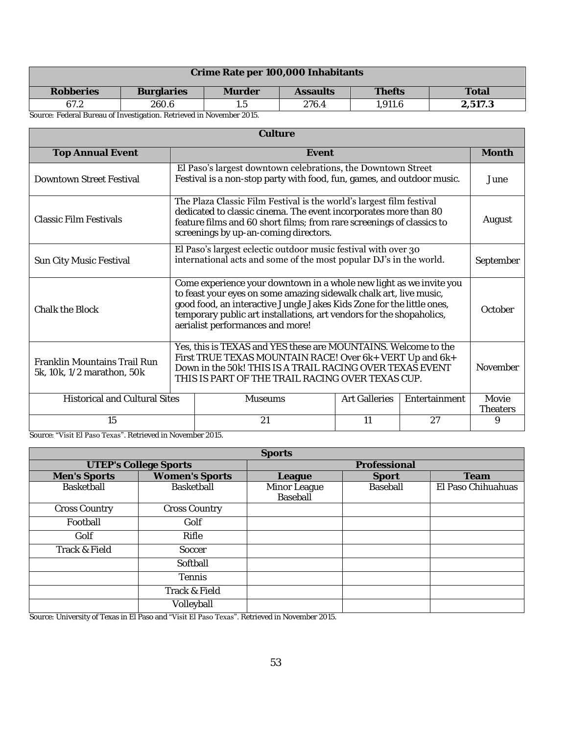| Crime Rate per 100,000 Inhabitants | | | | | |
|---|---|---|---|---|---|
| **Robberies** | **Burglaries** | **Murder** | **Assaults** | **Thefts** | **Total** |
| 67.2 | 260.6 | 1.5 | 276.4 | 1,911.6 | **2,517.3** |

Source: Federal Bureau of Investigation. Retrieved in November 2015.

| Culture | | | | | |
|---|---|---|---|---|---|
| **Top Annual Event** | **Event** | | | | **Month** |
| Downtown Street Festival | El Paso's largest downtown celebrations, the Downtown Street Festival is a non-stop party with food, fun, games, and outdoor music. | | | | June |
| Classic Film Festivals | The Plaza Classic Film Festival is the world's largest film festival dedicated to classic cinema. The event incorporates more than 80 feature films and 60 short films; from rare screenings of classics to screenings by up-an-coming directors. | | | | August |
| Sun City Music Festival | El Paso's largest eclectic outdoor music festival with over 30 international acts and some of the most popular DJ's in the world. | | | | September |
| Chalk the Block | Come experience your downtown in a whole new light as we invite you to feast your eyes on some amazing sidewalk chalk art, live music, good food, an interactive Jungle Jakes Kids Zone for the little ones, temporary public art installations, art vendors for the shopaholics, aerialist performances and more! | | | | October |
| Franklin Mountains Trail Run 5k, 10k, 1/2 marathon, 50k | Yes, this is TEXAS and YES these are MOUNTAINS. Welcome to the First TRUE TEXAS MOUNTAIN RACE! Over 6k+ VERT Up and 6k+ Down in the 50k! THIS IS A TRAIL RACING OVER TEXAS EVENT THIS IS PART OF THE TRAIL RACING OVER TEXAS CUP. | | | | November |
| Historical and Cultural Sites | Museums | | Art Galleries | Entertainment | Movie Theaters |
| 15 | 21 | | 11 | 27 | 9 |

Source: "Visit El Paso Texas". Retrieved in November 2015.

| Sports | | | | |
|---|---|---|---|---|
| **UTEP's College Sports** | | **Professional** | | |
| **Men's Sports** | **Women's Sports** | **League** | **Sport** | **Team** |
| Basketball | Basketball | Minor League Baseball | Baseball | El Paso Chihuahuas |
| Cross Country | Cross Country | | | |
| Football | Golf | | | |
| Golf | Rifle | | | |
| Track & Field | Soccer | | | |
| | Softball | | | |
| | Tennis | | | |
| | Track & Field | | | |
| | Volleyball | | | |

Source: University of Texas in El Paso and "Visit El Paso Texas". Retrieved in November 2015.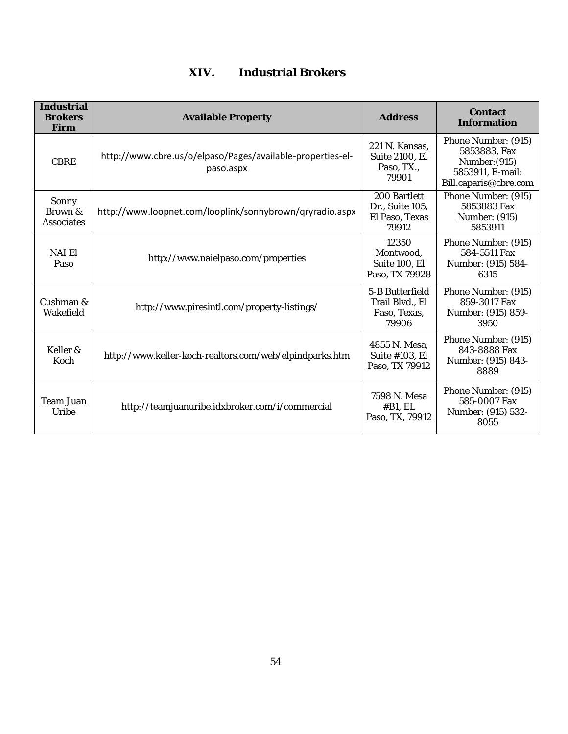## XIV. Industrial Brokers

| Industrial Brokers Firm | Available Property | Address | Contact Information |
|---|---|---|---|
| CBRE | http://www.cbre.us/o/elpaso/Pages/available-properties-el-paso.aspx | 221 N. Kansas, Suite 2100, El Paso, TX., 79901 | Phone Number: (915) 5853883, Fax Number:(915) 5853911, E-mail: Bill.caparis@cbre.com |
| Sonny Brown & Associates | http://www.loopnet.com/looplink/sonnybrown/qryradio.aspx | 200 Bartlett Dr., Suite 105, El Paso, Texas 79912 | Phone Number: (915) 5853883 Fax Number: (915) 5853911 |
| NAI El Paso | http://www.naielpaso.com/properties | 12350 Montwood, Suite 100, El Paso, TX 79928 | Phone Number: (915) 584-5511 Fax Number: (915) 584-6315 |
| Cushman & Wakefield | http://www.piresintl.com/property-listings/ | 5-B Butterfield Trail Blvd., El Paso, Texas, 79906 | Phone Number: (915) 859-3017 Fax Number: (915) 859-3950 |
| Keller & Koch | http://www.keller-koch-realtors.com/web/elpindparks.htm | 4855 N. Mesa, Suite #103, El Paso, TX 79912 | Phone Number: (915) 843-8888 Fax Number: (915) 843-8889 |
| Team Juan Uribe | http://teamjuanuribe.idxbroker.com/i/commercial | 7598 N. Mesa #B1, EL Paso, TX, 79912 | Phone Number: (915) 585-0007 Fax Number: (915) 532-8055 |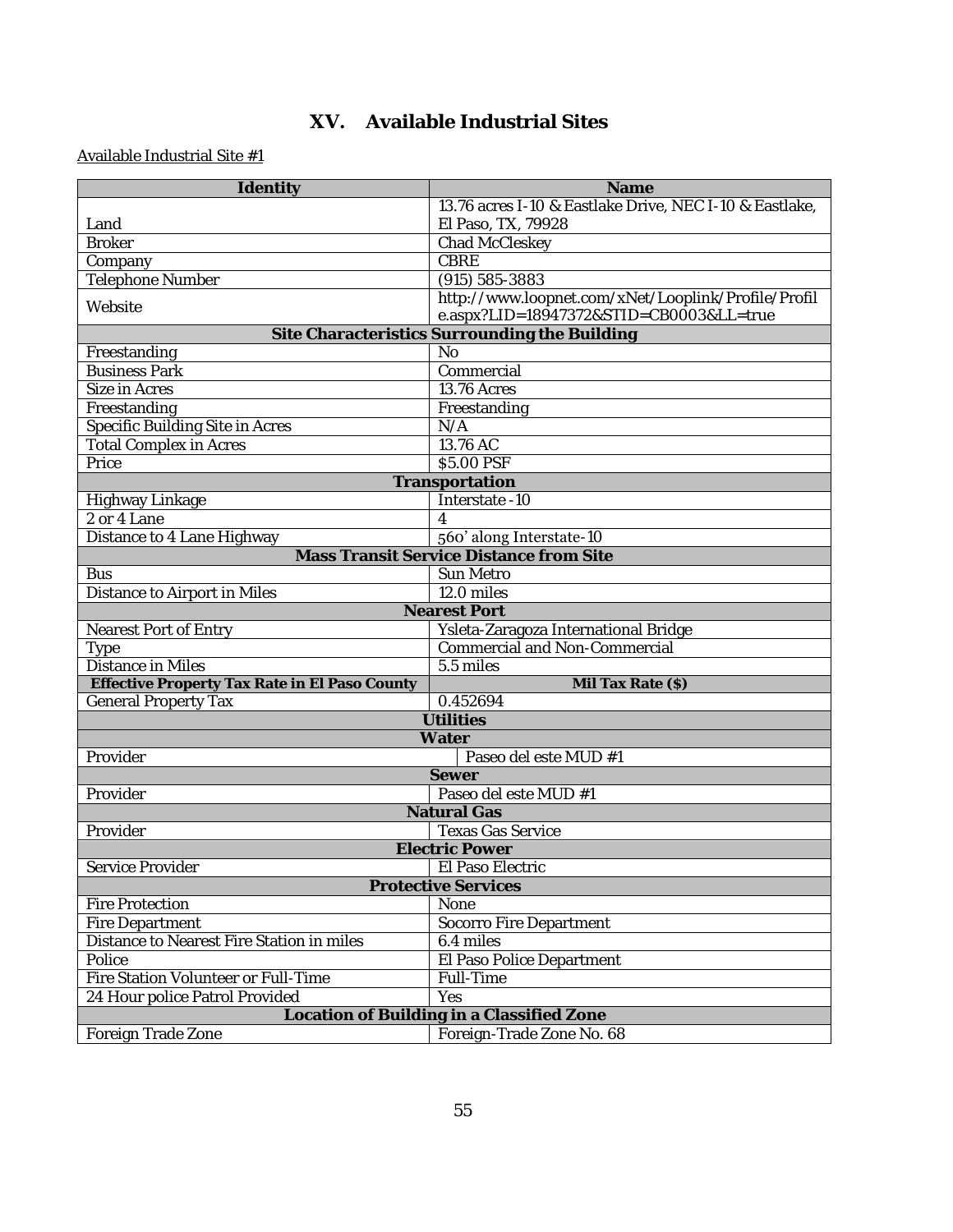# XV. Available Industrial Sites

Available Industrial Site #1

| Identity | Name |
|---|---|
| Land | 13.76 acres I-10 & Eastlake Drive, NEC I-10 & Eastlake, El Paso, TX, 79928 |
| Broker | Chad McCleskey |
| Company | CBRE |
| Telephone Number | (915) 585-3883 |
| Website | http://www.loopnet.com/xNet/Looplink/Profile/Profile.aspx?LID=18947372&STID=CB0003&LL=true |
| **Site Characteristics Surrounding the Building** | |
| Freestanding | No |
| Business Park | Commercial |
| Size in Acres | 13.76 Acres |
| Freestanding | Freestanding |
| Specific Building Site in Acres | N/A |
| Total Complex in Acres | 13.76 AC |
| Price | $5.00 PSF |
| **Transportation** | |
| Highway Linkage | Interstate -10 |
| 2 or 4 Lane | 4 |
| Distance to 4 Lane Highway | 560' along Interstate-10 |
| **Mass Transit Service Distance from Site** | |
| Bus | Sun Metro |
| Distance to Airport in Miles | 12.0 miles |
| **Nearest Port** | |
| Nearest Port of Entry | Ysleta-Zaragoza International Bridge |
| Type | Commercial and Non-Commercial |
| Distance in Miles | 5.5 miles |
| **Effective Property Tax Rate in El Paso County** | **Mil Tax Rate ($)** |
| General Property Tax | 0.452694 |
| **Utilities** | |
| **Water** | |
| Provider | Paseo del este MUD #1 |
| **Sewer** | |
| Provider | Paseo del este MUD #1 |
| **Natural Gas** | |
| Provider | Texas Gas Service |
| **Electric Power** | |
| Service Provider | El Paso Electric |
| **Protective Services** | |
| Fire Protection | None |
| Fire Department | Socorro Fire Department |
| Distance to Nearest Fire Station in miles | 6.4 miles |
| Police | El Paso Police Department |
| Fire Station Volunteer or Full-Time | Full-Time |
| 24 Hour police Patrol Provided | Yes |
| **Location of Building in a Classified Zone** | |
| Foreign Trade Zone | Foreign-Trade Zone No. 68 |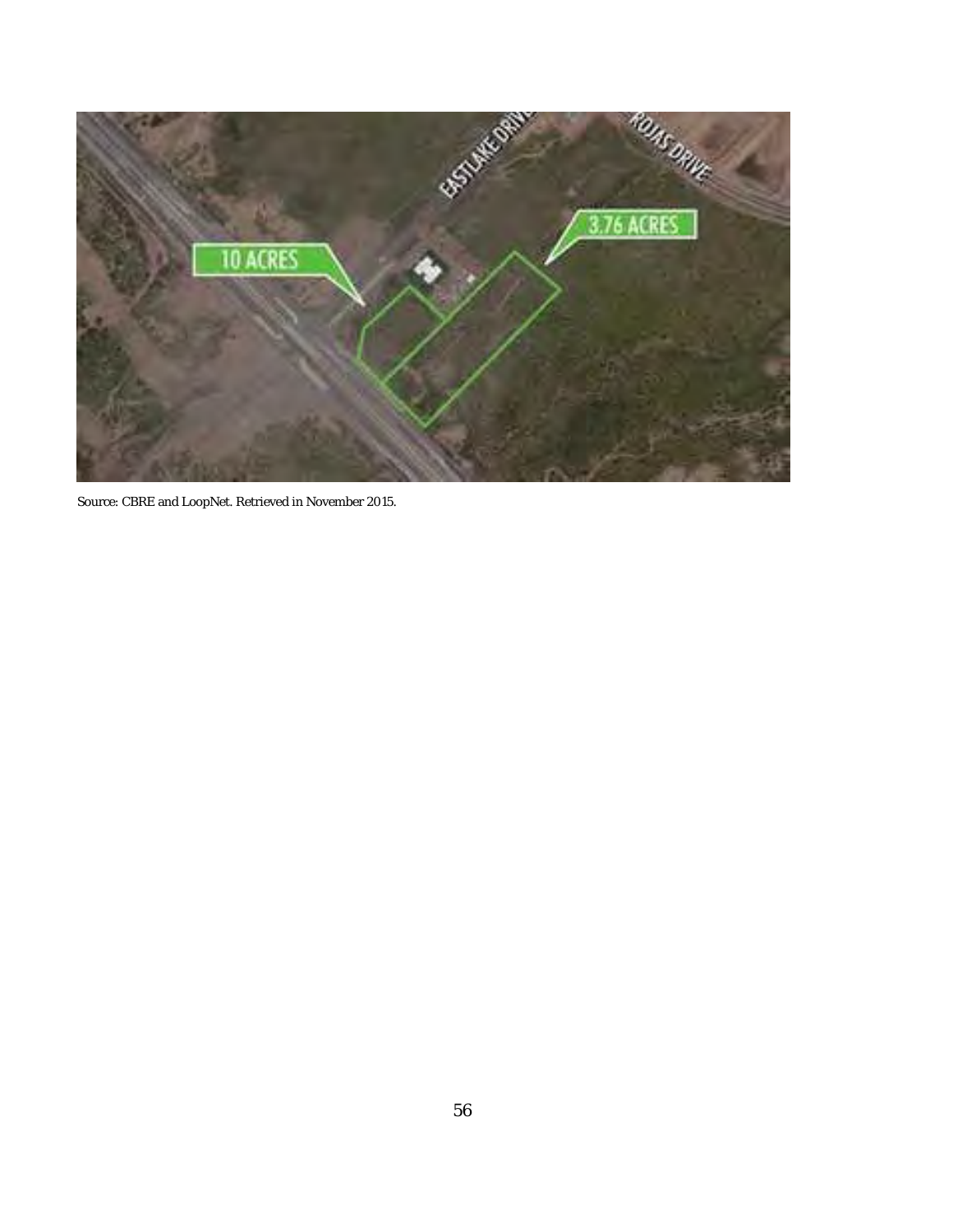Source: CBRE and LoopNet. Retrieved in November 2015.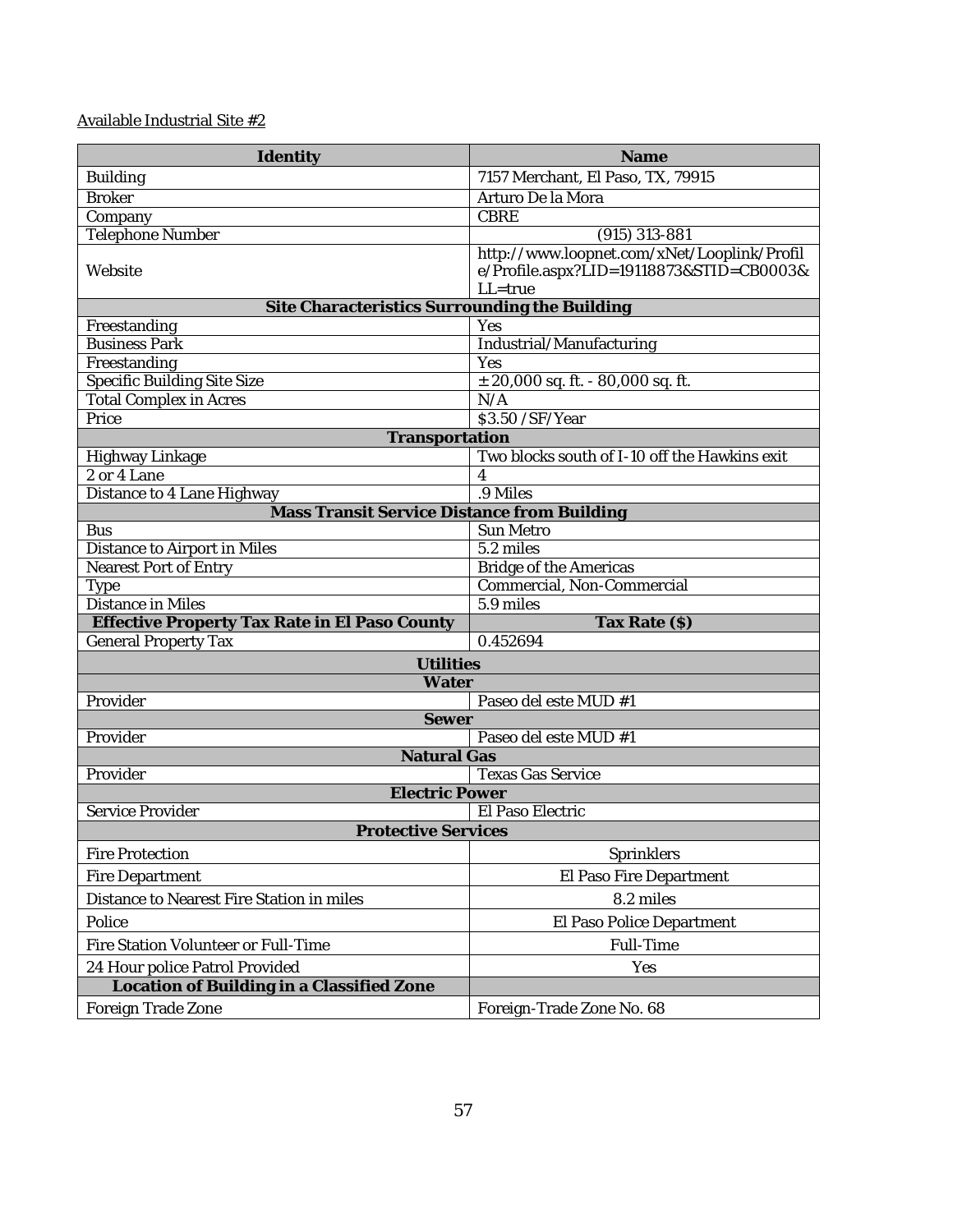Available Industrial Site #2

| Identity | Name |
|---|---|
| Building | 7157 Merchant, El Paso, TX, 79915 |
| Broker | Arturo De la Mora |
| Company | CBRE |
| Telephone Number | (915) 313-881 |
| Website | http://www.loopnet.com/xNet/Looplink/Profile/Profile.aspx?LID=19118873&STID=CB0003&LL=true |
| **Site Characteristics Surrounding the Building** | |
| Freestanding | Yes |
| Business Park | Industrial/Manufacturing |
| Freestanding | Yes |
| Specific Building Site Size | ± 20,000 sq. ft. - 80,000 sq. ft. |
| Total Complex in Acres | N/A |
| Price | $3.50 /SF/Year |
| **Transportation** | |
| Highway Linkage | Two blocks south of I-10 off the Hawkins exit |
| 2 or 4 Lane | 4 |
| Distance to 4 Lane Highway | .9 Miles |
| **Mass Transit Service Distance from Building** | |
| Bus | Sun Metro |
| Distance to Airport in Miles | 5.2 miles |
| Nearest Port of Entry | Bridge of the Americas |
| Type | Commercial, Non-Commercial |
| Distance in Miles | 5.9 miles |
| **Effective Property Tax Rate in El Paso County** | **Tax Rate ($)** |
| General Property Tax | 0.452694 |
| **Utilities** | |
| **Water** | |
| Provider | Paseo del este MUD #1 |
| **Sewer** | |
| Provider | Paseo del este MUD #1 |
| **Natural Gas** | |
| Provider | Texas Gas Service |
| **Electric Power** | |
| Service Provider | El Paso Electric |
| **Protective Services** | |
| Fire Protection | Sprinklers |
| Fire Department | El Paso Fire Department |
| Distance to Nearest Fire Station in miles | 8.2 miles |
| Police | El Paso Police Department |
| Fire Station Volunteer or Full-Time | Full-Time |
| 24 Hour police Patrol Provided | Yes |
| **Location of Building in a Classified Zone** | |
| Foreign Trade Zone | Foreign-Trade Zone No. 68 |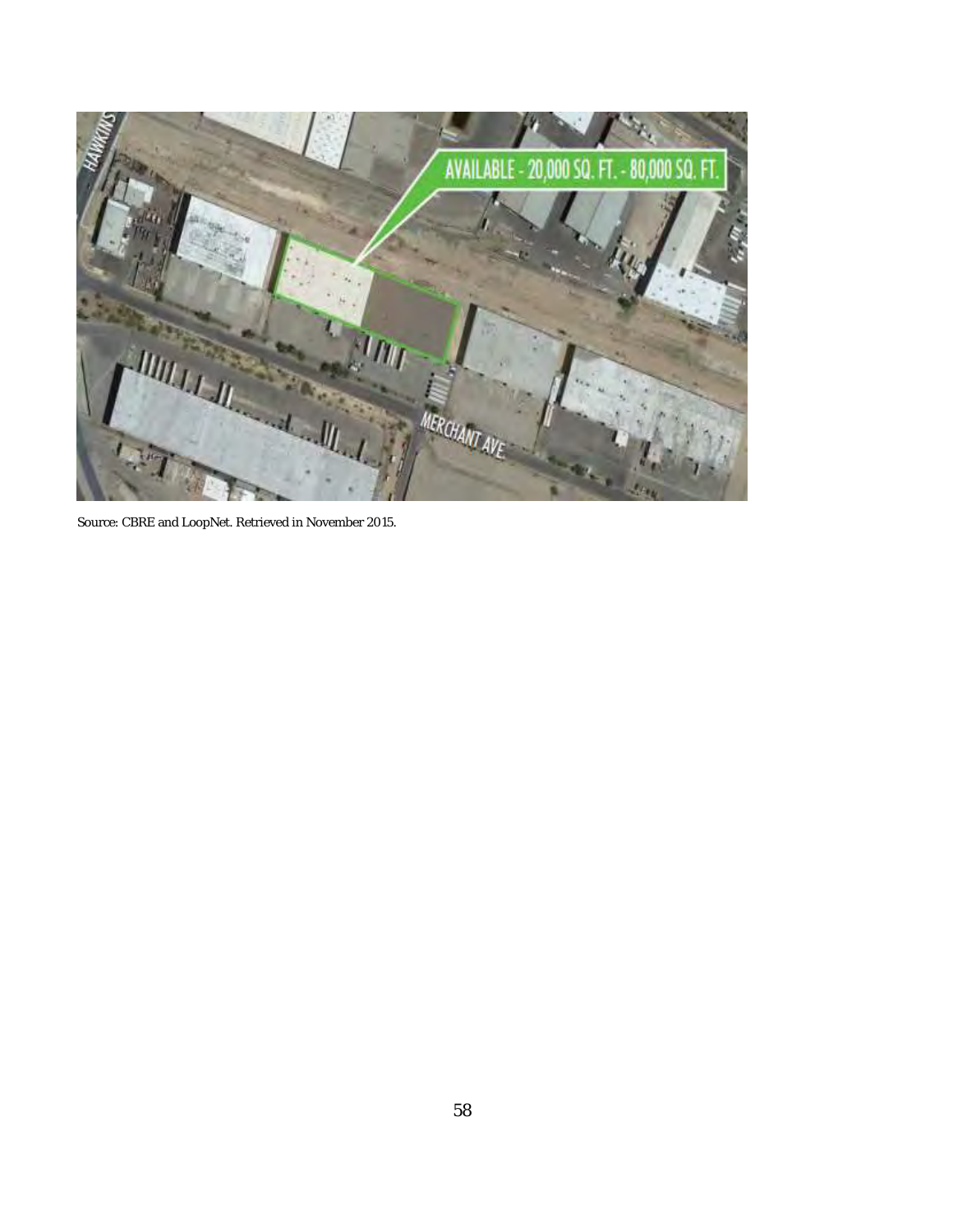Source: CBRE and LoopNet. Retrieved in November 2015.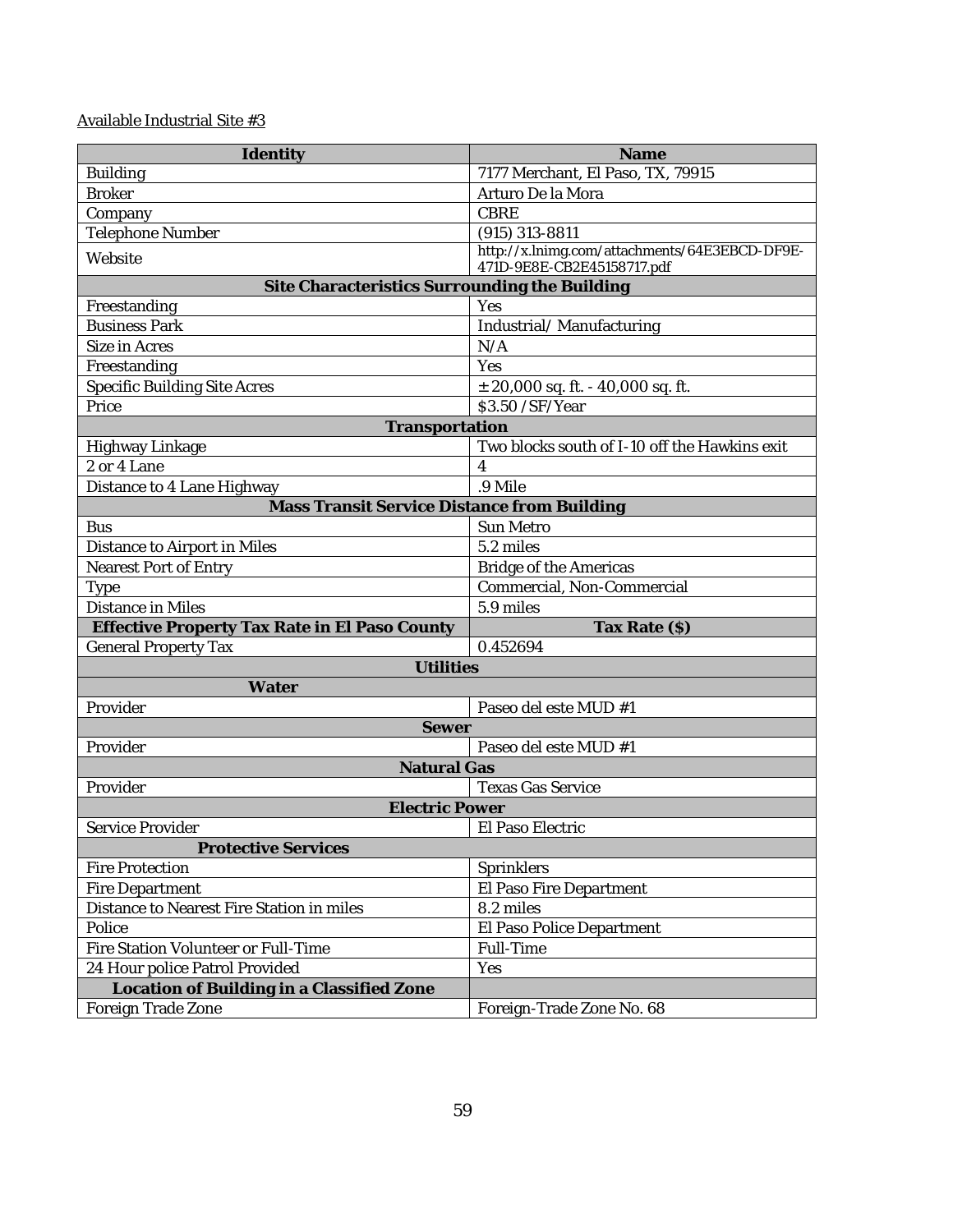Available Industrial Site #3

| Identity | Name |
|---|---|
| Building | 7177 Merchant, El Paso, TX, 79915 |
| Broker | Arturo De la Mora |
| Company | CBRE |
| Telephone Number | (915) 313-8811 |
| Website | http://x.lnimg.com/attachments/64E3EBCD-DF9E-471D-9E8E-CB2E45158717.pdf |
| **Site Characteristics Surrounding the Building** | |
| Freestanding | Yes |
| Business Park | Industrial/ Manufacturing |
| Size in Acres | N/A |
| Freestanding | Yes |
| Specific Building Site Acres | ± 20,000 sq. ft. - 40,000 sq. ft. |
| Price | $3.50 /SF/Year |
| **Transportation** | |
| Highway Linkage | Two blocks south of I-10 off the Hawkins exit |
| 2 or 4 Lane | 4 |
| Distance to 4 Lane Highway | .9 Mile |
| **Mass Transit Service Distance from Building** | |
| Bus | Sun Metro |
| Distance to Airport in Miles | 5.2 miles |
| Nearest Port of Entry | Bridge of the Americas |
| Type | Commercial, Non-Commercial |
| Distance in Miles | 5.9 miles |
| **Effective Property Tax Rate in El Paso County** | **Tax Rate ($)** |
| General Property Tax | 0.452694 |
| **Utilities** | |
| **Water** | |
| Provider | Paseo del este MUD #1 |
| **Sewer** | |
| Provider | Paseo del este MUD #1 |
| **Natural Gas** | |
| Provider | Texas Gas Service |
| **Electric Power** | |
| Service Provider | El Paso Electric |
| **Protective Services** | |
| Fire Protection | Sprinklers |
| Fire Department | El Paso Fire Department |
| Distance to Nearest Fire Station in miles | 8.2 miles |
| Police | El Paso Police Department |
| Fire Station Volunteer or Full-Time | Full-Time |
| 24 Hour police Patrol Provided | Yes |
| **Location of Building in a Classified Zone** | |
| Foreign Trade Zone | Foreign-Trade Zone No. 68 |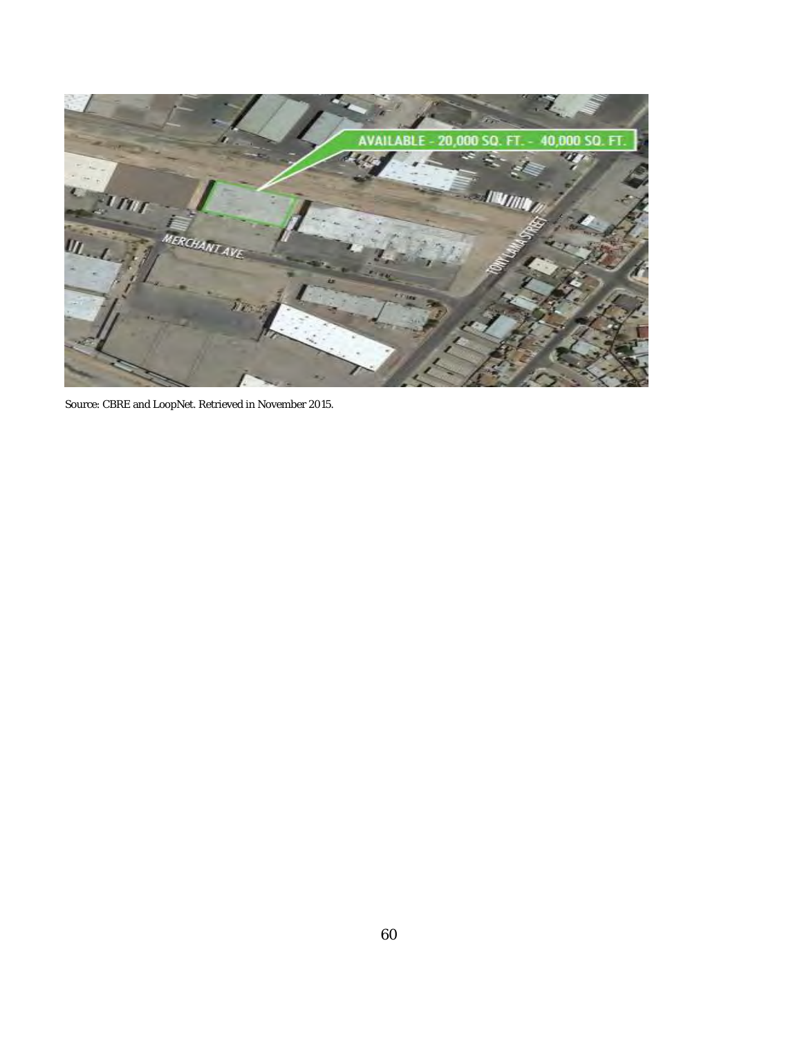Source: CBRE and LoopNet. Retrieved in November 2015.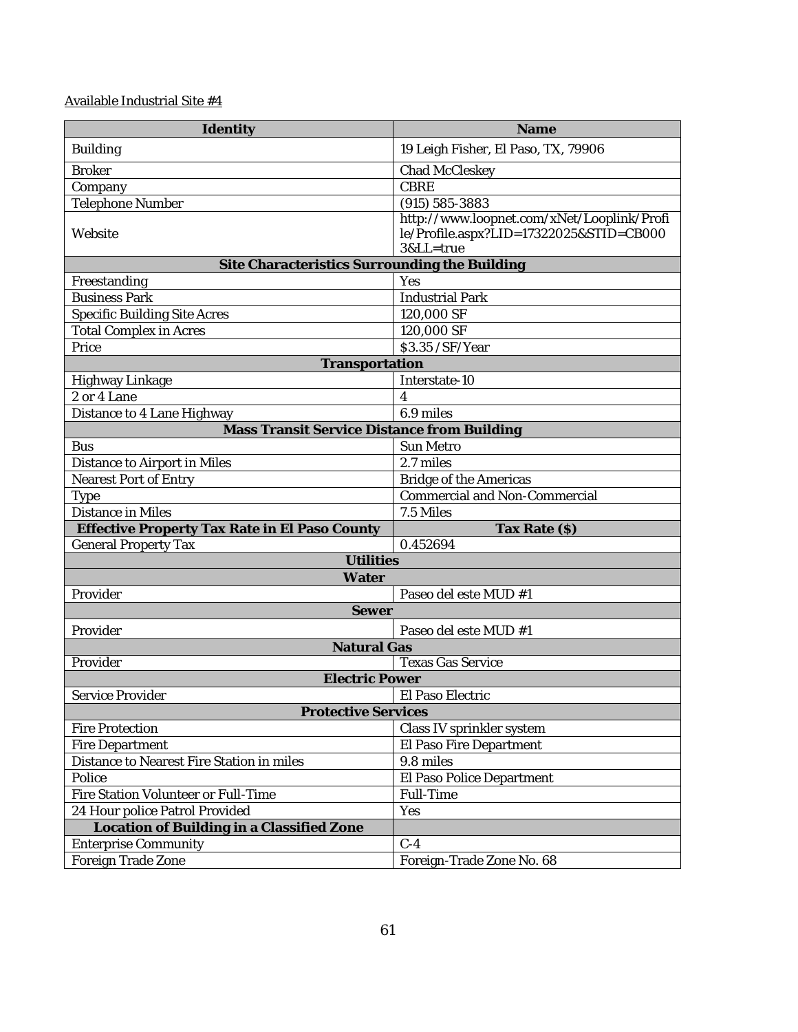Available Industrial Site #4

| Identity | Name |
|---|---|
| Building | 19 Leigh Fisher, El Paso, TX, 79906 |
| Broker | Chad McCleskey |
| Company | CBRE |
| Telephone Number | (915) 585-3883 |
| Website | http://www.loopnet.com/xNet/Looplink/Profile/Profile.aspx?LID=17322025&STID=CB0003&LL=true |
| **Site Characteristics Surrounding the Building** | |
| Freestanding | Yes |
| Business Park | Industrial Park |
| Specific Building Site Acres | 120,000 SF |
| Total Complex in Acres | 120,000 SF |
| Price | $3.35 /SF/Year |
| **Transportation** | |
| Highway Linkage | Interstate-10 |
| 2 or 4 Lane | 4 |
| Distance to 4 Lane Highway | 6.9 miles |
| **Mass Transit Service Distance from Building** | |
| Bus | Sun Metro |
| Distance to Airport in Miles | 2.7 miles |
| Nearest Port of Entry | Bridge of the Americas |
| Type | Commercial and Non-Commercial |
| Distance in Miles | 7.5 Miles |
| **Effective Property Tax Rate in El Paso County** | **Tax Rate ($)** |
| General Property Tax | 0.452694 |
| **Utilities** | |
| **Water** | |
| Provider | Paseo del este MUD #1 |
| **Sewer** | |
| Provider | Paseo del este MUD #1 |
| **Natural Gas** | |
| Provider | Texas Gas Service |
| **Electric Power** | |
| Service Provider | El Paso Electric |
| **Protective Services** | |
| Fire Protection | Class IV sprinkler system |
| Fire Department | El Paso Fire Department |
| Distance to Nearest Fire Station in miles | 9.8 miles |
| Police | El Paso Police Department |
| Fire Station Volunteer or Full-Time | Full-Time |
| 24 Hour police Patrol Provided | Yes |
| **Location of Building in a Classified Zone** | |
| Enterprise Community | C-4 |
| Foreign Trade Zone | Foreign-Trade Zone No. 68 |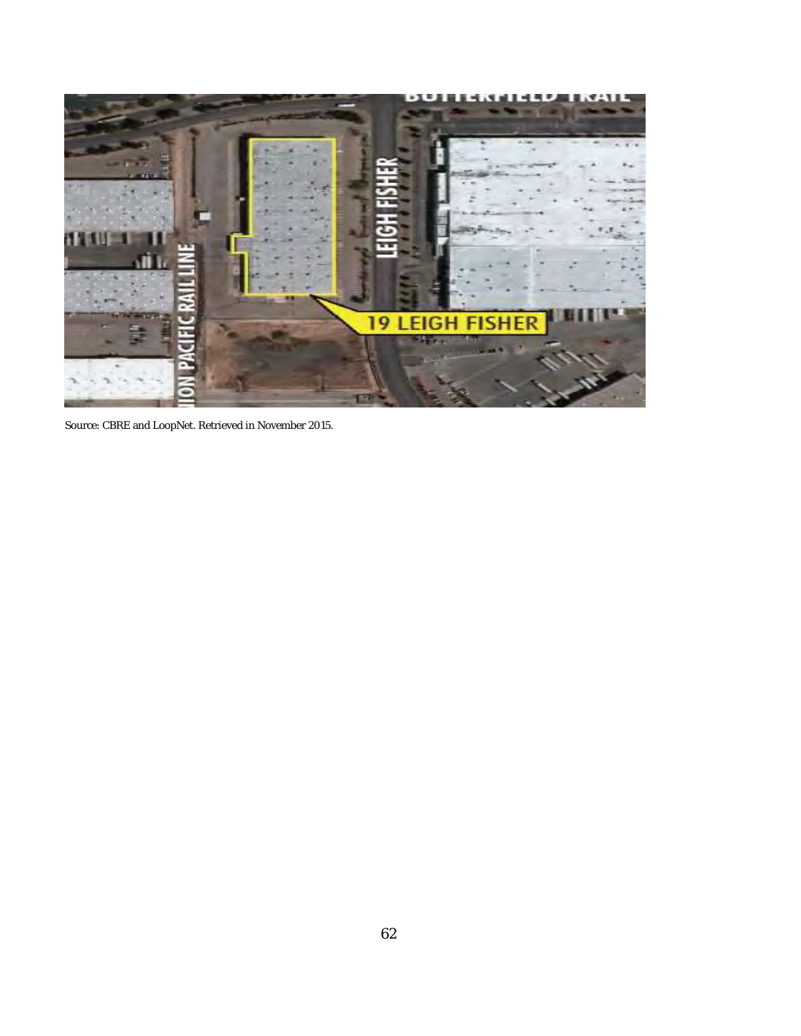Source: CBRE and LoopNet. Retrieved in November 2015.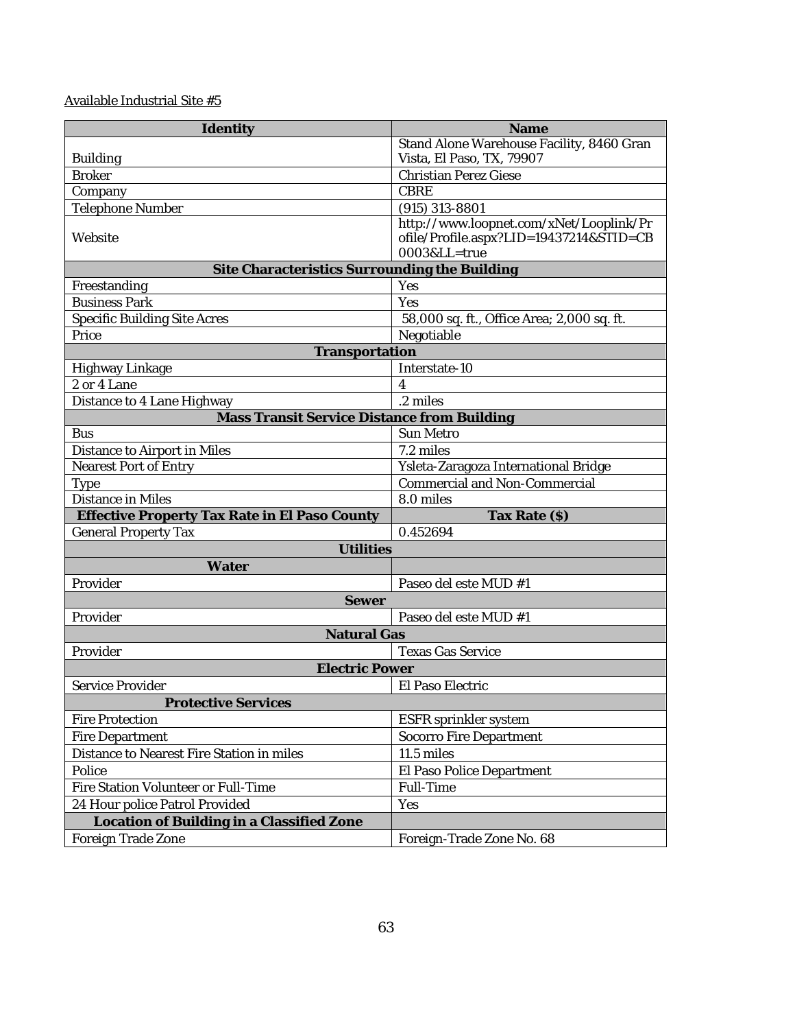Available Industrial Site #5

| Identity | Name |
|---|---|
| Building | Stand Alone Warehouse Facility, 8460 Gran Vista, El Paso, TX, 79907 |
| Broker | Christian Perez Giese |
| Company | CBRE |
| Telephone Number | (915) 313-8801 |
| Website | http://www.loopnet.com/xNet/Looplink/Profile/Profile.aspx?LID=19437214&STID=CB0003&LL=true |
| **Site Characteristics Surrounding the Building** | |
| Freestanding | Yes |
| Business Park | Yes |
| Specific Building Site Acres | 58,000 sq. ft., Office Area; 2,000 sq. ft. |
| Price | Negotiable |
| **Transportation** | |
| Highway Linkage | Interstate-10 |
| 2 or 4 Lane | 4 |
| Distance to 4 Lane Highway | .2 miles |
| **Mass Transit Service Distance from Building** | |
| Bus | Sun Metro |
| Distance to Airport in Miles | 7.2 miles |
| Nearest Port of Entry | Ysleta-Zaragoza International Bridge |
| Type | Commercial and Non-Commercial |
| Distance in Miles | 8.0 miles |
| **Effective Property Tax Rate in El Paso County** | **Tax Rate ($)** |
| General Property Tax | 0.452694 |
| **Utilities** | |
| **Water** | |
| Provider | Paseo del este MUD #1 |
| **Sewer** | |
| Provider | Paseo del este MUD #1 |
| **Natural Gas** | |
| Provider | Texas Gas Service |
| **Electric Power** | |
| Service Provider | El Paso Electric |
| **Protective Services** | |
| Fire Protection | ESFR sprinkler system |
| Fire Department | Socorro Fire Department |
| Distance to Nearest Fire Station in miles | 11.5 miles |
| Police | El Paso Police Department |
| Fire Station Volunteer or Full-Time | Full-Time |
| 24 Hour police Patrol Provided | Yes |
| **Location of Building in a Classified Zone** | |
| Foreign Trade Zone | Foreign-Trade Zone No. 68 |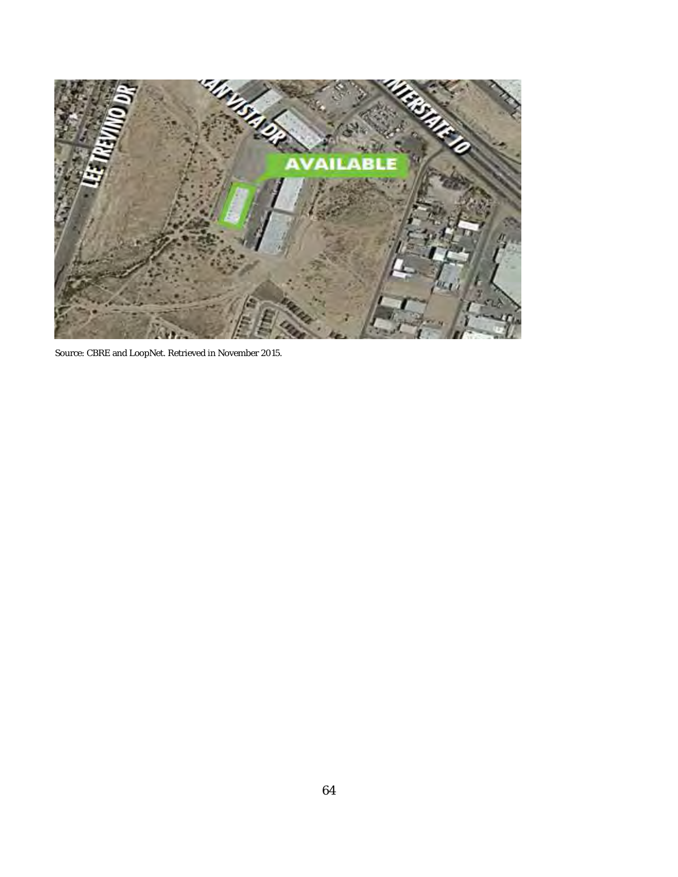Source: CBRE and LoopNet. Retrieved in November 2015.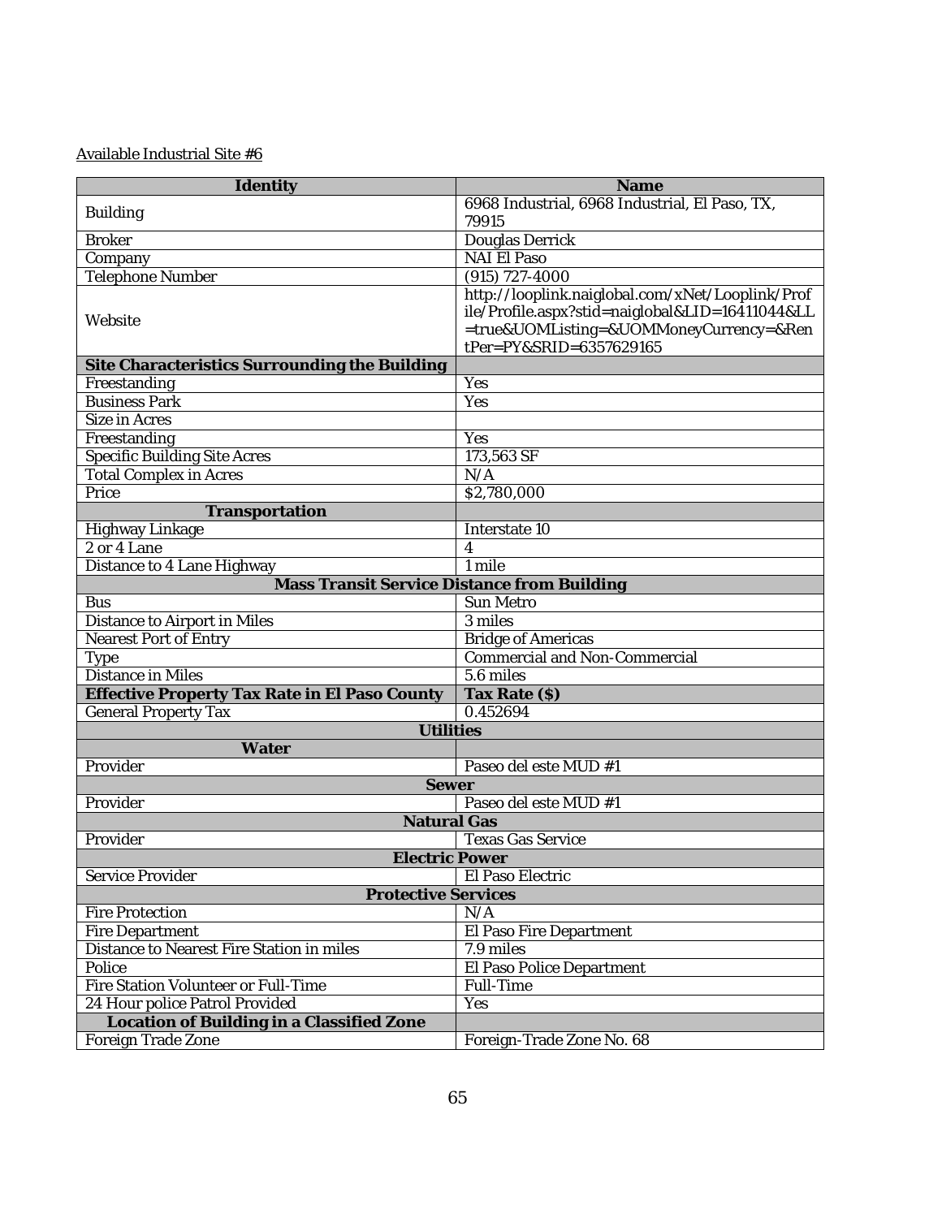Available Industrial Site #6

| Identity | Name |
|---|---|
| Building | 6968 Industrial, 6968 Industrial, El Paso, TX, 79915 |
| Broker | Douglas Derrick |
| Company | NAI El Paso |
| Telephone Number | (915) 727-4000 |
| Website | http://looplink.naiglobal.com/xNet/Looplink/Profile/Profile.aspx?stid=naiglobal&LID=16411044&LL=true&UOMListing=&UOMMoneyCurrency=&RentPer=PY&SRID=6357629165 |
| **Site Characteristics Surrounding the Building** | |
| Freestanding | Yes |
| Business Park | Yes |
| Size in Acres | |
| Freestanding | Yes |
| Specific Building Site Acres | 173,563 SF |
| Total Complex in Acres | N/A |
| Price | $2,780,000 |
| **Transportation** | |
| Highway Linkage | Interstate 10 |
| 2 or 4 Lane | 4 |
| Distance to 4 Lane Highway | 1 mile |
| **Mass Transit Service Distance from Building** | |
| Bus | Sun Metro |
| Distance to Airport in Miles | 3 miles |
| Nearest Port of Entry | Bridge of Americas |
| Type | Commercial and Non-Commercial |
| Distance in Miles | 5.6 miles |
| **Effective Property Tax Rate in El Paso County** | **Tax Rate ($)** |
| General Property Tax | 0.452694 |
| **Utilities** | |
| **Water** | |
| Provider | Paseo del este MUD #1 |
| **Sewer** | |
| Provider | Paseo del este MUD #1 |
| **Natural Gas** | |
| Provider | Texas Gas Service |
| **Electric Power** | |
| Service Provider | El Paso Electric |
| **Protective Services** | |
| Fire Protection | N/A |
| Fire Department | El Paso Fire Department |
| Distance to Nearest Fire Station in miles | 7.9 miles |
| Police | El Paso Police Department |
| Fire Station Volunteer or Full-Time | Full-Time |
| 24 Hour police Patrol Provided | Yes |
| **Location of Building in a Classified Zone** | |
| Foreign Trade Zone | Foreign-Trade Zone No. 68 |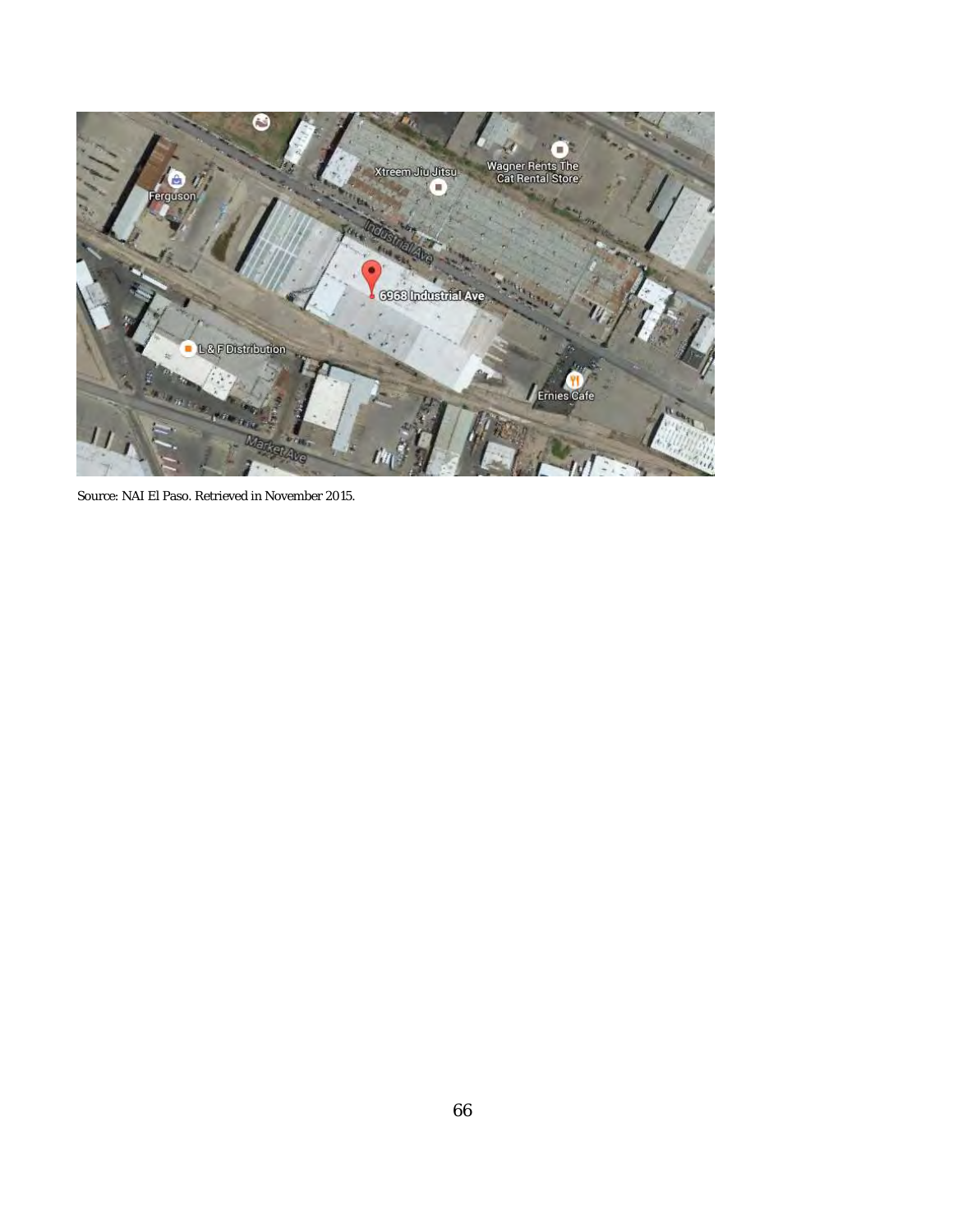Source: NAI El Paso. Retrieved in November 2015.